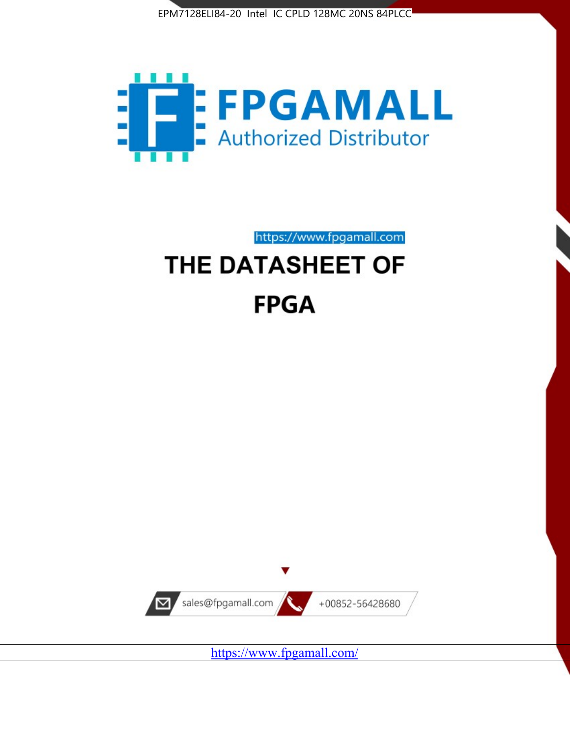EPM7128ELI84-20 Intel IC CPLD 128MC 20NS 84PLCC

FPGAMALL

Authorized Distributor

https://www.fpgamall.com

# THE DATASHEET OF

# FPGA

sales@fpgamall.com

+00852-56428680

https://www.fpgamall.com/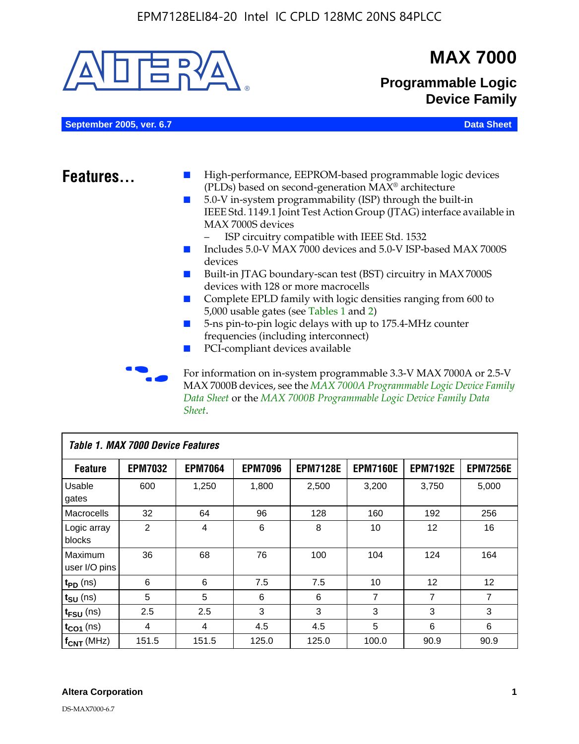# MAX 7000

## Programmable Logic Device Family

September 2005, ver. 6.7 — Data Sheet

## Features...

- High-performance, EEPROM-based programmable logic devices (PLDs) based on second-generation MAX® architecture
- 5.0-V in-system programmability (ISP) through the built-in IEEE Std. 1149.1 Joint Test Action Group (JTAG) interface available in MAX 7000S devices
  - ISP circuitry compatible with IEEE Std. 1532
- Includes 5.0-V MAX 7000 devices and 5.0-V ISP-based MAX 7000S devices
- Built-in JTAG boundary-scan test (BST) circuitry in MAX 7000S devices with 128 or more macrocells
- Complete EPLD family with logic densities ranging from 600 to 5,000 usable gates (see Tables 1 and 2)
- 5-ns pin-to-pin logic delays with up to 175.4-MHz counter frequencies (including interconnect)
- PCI-compliant devices available

For information on in-system programmable 3.3-V MAX 7000A or 2.5-V MAX 7000B devices, see the *MAX 7000A Programmable Logic Device Family Data Sheet* or the *MAX 7000B Programmable Logic Device Family Data Sheet*.

**Table 1. MAX 7000 Device Features**

| Feature | EPM7032 | EPM7064 | EPM7096 | EPM7128E | EPM7160E | EPM7192E | EPM7256E |
|---|---|---|---|---|---|---|---|
| Usable gates | 600 | 1,250 | 1,800 | 2,500 | 3,200 | 3,750 | 5,000 |
| Macrocells | 32 | 64 | 96 | 128 | 160 | 192 | 256 |
| Logic array blocks | 2 | 4 | 6 | 8 | 10 | 12 | 16 |
| Maximum user I/O pins | 36 | 68 | 76 | 100 | 104 | 124 | 164 |
| $t_{PD}$ (ns) | 6 | 6 | 7.5 | 7.5 | 10 | 12 | 12 |
| $t_{SU}$ (ns) | 5 | 5 | 6 | 6 | 7 | 7 | 7 |
| $t_{FSU}$ (ns) | 2.5 | 2.5 | 3 | 3 | 3 | 3 | 3 |
| $t_{CO1}$ (ns) | 4 | 4 | 4.5 | 4.5 | 5 | 6 | 6 |
| $f_{CNT}$ (MHz) | 151.5 | 151.5 | 125.0 | 125.0 | 100.0 | 90.9 | 90.9 |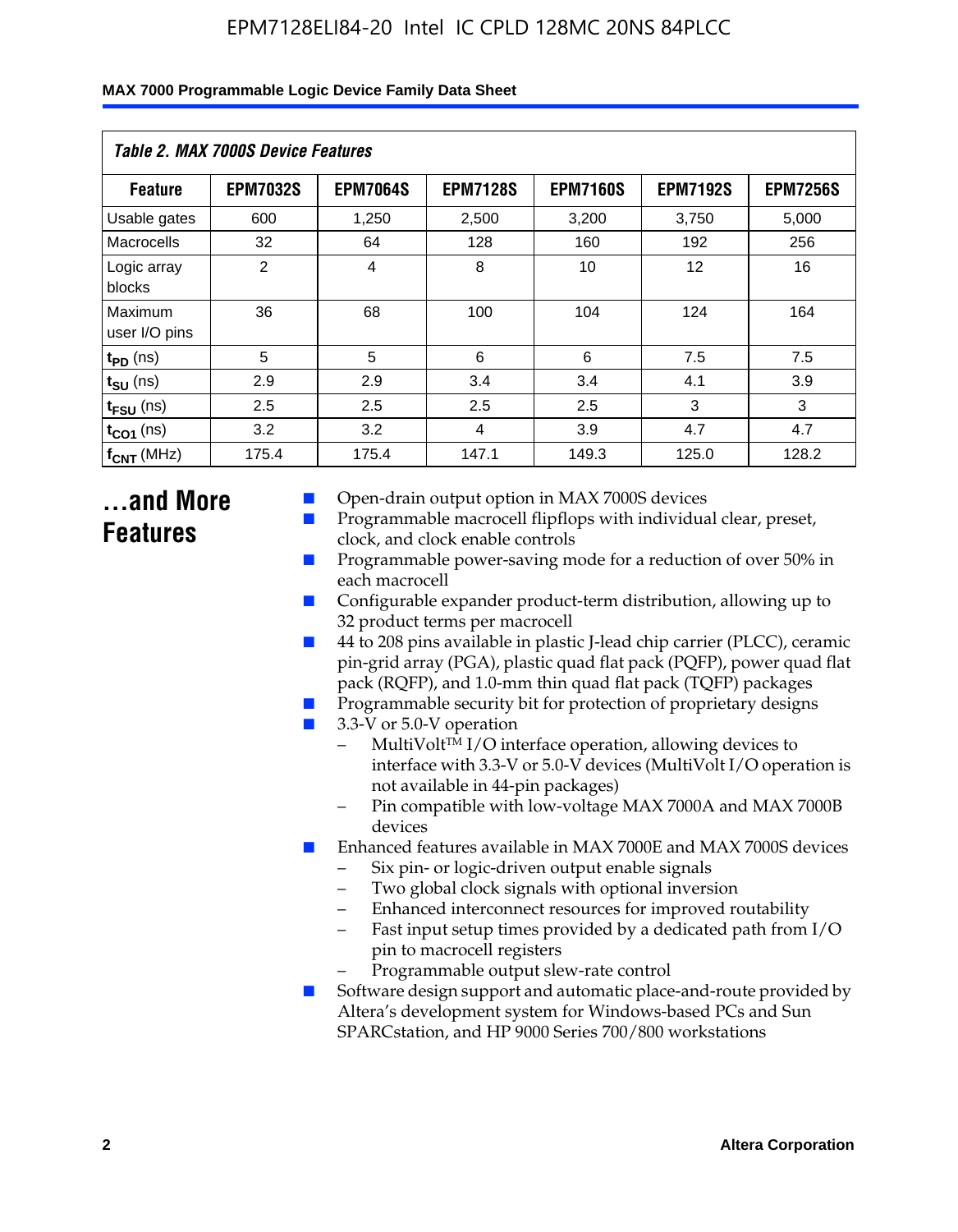*Table 2. MAX 7000S Device Features*

| Feature | EPM7032S | EPM7064S | EPM7128S | EPM7160S | EPM7192S | EPM7256S |
|---|---|---|---|---|---|---|
| Usable gates | 600 | 1,250 | 2,500 | 3,200 | 3,750 | 5,000 |
| Macrocells | 32 | 64 | 128 | 160 | 192 | 256 |
| Logic array blocks | 2 | 4 | 8 | 10 | 12 | 16 |
| Maximum user I/O pins | 36 | 68 | 100 | 104 | 124 | 164 |
| $t_{PD}$ (ns) | 5 | 5 | 6 | 6 | 7.5 | 7.5 |
| $t_{SU}$ (ns) | 2.9 | 2.9 | 3.4 | 3.4 | 4.1 | 3.9 |
| $t_{FSU}$ (ns) | 2.5 | 2.5 | 2.5 | 2.5 | 3 | 3 |
| $t_{CO1}$ (ns) | 3.2 | 3.2 | 4 | 3.9 | 4.7 | 4.7 |
| $f_{CNT}$ (MHz) | 175.4 | 175.4 | 147.1 | 149.3 | 125.0 | 128.2 |

# ...and More Features

- Open-drain output option in MAX 7000S devices
- Programmable macrocell flipflops with individual clear, preset, clock, and clock enable controls
- Programmable power-saving mode for a reduction of over 50% in each macrocell
- Configurable expander product-term distribution, allowing up to 32 product terms per macrocell
- 44 to 208 pins available in plastic J-lead chip carrier (PLCC), ceramic pin-grid array (PGA), plastic quad flat pack (PQFP), power quad flat pack (RQFP), and 1.0-mm thin quad flat pack (TQFP) packages
- Programmable security bit for protection of proprietary designs
- 3.3-V or 5.0-V operation
  - MultiVolt™ I/O interface operation, allowing devices to interface with 3.3-V or 5.0-V devices (MultiVolt I/O operation is not available in 44-pin packages)
  - Pin compatible with low-voltage MAX 7000A and MAX 7000B devices
- Enhanced features available in MAX 7000E and MAX 7000S devices
  - Six pin- or logic-driven output enable signals
  - Two global clock signals with optional inversion
  - Enhanced interconnect resources for improved routability
  - Fast input setup times provided by a dedicated path from I/O pin to macrocell registers
  - Programmable output slew-rate control
- Software design support and automatic place-and-route provided by Altera's development system for Windows-based PCs and Sun SPARCstation, and HP 9000 Series 700/800 workstations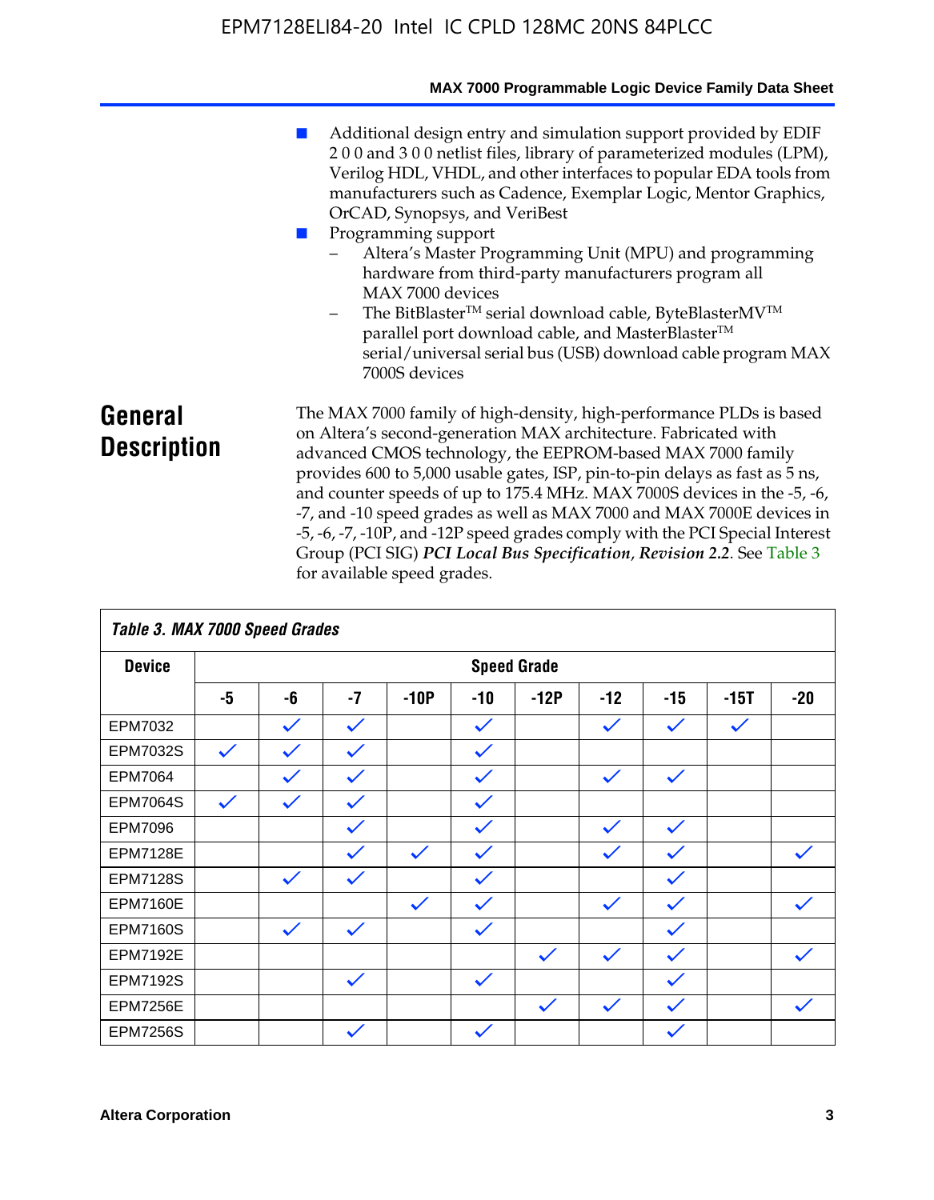- Additional design entry and simulation support provided by EDIF 2 0 0 and 3 0 0 netlist files, library of parameterized modules (LPM), Verilog HDL, VHDL, and other interfaces to popular EDA tools from manufacturers such as Cadence, Exemplar Logic, Mentor Graphics, OrCAD, Synopsys, and VeriBest
- Programming support
  - Altera's Master Programming Unit (MPU) and programming hardware from third-party manufacturers program all MAX 7000 devices
  - The BitBlaster™ serial download cable, ByteBlasterMV™ parallel port download cable, and MasterBlaster™ serial/universal serial bus (USB) download cable program MAX 7000S devices

## General Description

The MAX 7000 family of high-density, high-performance PLDs is based on Altera's second-generation MAX architecture. Fabricated with advanced CMOS technology, the EEPROM-based MAX 7000 family provides 600 to 5,000 usable gates, ISP, pin-to-pin delays as fast as 5 ns, and counter speeds of up to 175.4 MHz. MAX 7000S devices in the -5, -6, -7, and -10 speed grades as well as MAX 7000 and MAX 7000E devices in -5, -6, -7, -10P, and -12P speed grades comply with the PCI Special Interest Group (PCI SIG) ***PCI Local Bus Specification*, *Revision 2.2***. See Table 3 for available speed grades.

*Table 3. MAX 7000 Speed Grades*

| Device | Speed Grade | | | | | | | | | |
|---|---|---|---|---|---|---|---|---|---|---|
| | -5 | -6 | -7 | -10P | -10 | -12P | -12 | -15 | -15T | -20 |
| EPM7032 | | ✓ | ✓ | | ✓ | | ✓ | ✓ | ✓ | |
| EPM7032S | ✓ | ✓ | ✓ | | ✓ | | | | | |
| EPM7064 | | ✓ | ✓ | | ✓ | | ✓ | ✓ | | |
| EPM7064S | ✓ | ✓ | ✓ | | ✓ | | | | | |
| EPM7096 | | | ✓ | | ✓ | | ✓ | ✓ | | |
| EPM7128E | | | ✓ | ✓ | ✓ | | ✓ | ✓ | | ✓ |
| EPM7128S | | ✓ | ✓ | | ✓ | | | ✓ | | |
| EPM7160E | | | | ✓ | ✓ | | ✓ | ✓ | | ✓ |
| EPM7160S | | ✓ | ✓ | | ✓ | | | ✓ | | |
| EPM7192E | | | | | | ✓ | ✓ | ✓ | | ✓ |
| EPM7192S | | | ✓ | | ✓ | | | ✓ | | |
| EPM7256E | | | | | | ✓ | ✓ | ✓ | | ✓ |
| EPM7256S | | | ✓ | | ✓ | | | ✓ | | |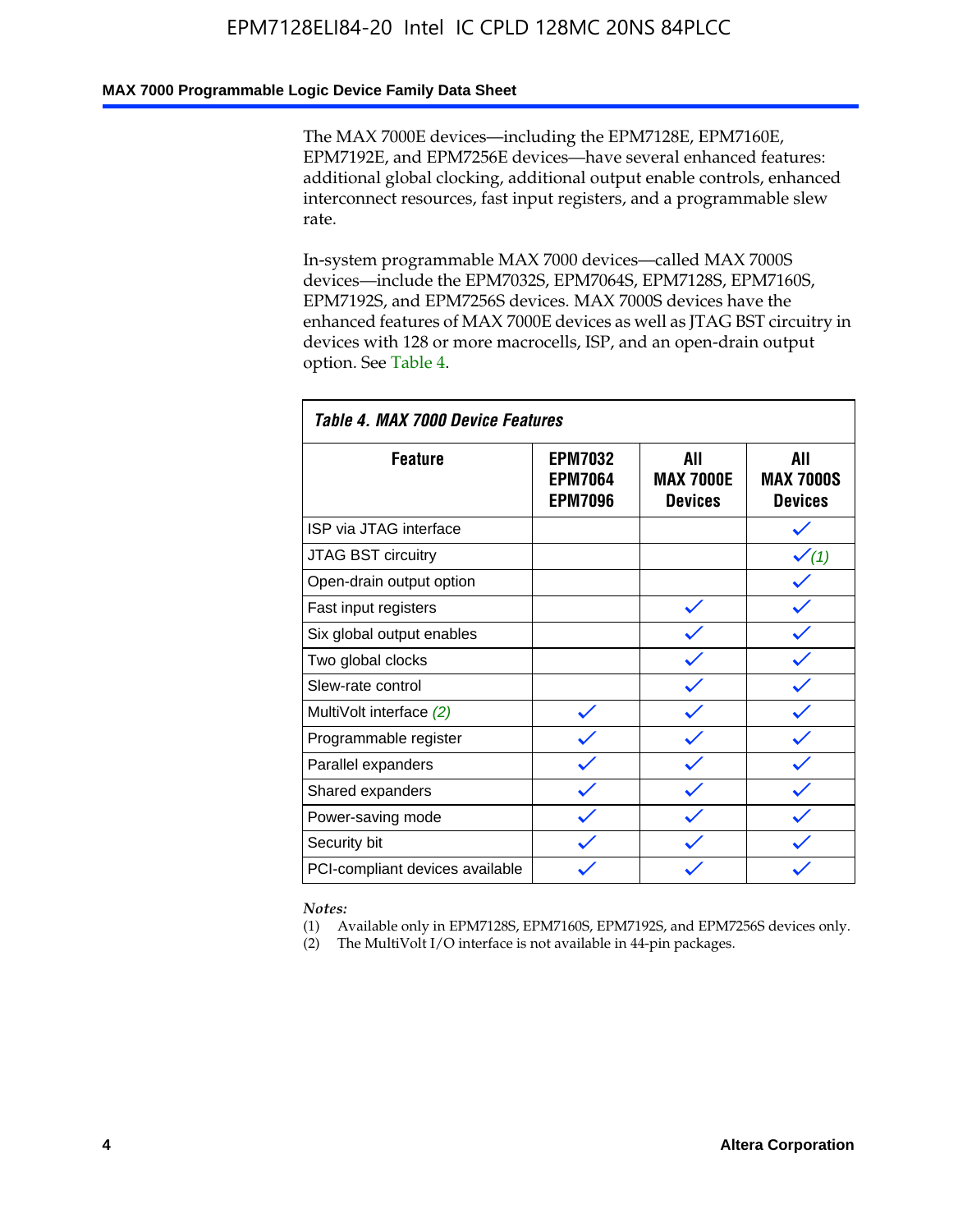The MAX 7000E devices—including the EPM7128E, EPM7160E, EPM7192E, and EPM7256E devices—have several enhanced features: additional global clocking, additional output enable controls, enhanced interconnect resources, fast input registers, and a programmable slew rate.

In-system programmable MAX 7000 devices—called MAX 7000S devices—include the EPM7032S, EPM7064S, EPM7128S, EPM7160S, EPM7192S, and EPM7256S devices. MAX 7000S devices have the enhanced features of MAX 7000E devices as well as JTAG BST circuitry in devices with 128 or more macrocells, ISP, and an open-drain output option. See Table 4.

**Table 4. MAX 7000 Device Features**

| Feature | EPM7032 EPM7064 EPM7096 | All MAX 7000E Devices | All MAX 7000S Devices |
|---|---|---|---|
| ISP via JTAG interface | | | ✓ |
| JTAG BST circuitry | | | ✓ *(1)* |
| Open-drain output option | | | ✓ |
| Fast input registers | | ✓ | ✓ |
| Six global output enables | | ✓ | ✓ |
| Two global clocks | | ✓ | ✓ |
| Slew-rate control | | ✓ | ✓ |
| MultiVolt interface *(2)* | ✓ | ✓ | ✓ |
| Programmable register | ✓ | ✓ | ✓ |
| Parallel expanders | ✓ | ✓ | ✓ |
| Shared expanders | ✓ | ✓ | ✓ |
| Power-saving mode | ✓ | ✓ | ✓ |
| Security bit | ✓ | ✓ | ✓ |
| PCI-compliant devices available | ✓ | ✓ | ✓ |

*Notes:*

(1) Available only in EPM7128S, EPM7160S, EPM7192S, and EPM7256S devices only.

(2) The MultiVolt I/O interface is not available in 44-pin packages.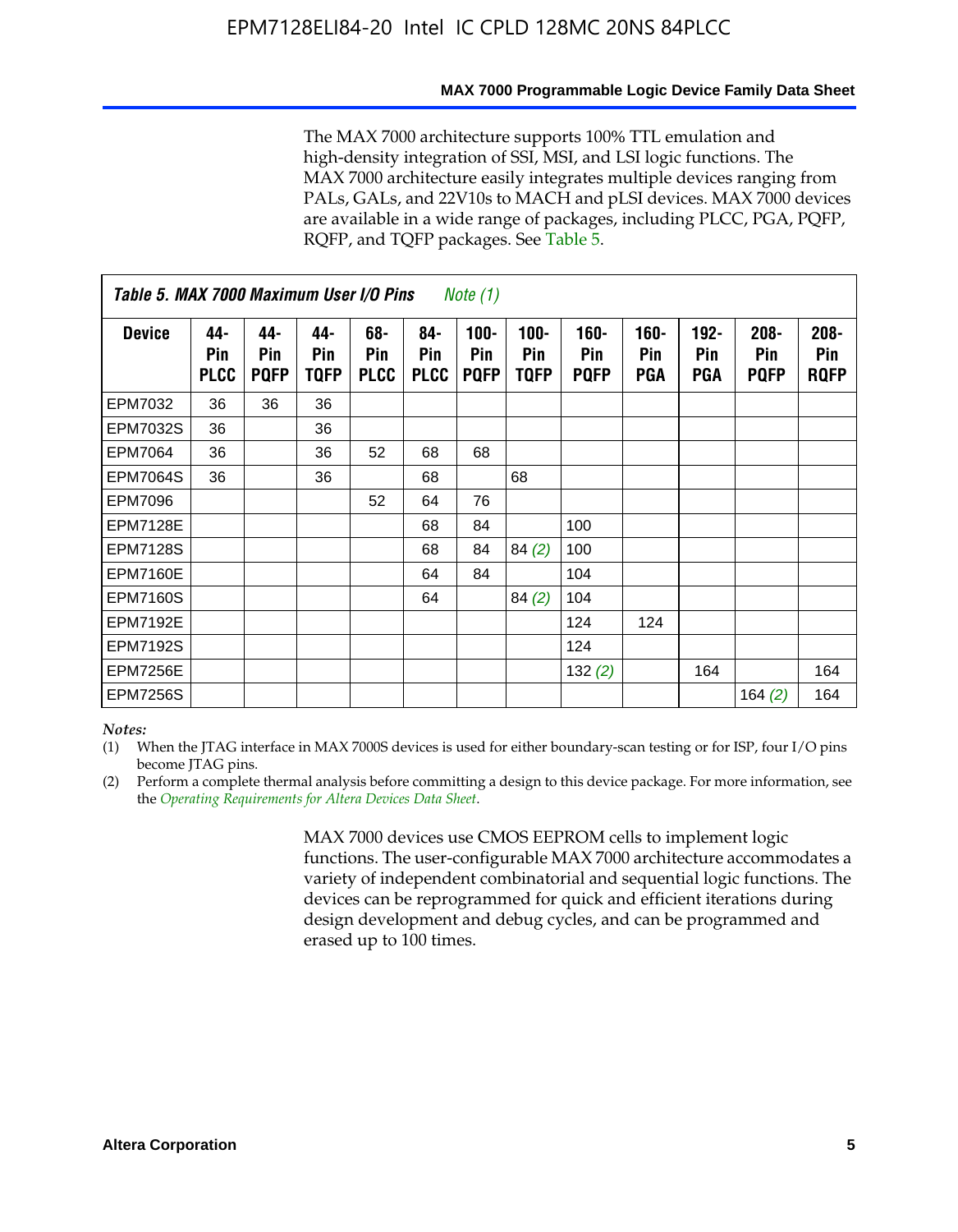The MAX 7000 architecture supports 100% TTL emulation and high-density integration of SSI, MSI, and LSI logic functions. The MAX 7000 architecture easily integrates multiple devices ranging from PALs, GALs, and 22V10s to MACH and pLSI devices. MAX 7000 devices are available in a wide range of packages, including PLCC, PGA, PQFP, RQFP, and TQFP packages. See Table 5.

**Table 5. MAX 7000 Maximum User I/O Pins** *Note (1)*

| Device | 44-Pin PLCC | 44-Pin PQFP | 44-Pin TQFP | 68-Pin PLCC | 84-Pin PLCC | 100-Pin PQFP | 100-Pin TQFP | 160-Pin PQFP | 160-Pin PGA | 192-Pin PGA | 208-Pin PQFP | 208-Pin RQFP |
|---|---|---|---|---|---|---|---|---|---|---|---|---|
| EPM7032 | 36 | 36 | 36 | | | | | | | | | |
| EPM7032S | 36 | | 36 | | | | | | | | | |
| EPM7064 | 36 | | 36 | 52 | 68 | 68 | | | | | | |
| EPM7064S | 36 | | 36 | | 68 | | 68 | | | | | |
| EPM7096 | | | | 52 | 64 | 76 | | | | | | |
| EPM7128E | | | | | 68 | 84 | | 100 | | | | |
| EPM7128S | | | | | 68 | 84 | 84 *(2)* | 100 | | | | |
| EPM7160E | | | | | 64 | 84 | | 104 | | | | |
| EPM7160S | | | | | 64 | | 84 *(2)* | 104 | | | | |
| EPM7192E | | | | | | | | 124 | 124 | | | |
| EPM7192S | | | | | | | | 124 | | | | |
| EPM7256E | | | | | | | | 132 *(2)* | | 164 | | 164 |
| EPM7256S | | | | | | | | | | | 164 *(2)* | 164 |

*Notes:*

(1) When the JTAG interface in MAX 7000S devices is used for either boundary-scan testing or for ISP, four I/O pins become JTAG pins.

(2) Perform a complete thermal analysis before committing a design to this device package. For more information, see the *Operating Requirements for Altera Devices Data Sheet*.

MAX 7000 devices use CMOS EEPROM cells to implement logic functions. The user-configurable MAX 7000 architecture accommodates a variety of independent combinatorial and sequential logic functions. The devices can be reprogrammed for quick and efficient iterations during design development and debug cycles, and can be programmed and erased up to 100 times.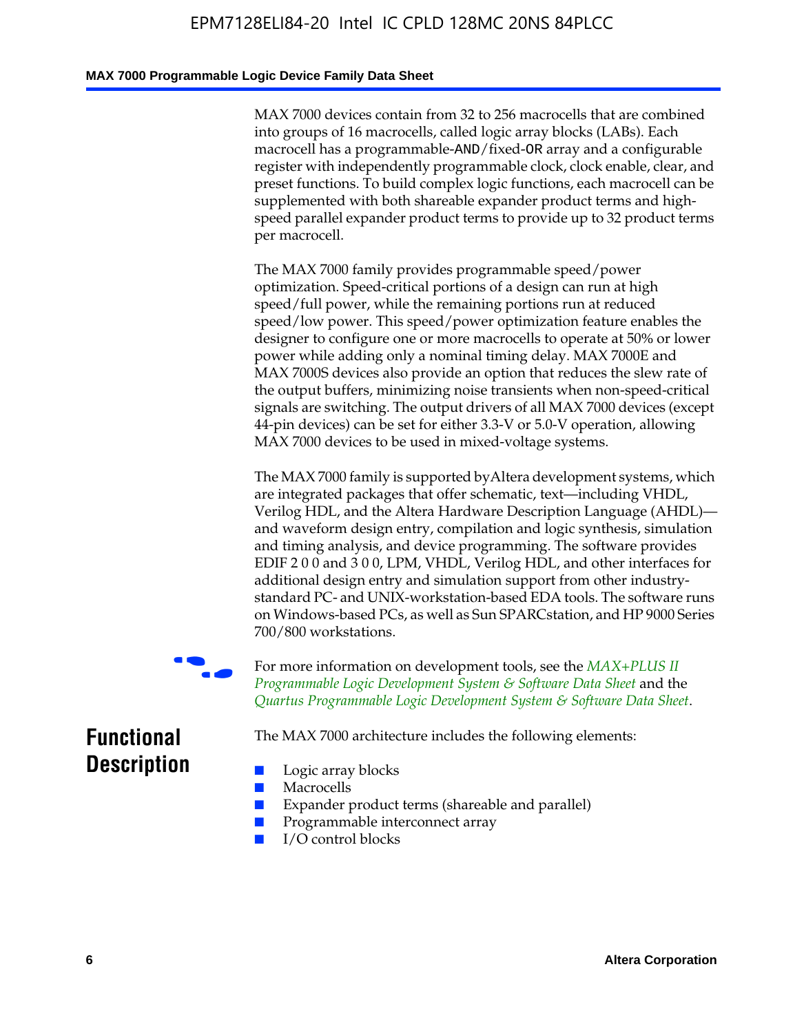MAX 7000 devices contain from 32 to 256 macrocells that are combined into groups of 16 macrocells, called logic array blocks (LABs). Each macrocell has a programmable-AND/fixed-OR array and a configurable register with independently programmable clock, clock enable, clear, and preset functions. To build complex logic functions, each macrocell can be supplemented with both shareable expander product terms and high-speed parallel expander product terms to provide up to 32 product terms per macrocell.

The MAX 7000 family provides programmable speed/power optimization. Speed-critical portions of a design can run at high speed/full power, while the remaining portions run at reduced speed/low power. This speed/power optimization feature enables the designer to configure one or more macrocells to operate at 50% or lower power while adding only a nominal timing delay. MAX 7000E and MAX 7000S devices also provide an option that reduces the slew rate of the output buffers, minimizing noise transients when non-speed-critical signals are switching. The output drivers of all MAX 7000 devices (except 44-pin devices) can be set for either 3.3-V or 5.0-V operation, allowing MAX 7000 devices to be used in mixed-voltage systems.

The MAX 7000 family is supported byAltera development systems, which are integrated packages that offer schematic, text—including VHDL, Verilog HDL, and the Altera Hardware Description Language (AHDL)—and waveform design entry, compilation and logic synthesis, simulation and timing analysis, and device programming. The software provides EDIF 2 0 0 and 3 0 0, LPM, VHDL, Verilog HDL, and other interfaces for additional design entry and simulation support from other industry-standard PC- and UNIX-workstation-based EDA tools. The software runs on Windows-based PCs, as well as Sun SPARCstation, and HP 9000 Series 700/800 workstations.

For more information on development tools, see the *MAX+PLUS II Programmable Logic Development System & Software Data Sheet* and the *Quartus Programmable Logic Development System & Software Data Sheet*.

## Functional Description

The MAX 7000 architecture includes the following elements:

- Logic array blocks
- Macrocells
- Expander product terms (shareable and parallel)
- Programmable interconnect array
- I/O control blocks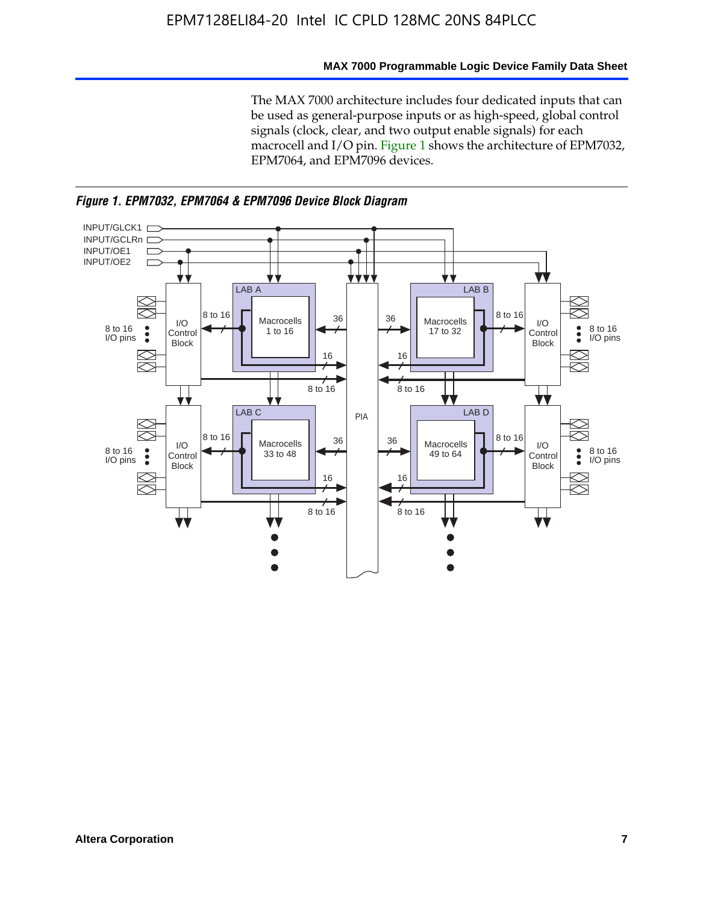The MAX 7000 architecture includes four dedicated inputs that can be used as general-purpose inputs or as high-speed, global control signals (clock, clear, and two output enable signals) for each macrocell and I/O pin. Figure 1 shows the architecture of EPM7032, EPM7064, and EPM7096 devices.

***Figure 1. EPM7032, EPM7064 & EPM7096 Device Block Diagram***

INPUT/GLCK1
INPUT/GCLRn
INPUT/OE1
INPUT/OE2

8 to 16 I/O pins | I/O Control Block | LAB A: Macrocells 1 to 16 | PIA | LAB B: Macrocells 17 to 32 | I/O Control Block | 8 to 16 I/O pins

8 to 16 I/O pins | I/O Control Block | LAB C: Macrocells 33 to 48 | PIA | LAB D: Macrocells 49 to 64 | I/O Control Block | 8 to 16 I/O pins

Bus widths: 8 to 16, 36, 16, 8 to 16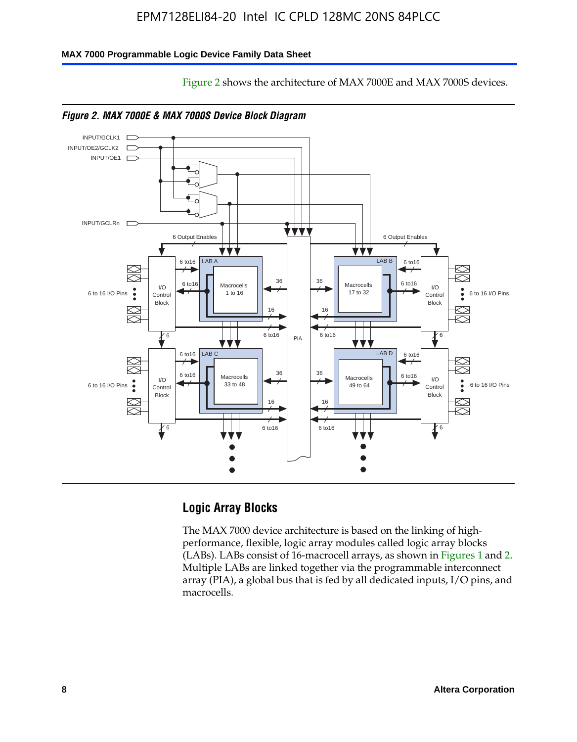Figure 2 shows the architecture of MAX 7000E and MAX 7000S devices.

*Figure 2. MAX 7000E & MAX 7000S Device Block Diagram*

## Logic Array Blocks

The MAX 7000 device architecture is based on the linking of high-performance, flexible, logic array modules called logic array blocks (LABs). LABs consist of 16-macrocell arrays, as shown in Figures 1 and 2. Multiple LABs are linked together via the programmable interconnect array (PIA), a global bus that is fed by all dedicated inputs, I/O pins, and macrocells.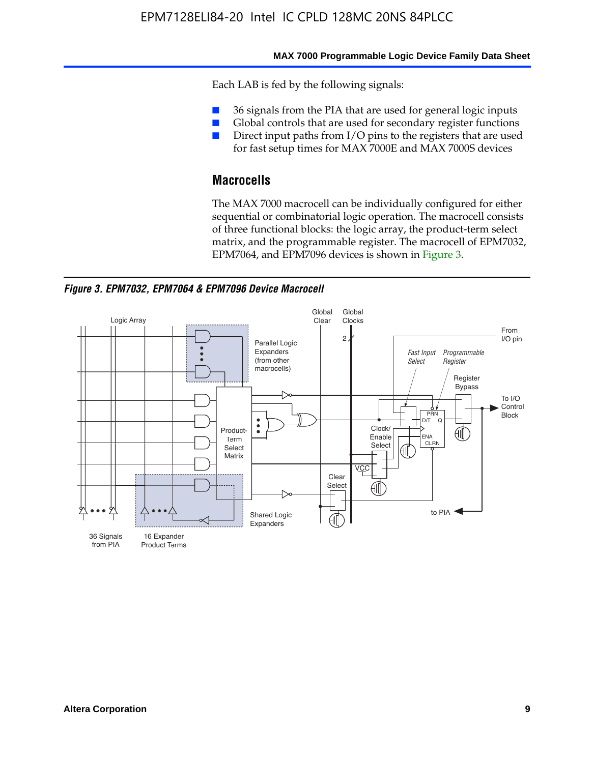Each LAB is fed by the following signals:

- 36 signals from the PIA that are used for general logic inputs
- Global controls that are used for secondary register functions
- Direct input paths from I/O pins to the registers that are used for fast setup times for MAX 7000E and MAX 7000S devices

## Macrocells

The MAX 7000 macrocell can be individually configured for either sequential or combinatorial logic operation. The macrocell consists of three functional blocks: the logic array, the product-term select matrix, and the programmable register. The macrocell of EPM7032, EPM7064, and EPM7096 devices is shown in Figure 3.

***Figure 3. EPM7032, EPM7064 & EPM7096 Device Macrocell***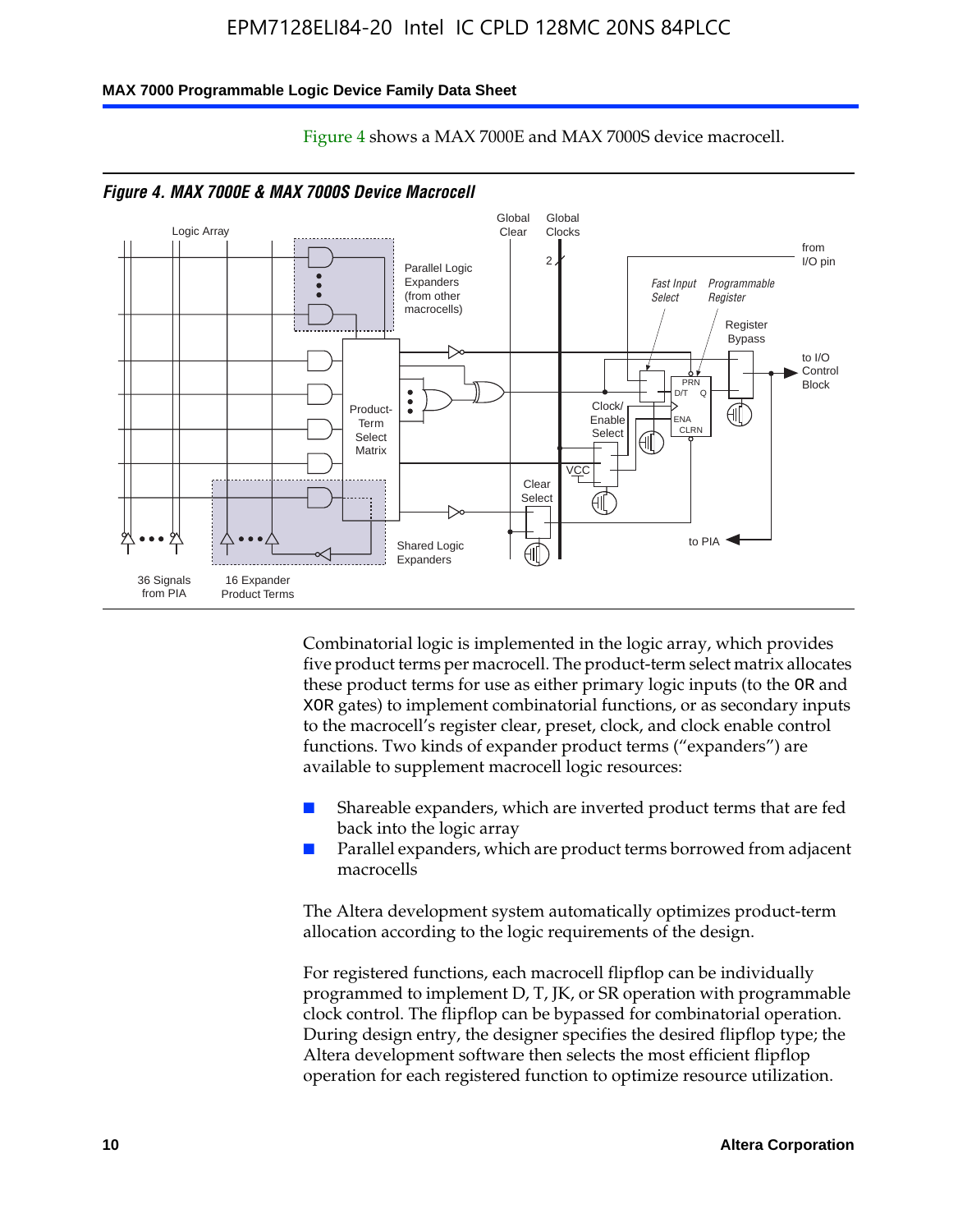Figure 4 shows a MAX 7000E and MAX 7000S device macrocell.

*Figure 4. MAX 7000E & MAX 7000S Device Macrocell*

Combinatorial logic is implemented in the logic array, which provides five product terms per macrocell. The product-term select matrix allocates these product terms for use as either primary logic inputs (to the OR and XOR gates) to implement combinatorial functions, or as secondary inputs to the macrocell's register clear, preset, clock, and clock enable control functions. Two kinds of expander product terms ("expanders") are available to supplement macrocell logic resources:

- Shareable expanders, which are inverted product terms that are fed back into the logic array
- Parallel expanders, which are product terms borrowed from adjacent macrocells

The Altera development system automatically optimizes product-term allocation according to the logic requirements of the design.

For registered functions, each macrocell flipflop can be individually programmed to implement D, T, JK, or SR operation with programmable clock control. The flipflop can be bypassed for combinatorial operation. During design entry, the designer specifies the desired flipflop type; the Altera development software then selects the most efficient flipflop operation for each registered function to optimize resource utilization.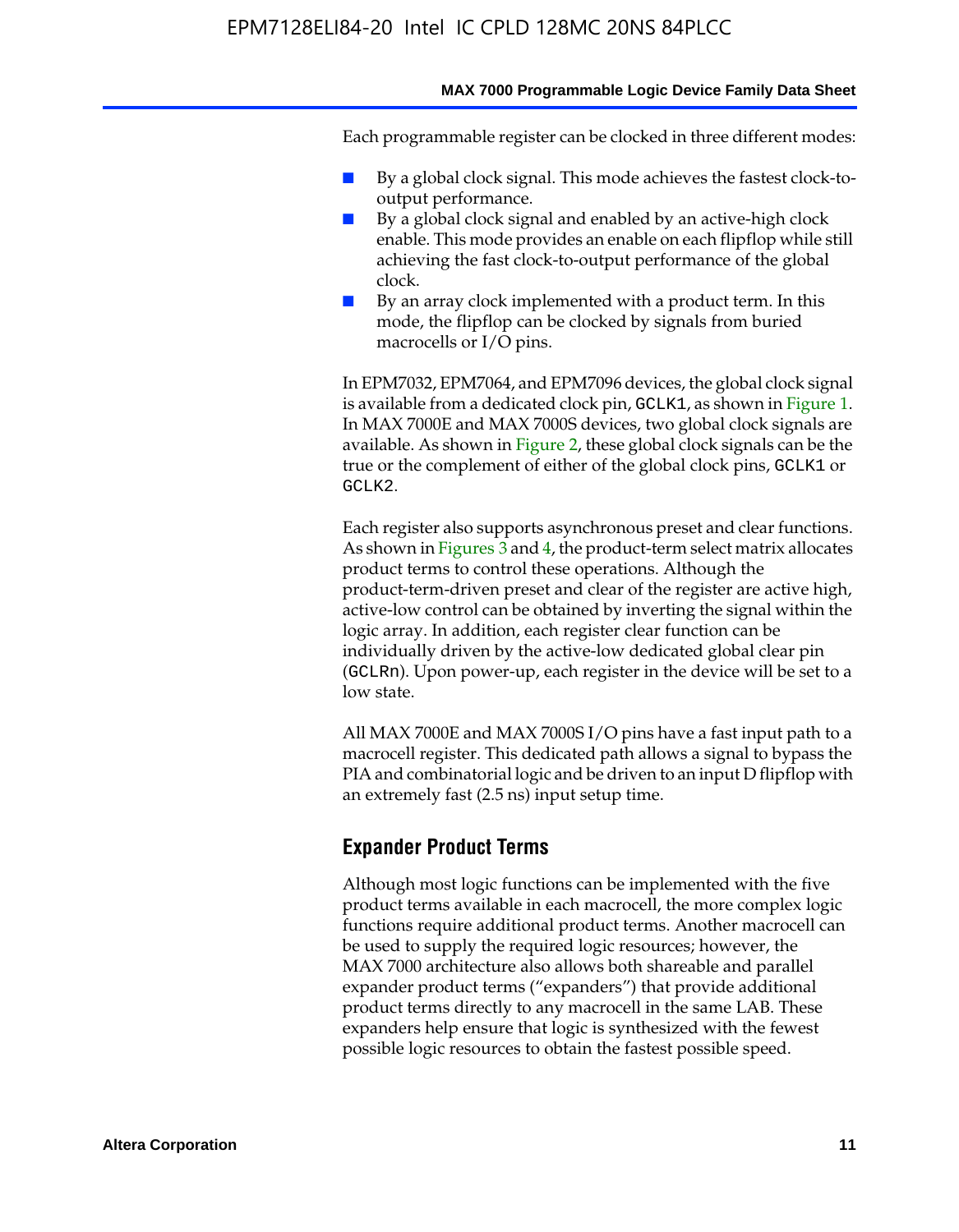Each programmable register can be clocked in three different modes:

- By a global clock signal. This mode achieves the fastest clock-to-output performance.
- By a global clock signal and enabled by an active-high clock enable. This mode provides an enable on each flipflop while still achieving the fast clock-to-output performance of the global clock.
- By an array clock implemented with a product term. In this mode, the flipflop can be clocked by signals from buried macrocells or I/O pins.

In EPM7032, EPM7064, and EPM7096 devices, the global clock signal is available from a dedicated clock pin, `GCLK1`, as shown in Figure 1. In MAX 7000E and MAX 7000S devices, two global clock signals are available. As shown in Figure 2, these global clock signals can be the true or the complement of either of the global clock pins, `GCLK1` or `GCLK2`.

Each register also supports asynchronous preset and clear functions. As shown in Figures 3 and 4, the product-term select matrix allocates product terms to control these operations. Although the product-term-driven preset and clear of the register are active high, active-low control can be obtained by inverting the signal within the logic array. In addition, each register clear function can be individually driven by the active-low dedicated global clear pin (`GCLRn`). Upon power-up, each register in the device will be set to a low state.

All MAX 7000E and MAX 7000S I/O pins have a fast input path to a macrocell register. This dedicated path allows a signal to bypass the PIA and combinatorial logic and be driven to an input D flipflop with an extremely fast (2.5 ns) input setup time.

## Expander Product Terms

Although most logic functions can be implemented with the five product terms available in each macrocell, the more complex logic functions require additional product terms. Another macrocell can be used to supply the required logic resources; however, the MAX 7000 architecture also allows both shareable and parallel expander product terms ("expanders") that provide additional product terms directly to any macrocell in the same LAB. These expanders help ensure that logic is synthesized with the fewest possible logic resources to obtain the fastest possible speed.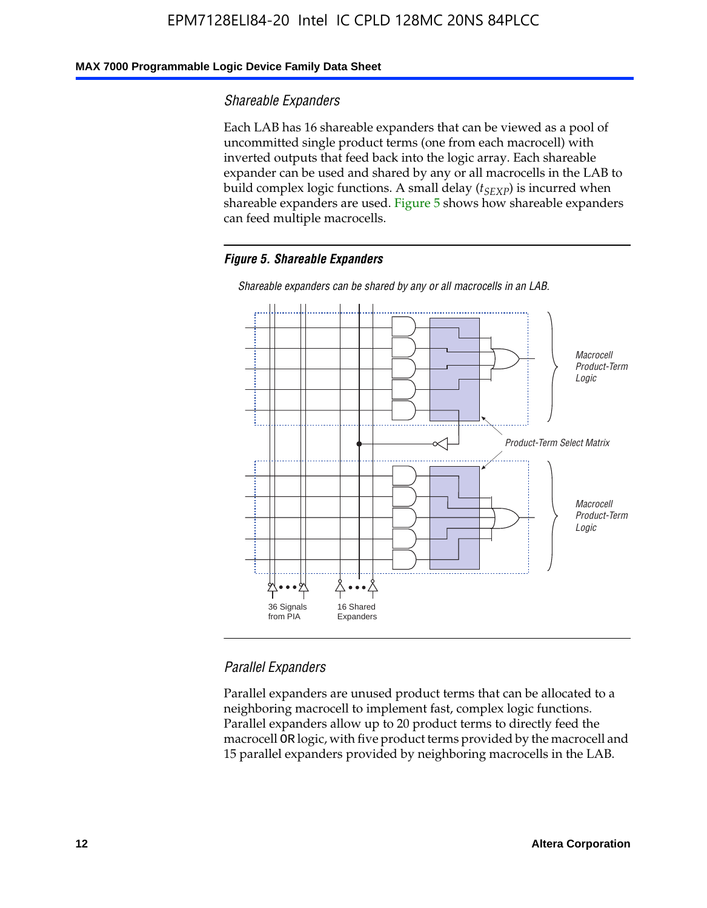### Shareable Expanders

Each LAB has 16 shareable expanders that can be viewed as a pool of uncommitted single product terms (one from each macrocell) with inverted outputs that feed back into the logic array. Each shareable expander can be used and shared by any or all macrocells in the LAB to build complex logic functions. A small delay ($t_{SEXP}$) is incurred when shareable expanders are used. Figure 5 shows how shareable expanders can feed multiple macrocells.

***Figure 5. Shareable Expanders***

*Shareable expanders can be shared by any or all macrocells in an LAB.*

### Parallel Expanders

Parallel expanders are unused product terms that can be allocated to a neighboring macrocell to implement fast, complex logic functions. Parallel expanders allow up to 20 product terms to directly feed the macrocell OR logic, with five product terms provided by the macrocell and 15 parallel expanders provided by neighboring macrocells in the LAB.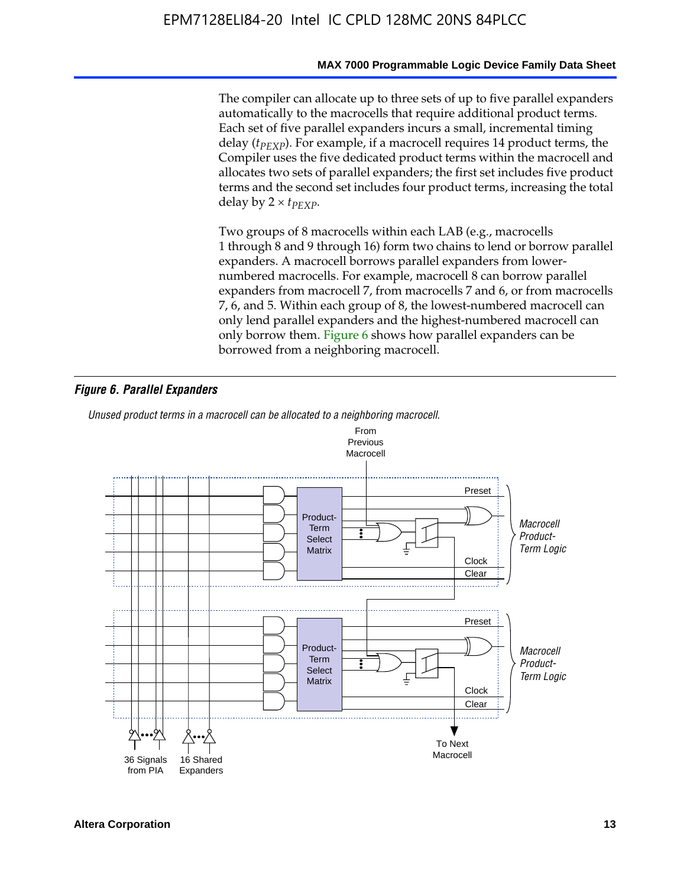The compiler can allocate up to three sets of up to five parallel expanders automatically to the macrocells that require additional product terms. Each set of five parallel expanders incurs a small, incremental timing delay ($t_{PEXP}$). For example, if a macrocell requires 14 product terms, the Compiler uses the five dedicated product terms within the macrocell and allocates two sets of parallel expanders; the first set includes five product terms and the second set includes four product terms, increasing the total delay by $2 \times t_{PEXP}$.

Two groups of 8 macrocells within each LAB (e.g., macrocells 1 through 8 and 9 through 16) form two chains to lend or borrow parallel expanders. A macrocell borrows parallel expanders from lower-numbered macrocells. For example, macrocell 8 can borrow parallel expanders from macrocell 7, from macrocells 7 and 6, or from macrocells 7, 6, and 5. Within each group of 8, the lowest-numbered macrocell can only lend parallel expanders and the highest-numbered macrocell can only borrow them. Figure 6 shows how parallel expanders can be borrowed from a neighboring macrocell.

***Figure 6. Parallel Expanders***

*Unused product terms in a macrocell can be allocated to a neighboring macrocell.*

From Previous Macrocell

Preset

Product-Term Select Matrix

Clock

Clear

*Macrocell Product-Term Logic*

Preset

Product-Term Select Matrix

Clock

Clear

*Macrocell Product-Term Logic*

36 Signals from PIA

16 Shared Expanders

To Next Macrocell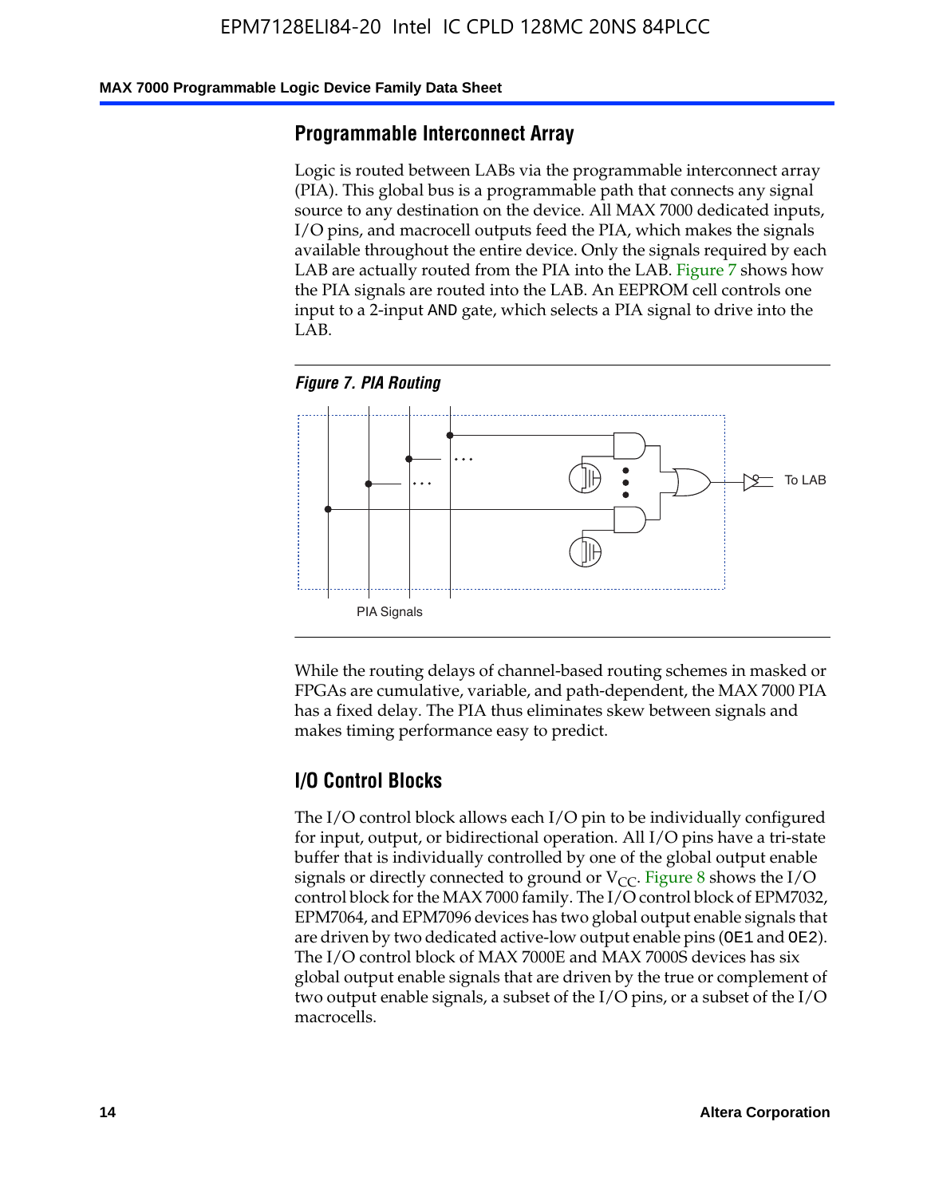## Programmable Interconnect Array

Logic is routed between LABs via the programmable interconnect array (PIA). This global bus is a programmable path that connects any signal source to any destination on the device. All MAX 7000 dedicated inputs, I/O pins, and macrocell outputs feed the PIA, which makes the signals available throughout the entire device. Only the signals required by each LAB are actually routed from the PIA into the LAB. Figure 7 shows how the PIA signals are routed into the LAB. An EEPROM cell controls one input to a 2-input AND gate, which selects a PIA signal to drive into the LAB.

*Figure 7. PIA Routing*

To LAB

PIA Signals

While the routing delays of channel-based routing schemes in masked or FPGAs are cumulative, variable, and path-dependent, the MAX 7000 PIA has a fixed delay. The PIA thus eliminates skew between signals and makes timing performance easy to predict.

## I/O Control Blocks

The I/O control block allows each I/O pin to be individually configured for input, output, or bidirectional operation. All I/O pins have a tri-state buffer that is individually controlled by one of the global output enable signals or directly connected to ground or $V_{CC}$. Figure 8 shows the I/O control block for the MAX 7000 family. The I/O control block of EPM7032, EPM7064, and EPM7096 devices has two global output enable signals that are driven by two dedicated active-low output enable pins (OE1 and OE2). The I/O control block of MAX 7000E and MAX 7000S devices has six global output enable signals that are driven by the true or complement of two output enable signals, a subset of the I/O pins, or a subset of the I/O macrocells.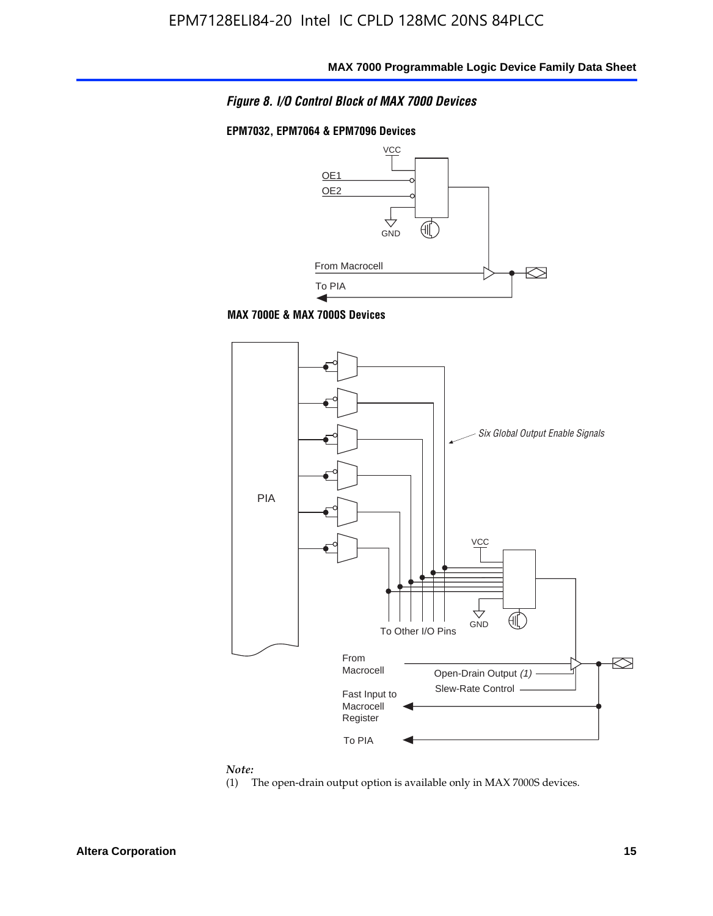*Figure 8. I/O Control Block of MAX 7000 Devices*

**EPM7032, EPM7064 & EPM7096 Devices**

VCC

OE1

OE2

GND

From Macrocell

To PIA

**MAX 7000E & MAX 7000S Devices**

PIA

*Six Global Output Enable Signals*

VCC

GND

To Other I/O Pins

From Macrocell

Open-Drain Output *(1)*

Slew-Rate Control

Fast Input to Macrocell Register

To PIA

*Note:*

(1) The open-drain output option is available only in MAX 7000S devices.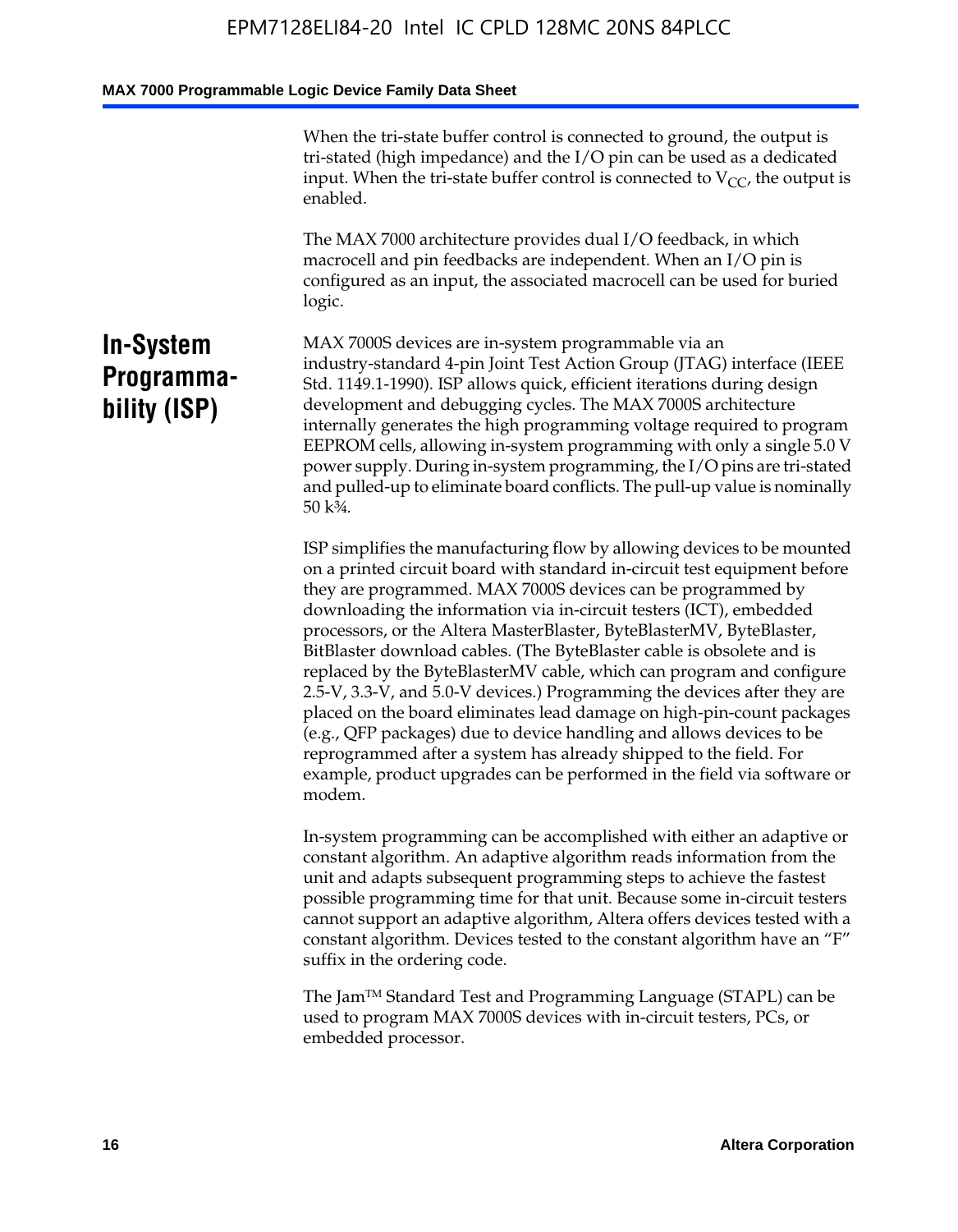When the tri-state buffer control is connected to ground, the output is tri-stated (high impedance) and the I/O pin can be used as a dedicated input. When the tri-state buffer control is connected to $V_{CC}$, the output is enabled.

The MAX 7000 architecture provides dual I/O feedback, in which macrocell and pin feedbacks are independent. When an I/O pin is configured as an input, the associated macrocell can be used for buried logic.

## In-System Programmability (ISP)

MAX 7000S devices are in-system programmable via an industry-standard 4-pin Joint Test Action Group (JTAG) interface (IEEE Std. 1149.1-1990). ISP allows quick, efficient iterations during design development and debugging cycles. The MAX 7000S architecture internally generates the high programming voltage required to program EEPROM cells, allowing in-system programming with only a single 5.0 V power supply. During in-system programming, the I/O pins are tri-stated and pulled-up to eliminate board conflicts. The pull-up value is nominally 50 k¾.

ISP simplifies the manufacturing flow by allowing devices to be mounted on a printed circuit board with standard in-circuit test equipment before they are programmed. MAX 7000S devices can be programmed by downloading the information via in-circuit testers (ICT), embedded processors, or the Altera MasterBlaster, ByteBlasterMV, ByteBlaster, BitBlaster download cables. (The ByteBlaster cable is obsolete and is replaced by the ByteBlasterMV cable, which can program and configure 2.5-V, 3.3-V, and 5.0-V devices.) Programming the devices after they are placed on the board eliminates lead damage on high-pin-count packages (e.g., QFP packages) due to device handling and allows devices to be reprogrammed after a system has already shipped to the field. For example, product upgrades can be performed in the field via software or modem.

In-system programming can be accomplished with either an adaptive or constant algorithm. An adaptive algorithm reads information from the unit and adapts subsequent programming steps to achieve the fastest possible programming time for that unit. Because some in-circuit testers cannot support an adaptive algorithm, Altera offers devices tested with a constant algorithm. Devices tested to the constant algorithm have an "F" suffix in the ordering code.

The Jam™ Standard Test and Programming Language (STAPL) can be used to program MAX 7000S devices with in-circuit testers, PCs, or embedded processor.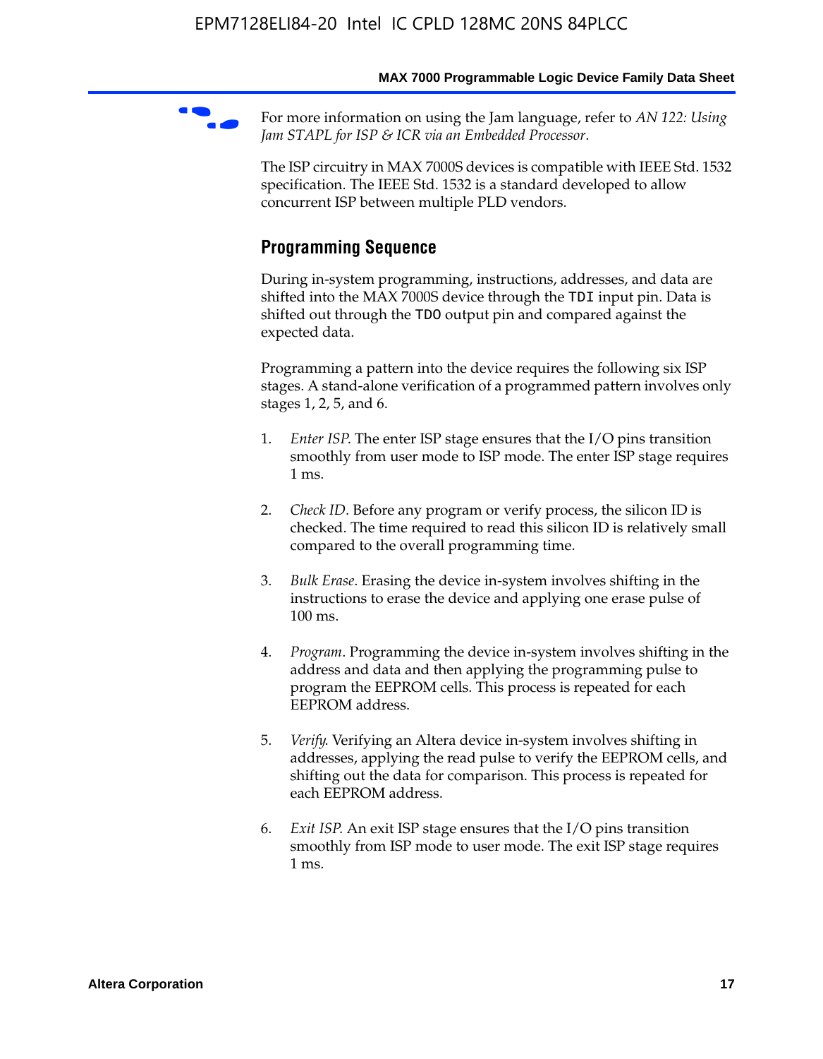For more information on using the Jam language, refer to *AN 122: Using Jam STAPL for ISP & ICR via an Embedded Processor*.

The ISP circuitry in MAX 7000S devices is compatible with IEEE Std. 1532 specification. The IEEE Std. 1532 is a standard developed to allow concurrent ISP between multiple PLD vendors.

## Programming Sequence

During in-system programming, instructions, addresses, and data are shifted into the MAX 7000S device through the `TDI` input pin. Data is shifted out through the `TDO` output pin and compared against the expected data.

Programming a pattern into the device requires the following six ISP stages. A stand-alone verification of a programmed pattern involves only stages 1, 2, 5, and 6.

1. *Enter ISP*. The enter ISP stage ensures that the I/O pins transition smoothly from user mode to ISP mode. The enter ISP stage requires 1 ms.

2. *Check ID*. Before any program or verify process, the silicon ID is checked. The time required to read this silicon ID is relatively small compared to the overall programming time.

3. *Bulk Erase*. Erasing the device in-system involves shifting in the instructions to erase the device and applying one erase pulse of 100 ms.

4. *Program*. Programming the device in-system involves shifting in the address and data and then applying the programming pulse to program the EEPROM cells. This process is repeated for each EEPROM address.

5. *Verify*. Verifying an Altera device in-system involves shifting in addresses, applying the read pulse to verify the EEPROM cells, and shifting out the data for comparison. This process is repeated for each EEPROM address.

6. *Exit ISP*. An exit ISP stage ensures that the I/O pins transition smoothly from ISP mode to user mode. The exit ISP stage requires 1 ms.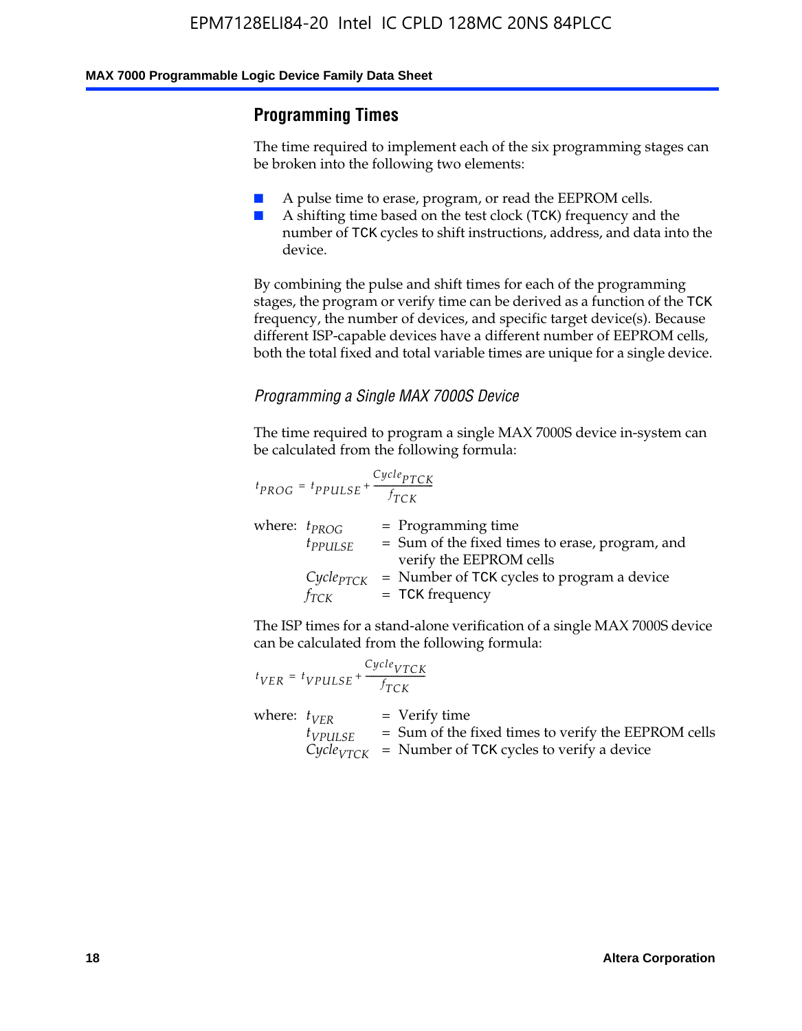## Programming Times

The time required to implement each of the six programming stages can be broken into the following two elements:

- A pulse time to erase, program, or read the EEPROM cells.
- A shifting time based on the test clock (TCK) frequency and the number of TCK cycles to shift instructions, address, and data into the device.

By combining the pulse and shift times for each of the programming stages, the program or verify time can be derived as a function of the TCK frequency, the number of devices, and specific target device(s). Because different ISP-capable devices have a different number of EEPROM cells, both the total fixed and total variable times are unique for a single device.

### *Programming a Single MAX 7000S Device*

The time required to program a single MAX 7000S device in-system can be calculated from the following formula:

$$t_{PROG} = t_{PPULSE} + \frac{Cycle_{PTCK}}{f_{TCK}}$$

where:
- $t_{PROG}$ = Programming time
- $t_{PPULSE}$ = Sum of the fixed times to erase, program, and verify the EEPROM cells
- $Cycle_{PTCK}$ = Number of TCK cycles to program a device
- $f_{TCK}$ = TCK frequency

The ISP times for a stand-alone verification of a single MAX 7000S device can be calculated from the following formula:

$$t_{VER} = t_{VPULSE} + \frac{Cycle_{VTCK}}{f_{TCK}}$$

where:
- $t_{VER}$ = Verify time
- $t_{VPULSE}$ = Sum of the fixed times to verify the EEPROM cells
- $Cycle_{VTCK}$ = Number of TCK cycles to verify a device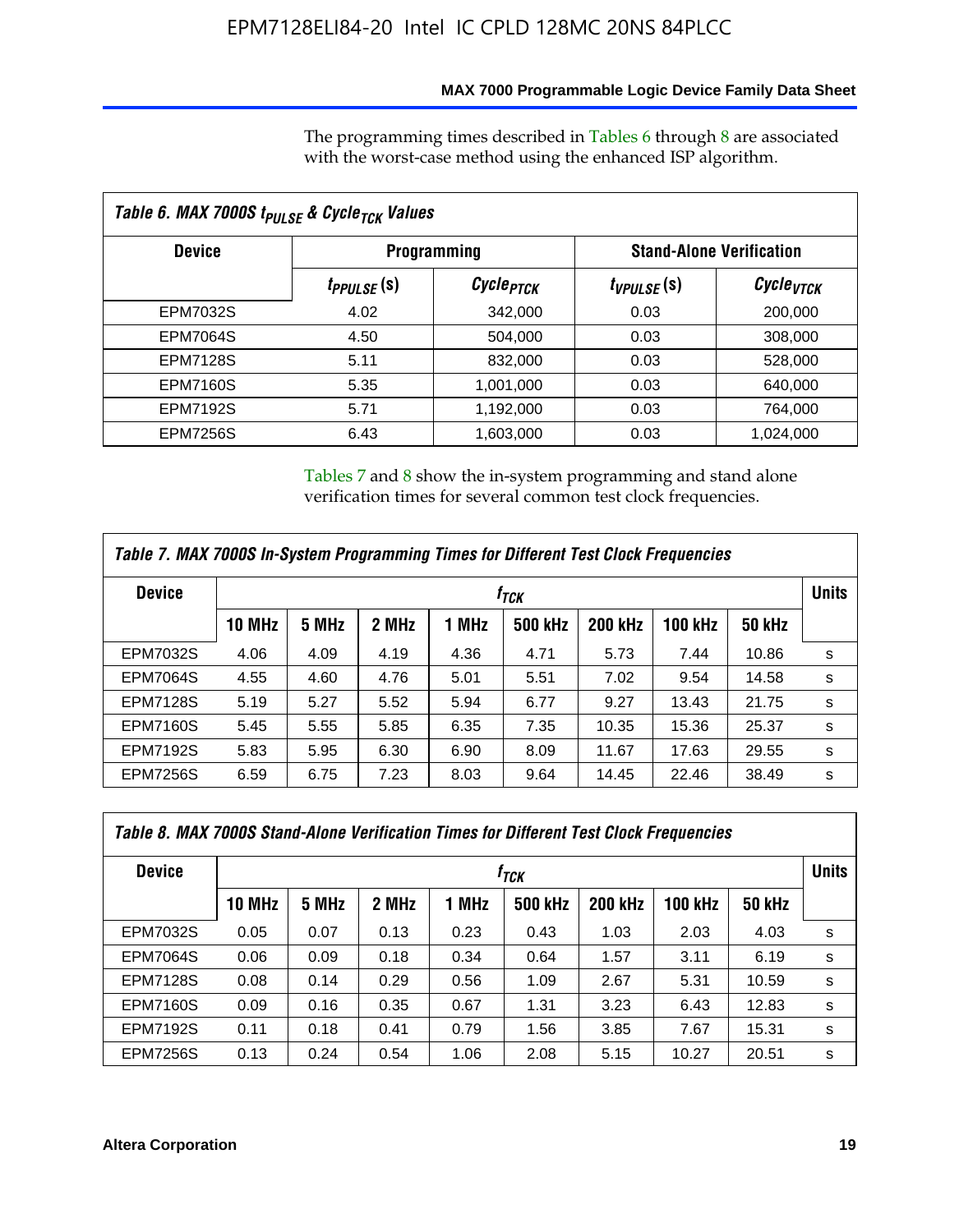The programming times described in Tables 6 through 8 are associated with the worst-case method using the enhanced ISP algorithm.

| *Table 6. MAX 7000S $t_{PULSE}$ & $Cycle_{TCK}$ Values* | | | | |
|---|---|---|---|---|
| **Device** | **Programming** | | **Stand-Alone Verification** | |
| | $t_{PPULSE}$ **(s)** | $Cycle_{PTCK}$ | $t_{VPULSE}$ **(s)** | $Cycle_{VTCK}$ |
| EPM7032S | 4.02 | 342,000 | 0.03 | 200,000 |
| EPM7064S | 4.50 | 504,000 | 0.03 | 308,000 |
| EPM7128S | 5.11 | 832,000 | 0.03 | 528,000 |
| EPM7160S | 5.35 | 1,001,000 | 0.03 | 640,000 |
| EPM7192S | 5.71 | 1,192,000 | 0.03 | 764,000 |
| EPM7256S | 6.43 | 1,603,000 | 0.03 | 1,024,000 |

Tables 7 and 8 show the in-system programming and stand alone verification times for several common test clock frequencies.

| *Table 7. MAX 7000S In-System Programming Times for Different Test Clock Frequencies* | | | | | | | | | |
|---|---|---|---|---|---|---|---|---|---|
| **Device** | $f_{TCK}$ | | | | | | | | **Units** |
| | **10 MHz** | **5 MHz** | **2 MHz** | **1 MHz** | **500 kHz** | **200 kHz** | **100 kHz** | **50 kHz** | |
| EPM7032S | 4.06 | 4.09 | 4.19 | 4.36 | 4.71 | 5.73 | 7.44 | 10.86 | s |
| EPM7064S | 4.55 | 4.60 | 4.76 | 5.01 | 5.51 | 7.02 | 9.54 | 14.58 | s |
| EPM7128S | 5.19 | 5.27 | 5.52 | 5.94 | 6.77 | 9.27 | 13.43 | 21.75 | s |
| EPM7160S | 5.45 | 5.55 | 5.85 | 6.35 | 7.35 | 10.35 | 15.36 | 25.37 | s |
| EPM7192S | 5.83 | 5.95 | 6.30 | 6.90 | 8.09 | 11.67 | 17.63 | 29.55 | s |
| EPM7256S | 6.59 | 6.75 | 7.23 | 8.03 | 9.64 | 14.45 | 22.46 | 38.49 | s |

| *Table 8. MAX 7000S Stand-Alone Verification Times for Different Test Clock Frequencies* | | | | | | | | | |
|---|---|---|---|---|---|---|---|---|---|
| **Device** | $f_{TCK}$ | | | | | | | | **Units** |
| | **10 MHz** | **5 MHz** | **2 MHz** | **1 MHz** | **500 kHz** | **200 kHz** | **100 kHz** | **50 kHz** | |
| EPM7032S | 0.05 | 0.07 | 0.13 | 0.23 | 0.43 | 1.03 | 2.03 | 4.03 | s |
| EPM7064S | 0.06 | 0.09 | 0.18 | 0.34 | 0.64 | 1.57 | 3.11 | 6.19 | s |
| EPM7128S | 0.08 | 0.14 | 0.29 | 0.56 | 1.09 | 2.67 | 5.31 | 10.59 | s |
| EPM7160S | 0.09 | 0.16 | 0.35 | 0.67 | 1.31 | 3.23 | 6.43 | 12.83 | s |
| EPM7192S | 0.11 | 0.18 | 0.41 | 0.79 | 1.56 | 3.85 | 7.67 | 15.31 | s |
| EPM7256S | 0.13 | 0.24 | 0.54 | 1.06 | 2.08 | 5.15 | 10.27 | 20.51 | s |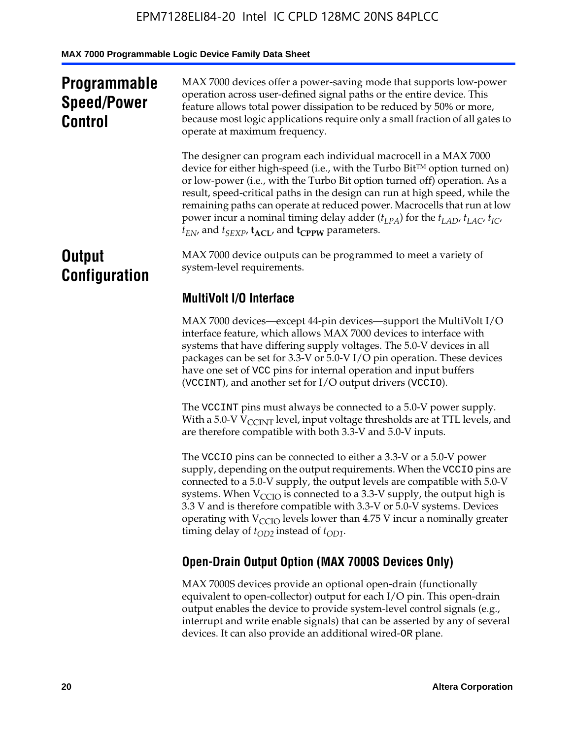# Programmable Speed/Power Control

MAX 7000 devices offer a power-saving mode that supports low-power operation across user-defined signal paths or the entire device. This feature allows total power dissipation to be reduced by 50% or more, because most logic applications require only a small fraction of all gates to operate at maximum frequency.

The designer can program each individual macrocell in a MAX 7000 device for either high-speed (i.e., with the Turbo Bit™ option turned on) or low-power (i.e., with the Turbo Bit option turned off) operation. As a result, speed-critical paths in the design can run at high speed, while the remaining paths can operate at reduced power. Macrocells that run at low power incur a nominal timing delay adder ($t_{LPA}$) for the $t_{LAD}$, $t_{LAC}$, $t_{IC}$, $t_{EN}$, and $t_{SEXP}$, $\mathbf{t_{ACL}}$, and $\mathbf{t_{CPPW}}$ parameters.

# Output Configuration

MAX 7000 device outputs can be programmed to meet a variety of system-level requirements.

## MultiVolt I/O Interface

MAX 7000 devices—except 44-pin devices—support the MultiVolt I/O interface feature, which allows MAX 7000 devices to interface with systems that have differing supply voltages. The 5.0-V devices in all packages can be set for 3.3-V or 5.0-V I/O pin operation. These devices have one set of VCC pins for internal operation and input buffers (VCCINT), and another set for I/O output drivers (VCCIO).

The VCCINT pins must always be connected to a 5.0-V power supply. With a 5.0-V $V_{CCINT}$ level, input voltage thresholds are at TTL levels, and are therefore compatible with both 3.3-V and 5.0-V inputs.

The VCCIO pins can be connected to either a 3.3-V or a 5.0-V power supply, depending on the output requirements. When the VCCIO pins are connected to a 5.0-V supply, the output levels are compatible with 5.0-V systems. When $V_{CCIO}$ is connected to a 3.3-V supply, the output high is 3.3 V and is therefore compatible with 3.3-V or 5.0-V systems. Devices operating with $V_{CCIO}$ levels lower than 4.75 V incur a nominally greater timing delay of $t_{OD2}$ instead of $t_{OD1}$.

## Open-Drain Output Option (MAX 7000S Devices Only)

MAX 7000S devices provide an optional open-drain (functionally equivalent to open-collector) output for each I/O pin. This open-drain output enables the device to provide system-level control signals (e.g., interrupt and write enable signals) that can be asserted by any of several devices. It can also provide an additional wired-OR plane.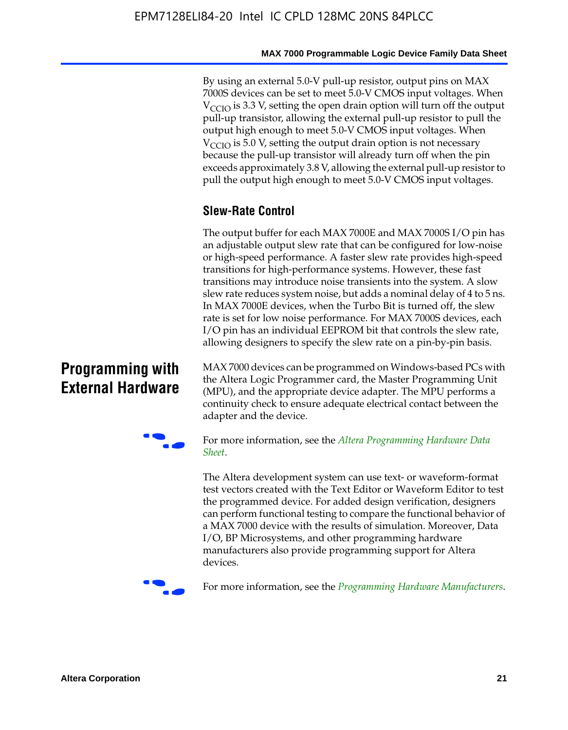By using an external 5.0-V pull-up resistor, output pins on MAX 7000S devices can be set to meet 5.0-V CMOS input voltages. When $V_{CCIO}$ is 3.3 V, setting the open drain option will turn off the output pull-up transistor, allowing the external pull-up resistor to pull the output high enough to meet 5.0-V CMOS input voltages. When $V_{CCIO}$ is 5.0 V, setting the output drain option is not necessary because the pull-up transistor will already turn off when the pin exceeds approximately 3.8 V, allowing the external pull-up resistor to pull the output high enough to meet 5.0-V CMOS input voltages.

### Slew-Rate Control

The output buffer for each MAX 7000E and MAX 7000S I/O pin has an adjustable output slew rate that can be configured for low-noise or high-speed performance. A faster slew rate provides high-speed transitions for high-performance systems. However, these fast transitions may introduce noise transients into the system. A slow slew rate reduces system noise, but adds a nominal delay of 4 to 5 ns. In MAX 7000E devices, when the Turbo Bit is turned off, the slew rate is set for low noise performance. For MAX 7000S devices, each I/O pin has an individual EEPROM bit that controls the slew rate, allowing designers to specify the slew rate on a pin-by-pin basis.

## Programming with External Hardware

MAX 7000 devices can be programmed on Windows-based PCs with the Altera Logic Programmer card, the Master Programming Unit (MPU), and the appropriate device adapter. The MPU performs a continuity check to ensure adequate electrical contact between the adapter and the device.

For more information, see the *Altera Programming Hardware Data Sheet*.

The Altera development system can use text- or waveform-format test vectors created with the Text Editor or Waveform Editor to test the programmed device. For added design verification, designers can perform functional testing to compare the functional behavior of a MAX 7000 device with the results of simulation. Moreover, Data I/O, BP Microsystems, and other programming hardware manufacturers also provide programming support for Altera devices.

For more information, see the *Programming Hardware Manufacturers*.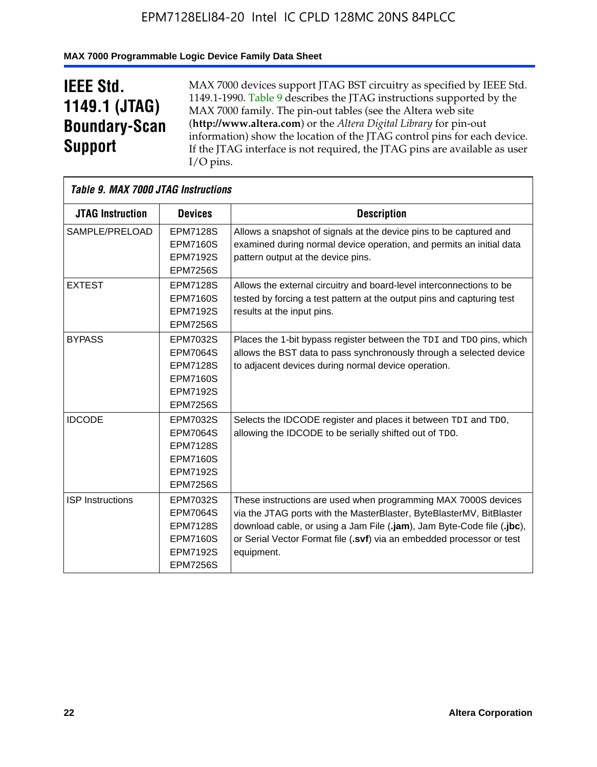# IEEE Std. 1149.1 (JTAG) Boundary-Scan Support

MAX 7000 devices support JTAG BST circuitry as specified by IEEE Std. 1149.1-1990. Table 9 describes the JTAG instructions supported by the MAX 7000 family. The pin-out tables (see the Altera web site (**http://www.altera.com**) or the *Altera Digital Library* for pin-out information) show the location of the JTAG control pins for each device. If the JTAG interface is not required, the JTAG pins are available as user I/O pins.

*Table 9. MAX 7000 JTAG Instructions*

| JTAG Instruction | Devices | Description |
|---|---|---|
| SAMPLE/PRELOAD | EPM7128S<br>EPM7160S<br>EPM7192S<br>EPM7256S | Allows a snapshot of signals at the device pins to be captured and examined during normal device operation, and permits an initial data pattern output at the device pins. |
| EXTEST | EPM7128S<br>EPM7160S<br>EPM7192S<br>EPM7256S | Allows the external circuitry and board-level interconnections to be tested by forcing a test pattern at the output pins and capturing test results at the input pins. |
| BYPASS | EPM7032S<br>EPM7064S<br>EPM7128S<br>EPM7160S<br>EPM7192S<br>EPM7256S | Places the 1-bit bypass register between the `TDI` and `TDO` pins, which allows the BST data to pass synchronously through a selected device to adjacent devices during normal device operation. |
| IDCODE | EPM7032S<br>EPM7064S<br>EPM7128S<br>EPM7160S<br>EPM7192S<br>EPM7256S | Selects the IDCODE register and places it between `TDI` and `TDO`, allowing the IDCODE to be serially shifted out of `TDO`. |
| ISP Instructions | EPM7032S<br>EPM7064S<br>EPM7128S<br>EPM7160S<br>EPM7192S<br>EPM7256S | These instructions are used when programming MAX 7000S devices via the JTAG ports with the MasterBlaster, ByteBlasterMV, BitBlaster download cable, or using a Jam File (**.jam**), Jam Byte-Code file (**.jbc**), or Serial Vector Format file (**.svf**) via an embedded processor or test equipment. |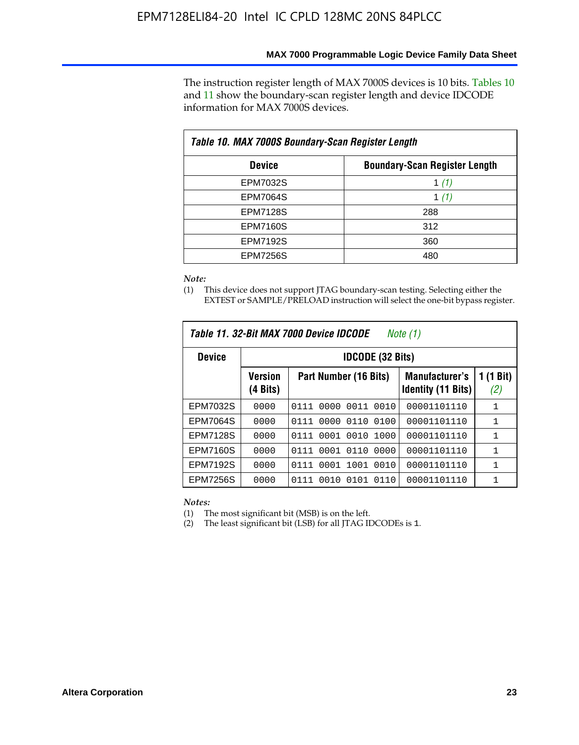The instruction register length of MAX 7000S devices is 10 bits. Tables 10 and 11 show the boundary-scan register length and device IDCODE information for MAX 7000S devices.

**Table 10. MAX 7000S Boundary-Scan Register Length**

| Device | Boundary-Scan Register Length |
|---|---|
| EPM7032S | 1 *(1)* |
| EPM7064S | 1 *(1)* |
| EPM7128S | 288 |
| EPM7160S | 312 |
| EPM7192S | 360 |
| EPM7256S | 480 |

*Note:*

(1) This device does not support JTAG boundary-scan testing. Selecting either the EXTEST or SAMPLE/PRELOAD instruction will select the one-bit bypass register.

**Table 11. 32-Bit MAX 7000 Device IDCODE** *Note (1)*

| Device | IDCODE (32 Bits) | | | |
|---|---|---|---|---|
| | Version (4 Bits) | Part Number (16 Bits) | Manufacturer's Identity (11 Bits) | 1 (1 Bit) *(2)* |
| EPM7032S | 0000 | 0111 0000 0011 0010 | 00001101110 | 1 |
| EPM7064S | 0000 | 0111 0000 0110 0100 | 00001101110 | 1 |
| EPM7128S | 0000 | 0111 0001 0010 1000 | 00001101110 | 1 |
| EPM7160S | 0000 | 0111 0001 0110 0000 | 00001101110 | 1 |
| EPM7192S | 0000 | 0111 0001 1001 0010 | 00001101110 | 1 |
| EPM7256S | 0000 | 0111 0010 0101 0110 | 00001101110 | 1 |

*Notes:*

(1) The most significant bit (MSB) is on the left.

(2) The least significant bit (LSB) for all JTAG IDCODEs is 1.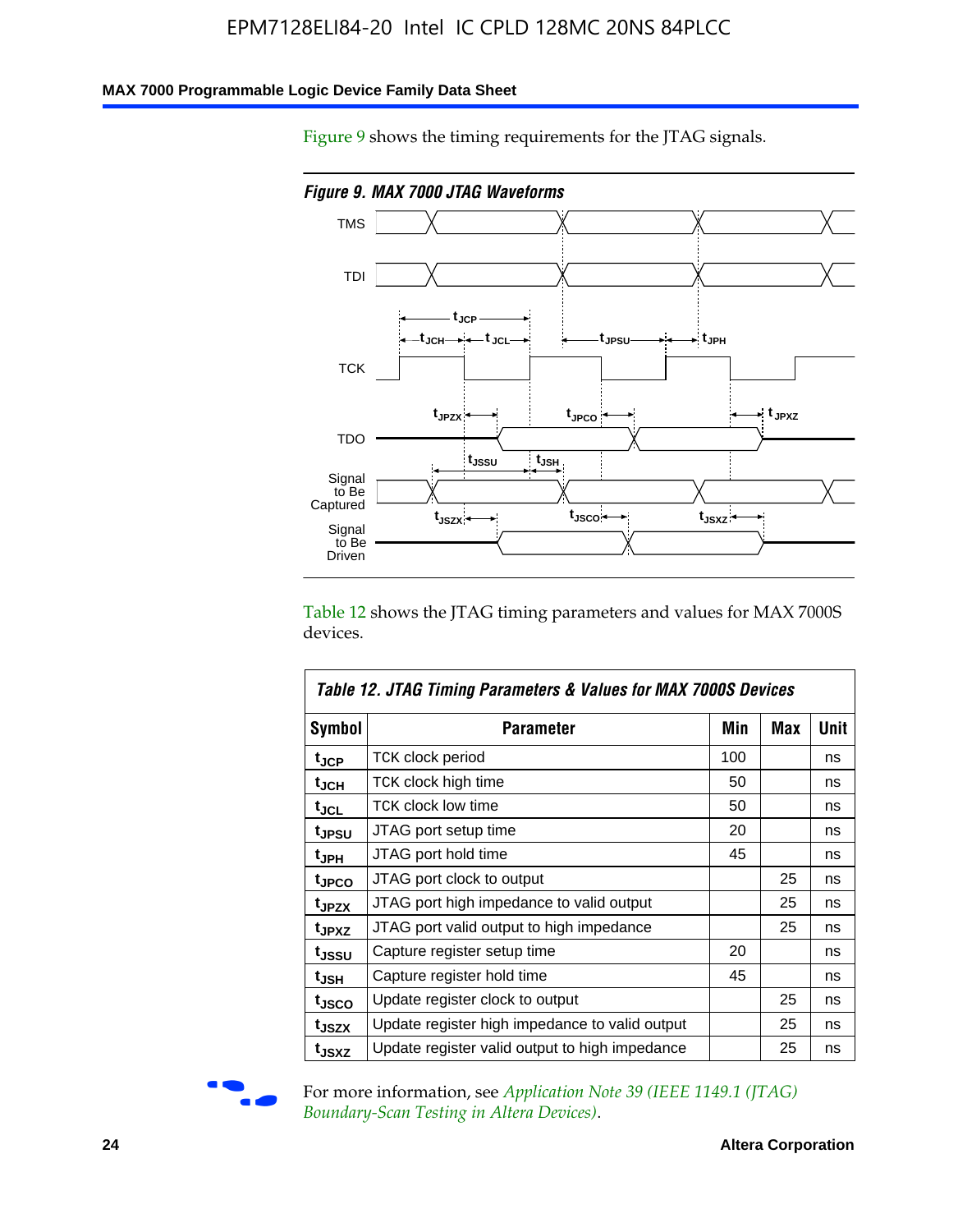Figure 9 shows the timing requirements for the JTAG signals.

*Figure 9. MAX 7000 JTAG Waveforms*

Table 12 shows the JTAG timing parameters and values for MAX 7000S devices.

| Table 12. JTAG Timing Parameters & Values for MAX 7000S Devices | | | | |
|---|---|---|---|---|
| **Symbol** | **Parameter** | **Min** | **Max** | **Unit** |
| $t_{JCP}$ | TCK clock period | 100 | | ns |
| $t_{JCH}$ | TCK clock high time | 50 | | ns |
| $t_{JCL}$ | TCK clock low time | 50 | | ns |
| $t_{JPSU}$ | JTAG port setup time | 20 | | ns |
| $t_{JPH}$ | JTAG port hold time | 45 | | ns |
| $t_{JPCO}$ | JTAG port clock to output | | 25 | ns |
| $t_{JPZX}$ | JTAG port high impedance to valid output | | 25 | ns |
| $t_{JPXZ}$ | JTAG port valid output to high impedance | | 25 | ns |
| $t_{JSSU}$ | Capture register setup time | 20 | | ns |
| $t_{JSH}$ | Capture register hold time | 45 | | ns |
| $t_{JSCO}$ | Update register clock to output | | 25 | ns |
| $t_{JSZX}$ | Update register high impedance to valid output | | 25 | ns |
| $t_{JSXZ}$ | Update register valid output to high impedance | | 25 | ns |

For more information, see *Application Note 39 (IEEE 1149.1 (JTAG) Boundary-Scan Testing in Altera Devices)*.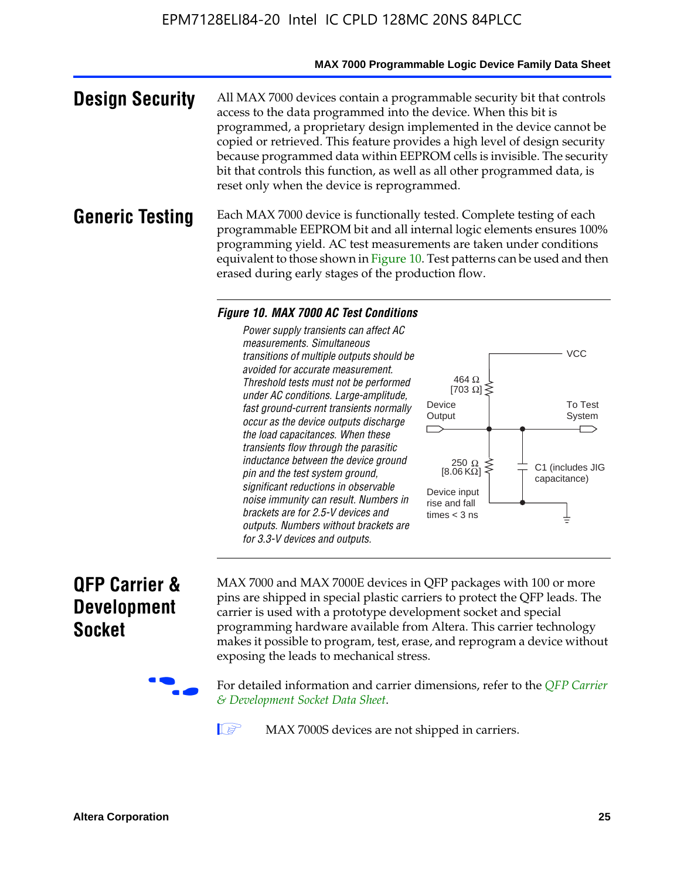## Design Security

All MAX 7000 devices contain a programmable security bit that controls access to the data programmed into the device. When this bit is programmed, a proprietary design implemented in the device cannot be copied or retrieved. This feature provides a high level of design security because programmed data within EEPROM cells is invisible. The security bit that controls this function, as well as all other programmed data, is reset only when the device is reprogrammed.

## Generic Testing

Each MAX 7000 device is functionally tested. Complete testing of each programmable EEPROM bit and all internal logic elements ensures 100% programming yield. AC test measurements are taken under conditions equivalent to those shown in Figure 10. Test patterns can be used and then erased during early stages of the production flow.

***Figure 10. MAX 7000 AC Test Conditions***

*Power supply transients can affect AC measurements. Simultaneous transitions of multiple outputs should be avoided for accurate measurement. Threshold tests must not be performed under AC conditions. Large-amplitude, fast ground-current transients normally occur as the device outputs discharge the load capacitances. When these transients flow through the parasitic inductance between the device ground pin and the test system ground, significant reductions in observable noise immunity can result. Numbers in brackets are for 2.5-V devices and outputs. Numbers without brackets are for 3.3-V devices and outputs.*

VCC

464 Ω [703 Ω]

Device Output

To Test System

250 Ω [8.06 KΩ]

C1 (includes JIG capacitance)

Device input rise and fall times < 3 ns

## QFP Carrier & Development Socket

MAX 7000 and MAX 7000E devices in QFP packages with 100 or more pins are shipped in special plastic carriers to protect the QFP leads. The carrier is used with a prototype development socket and special programming hardware available from Altera. This carrier technology makes it possible to program, test, erase, and reprogram a device without exposing the leads to mechanical stress.

For detailed information and carrier dimensions, refer to the *QFP Carrier & Development Socket Data Sheet*.

MAX 7000S devices are not shipped in carriers.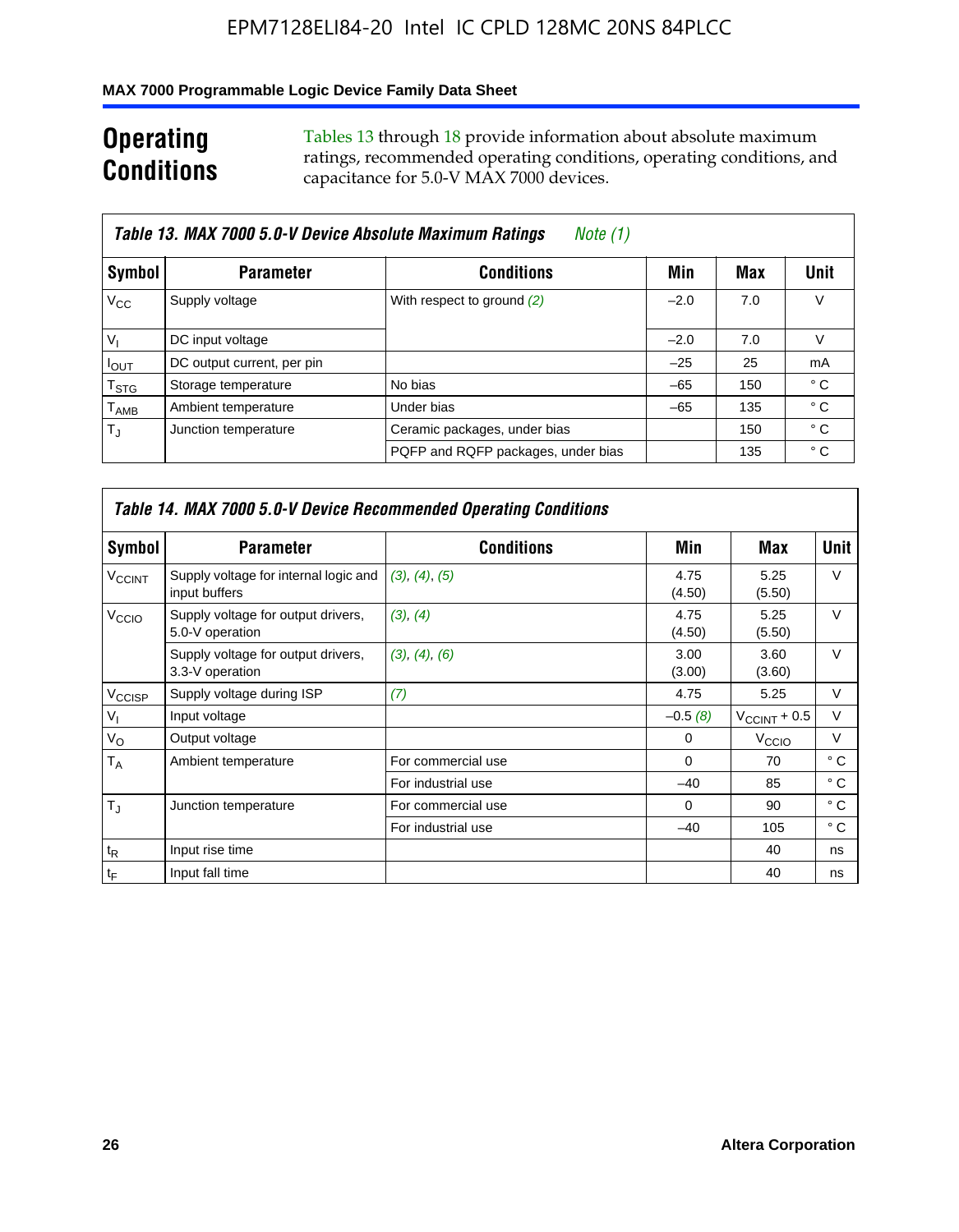# Operating Conditions

Tables 13 through 18 provide information about absolute maximum ratings, recommended operating conditions, operating conditions, and capacitance for 5.0-V MAX 7000 devices.

**Table 13. MAX 7000 5.0-V Device Absolute Maximum Ratings** *Note (1)*

| Symbol | Parameter | Conditions | Min | Max | Unit |
|---|---|---|---|---|---|
| $V_{CC}$ | Supply voltage | With respect to ground *(2)* | –2.0 | 7.0 | V |
| $V_I$ | DC input voltage | | –2.0 | 7.0 | V |
| $I_{OUT}$ | DC output current, per pin | | –25 | 25 | mA |
| $T_{STG}$ | Storage temperature | No bias | –65 | 150 | ° C |
| $T_{AMB}$ | Ambient temperature | Under bias | –65 | 135 | ° C |
| $T_J$ | Junction temperature | Ceramic packages, under bias | | 150 | ° C |
| | | PQFP and RQFP packages, under bias | | 135 | ° C |

**Table 14. MAX 7000 5.0-V Device Recommended Operating Conditions**

| Symbol | Parameter | Conditions | Min | Max | Unit |
|---|---|---|---|---|---|
| $V_{CCINT}$ | Supply voltage for internal logic and input buffers | *(3)*, *(4)*, *(5)* | 4.75 (4.50) | 5.25 (5.50) | V |
| $V_{CCIO}$ | Supply voltage for output drivers, 5.0-V operation | *(3)*, *(4)* | 4.75 (4.50) | 5.25 (5.50) | V |
| | Supply voltage for output drivers, 3.3-V operation | *(3)*, *(4)*, *(6)* | 3.00 (3.00) | 3.60 (3.60) | V |
| $V_{CCISP}$ | Supply voltage during ISP | *(7)* | 4.75 | 5.25 | V |
| $V_I$ | Input voltage | | –0.5 *(8)* | $V_{CCINT}$ + 0.5 | V |
| $V_O$ | Output voltage | | 0 | $V_{CCIO}$ | V |
| $T_A$ | Ambient temperature | For commercial use | 0 | 70 | ° C |
| | | For industrial use | –40 | 85 | ° C |
| $T_J$ | Junction temperature | For commercial use | 0 | 90 | ° C |
| | | For industrial use | –40 | 105 | ° C |
| $t_R$ | Input rise time | | | 40 | ns |
| $t_F$ | Input fall time | | | 40 | ns |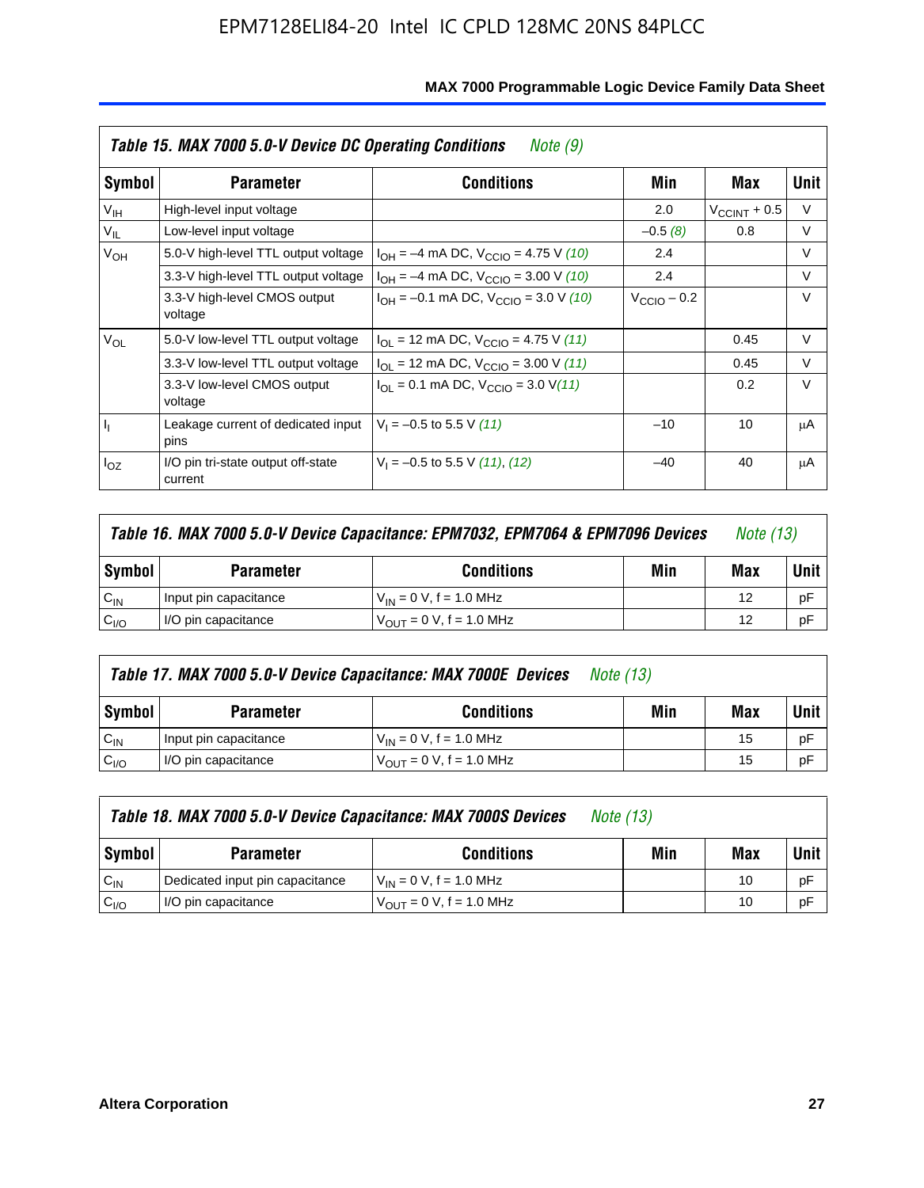**Table 15. MAX 7000 5.0-V Device DC Operating Conditions** *Note (9)*

| Symbol | Parameter | Conditions | Min | Max | Unit |
|---|---|---|---|---|---|
| $V_{IH}$ | High-level input voltage | | 2.0 | $V_{CCINT}$ + 0.5 | V |
| $V_{IL}$ | Low-level input voltage | | –0.5 *(8)* | 0.8 | V |
| $V_{OH}$ | 5.0-V high-level TTL output voltage | $I_{OH}$ = –4 mA DC, $V_{CCIO}$ = 4.75 V *(10)* | 2.4 | | V |
| | 3.3-V high-level TTL output voltage | $I_{OH}$ = –4 mA DC, $V_{CCIO}$ = 3.00 V *(10)* | 2.4 | | V |
| | 3.3-V high-level CMOS output voltage | $I_{OH}$ = –0.1 mA DC, $V_{CCIO}$ = 3.0 V *(10)* | $V_{CCIO}$ – 0.2 | | V |
| $V_{OL}$ | 5.0-V low-level TTL output voltage | $I_{OL}$ = 12 mA DC, $V_{CCIO}$ = 4.75 V *(11)* | | 0.45 | V |
| | 3.3-V low-level TTL output voltage | $I_{OL}$ = 12 mA DC, $V_{CCIO}$ = 3.00 V *(11)* | | 0.45 | V |
| | 3.3-V low-level CMOS output voltage | $I_{OL}$ = 0.1 mA DC, $V_{CCIO}$ = 3.0 V *(11)* | | 0.2 | V |
| $I_I$ | Leakage current of dedicated input pins | $V_I$ = –0.5 to 5.5 V *(11)* | –10 | 10 | μA |
| $I_{OZ}$ | I/O pin tri-state output off-state current | $V_I$ = –0.5 to 5.5 V *(11)*, *(12)* | –40 | 40 | μA |

**Table 16. MAX 7000 5.0-V Device Capacitance: EPM7032, EPM7064 & EPM7096 Devices** *Note (13)*

| Symbol | Parameter | Conditions | Min | Max | Unit |
|---|---|---|---|---|---|
| $C_{IN}$ | Input pin capacitance | $V_{IN}$ = 0 V, f = 1.0 MHz | | 12 | pF |
| $C_{I/O}$ | I/O pin capacitance | $V_{OUT}$ = 0 V, f = 1.0 MHz | | 12 | pF |

**Table 17. MAX 7000 5.0-V Device Capacitance: MAX 7000E Devices** *Note (13)*

| Symbol | Parameter | Conditions | Min | Max | Unit |
|---|---|---|---|---|---|
| $C_{IN}$ | Input pin capacitance | $V_{IN}$ = 0 V, f = 1.0 MHz | | 15 | pF |
| $C_{I/O}$ | I/O pin capacitance | $V_{OUT}$ = 0 V, f = 1.0 MHz | | 15 | pF |

**Table 18. MAX 7000 5.0-V Device Capacitance: MAX 7000S Devices** *Note (13)*

| Symbol | Parameter | Conditions | Min | Max | Unit |
|---|---|---|---|---|---|
| $C_{IN}$ | Dedicated input pin capacitance | $V_{IN}$ = 0 V, f = 1.0 MHz | | 10 | pF |
| $C_{I/O}$ | I/O pin capacitance | $V_{OUT}$ = 0 V, f = 1.0 MHz | | 10 | pF |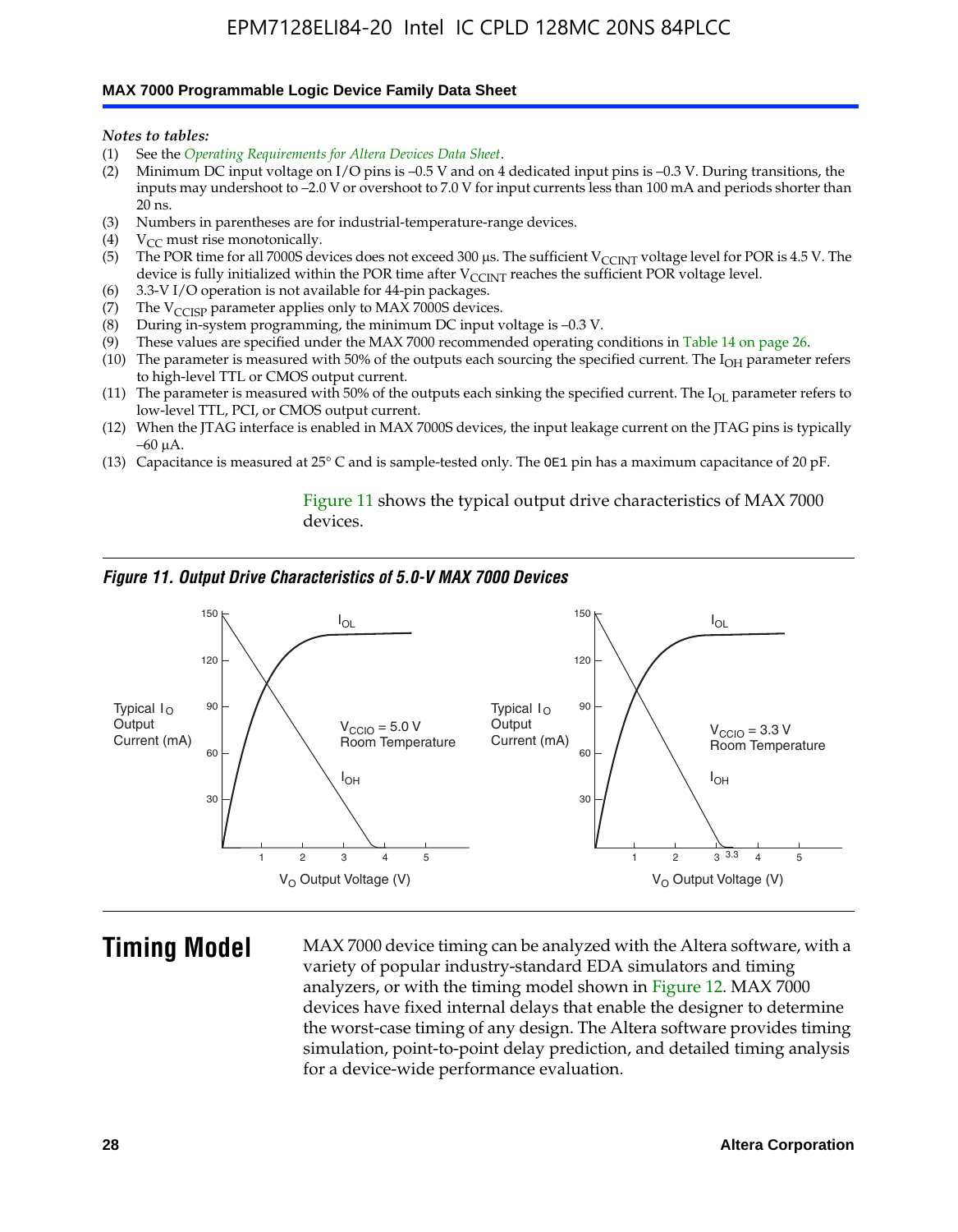*Notes to tables:*

(1) See the *Operating Requirements for Altera Devices Data Sheet*.
(2) Minimum DC input voltage on I/O pins is –0.5 V and on 4 dedicated input pins is –0.3 V. During transitions, the inputs may undershoot to –2.0 V or overshoot to 7.0 V for input currents less than 100 mA and periods shorter than 20 ns.
(3) Numbers in parentheses are for industrial-temperature-range devices.
(4) $V_{CC}$ must rise monotonically.
(5) The POR time for all 7000S devices does not exceed 300 µs. The sufficient $V_{CCINT}$ voltage level for POR is 4.5 V. The device is fully initialized within the POR time after $V_{CCINT}$ reaches the sufficient POR voltage level.
(6) 3.3-V I/O operation is not available for 44-pin packages.
(7) The $V_{CCISP}$ parameter applies only to MAX 7000S devices.
(8) During in-system programming, the minimum DC input voltage is –0.3 V.
(9) These values are specified under the MAX 7000 recommended operating conditions in Table 14 on page 26.
(10) The parameter is measured with 50% of the outputs each sourcing the specified current. The $I_{OH}$ parameter refers to high-level TTL or CMOS output current.
(11) The parameter is measured with 50% of the outputs each sinking the specified current. The $I_{OL}$ parameter refers to low-level TTL, PCI, or CMOS output current.
(12) When the JTAG interface is enabled in MAX 7000S devices, the input leakage current on the JTAG pins is typically –60 µA.
(13) Capacitance is measured at 25° C and is sample-tested only. The OE1 pin has a maximum capacitance of 20 pF.

Figure 11 shows the typical output drive characteristics of MAX 7000 devices.

*Figure 11. Output Drive Characteristics of 5.0-V MAX 7000 Devices*

## Timing Model

MAX 7000 device timing can be analyzed with the Altera software, with a variety of popular industry-standard EDA simulators and timing analyzers, or with the timing model shown in Figure 12. MAX 7000 devices have fixed internal delays that enable the designer to determine the worst-case timing of any design. The Altera software provides timing simulation, point-to-point delay prediction, and detailed timing analysis for a device-wide performance evaluation.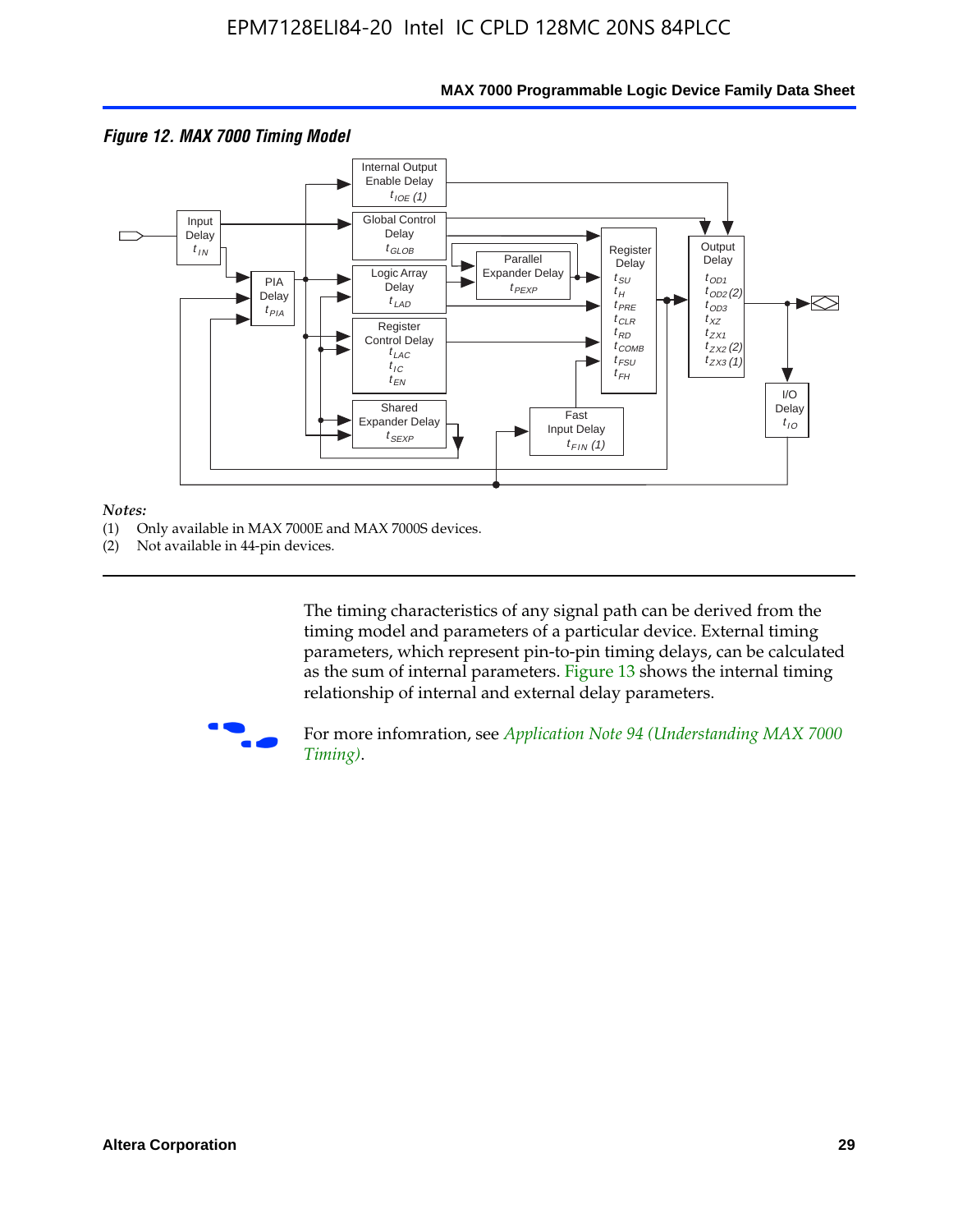**Figure 12. MAX 7000 Timing Model**

*Notes:*

(1) Only available in MAX 7000E and MAX 7000S devices.

(2) Not available in 44-pin devices.

The timing characteristics of any signal path can be derived from the timing model and parameters of a particular device. External timing parameters, which represent pin-to-pin timing delays, can be calculated as the sum of internal parameters. Figure 13 shows the internal timing relationship of internal and external delay parameters.

For more infomration, see *Application Note 94 (Understanding MAX 7000 Timing)*.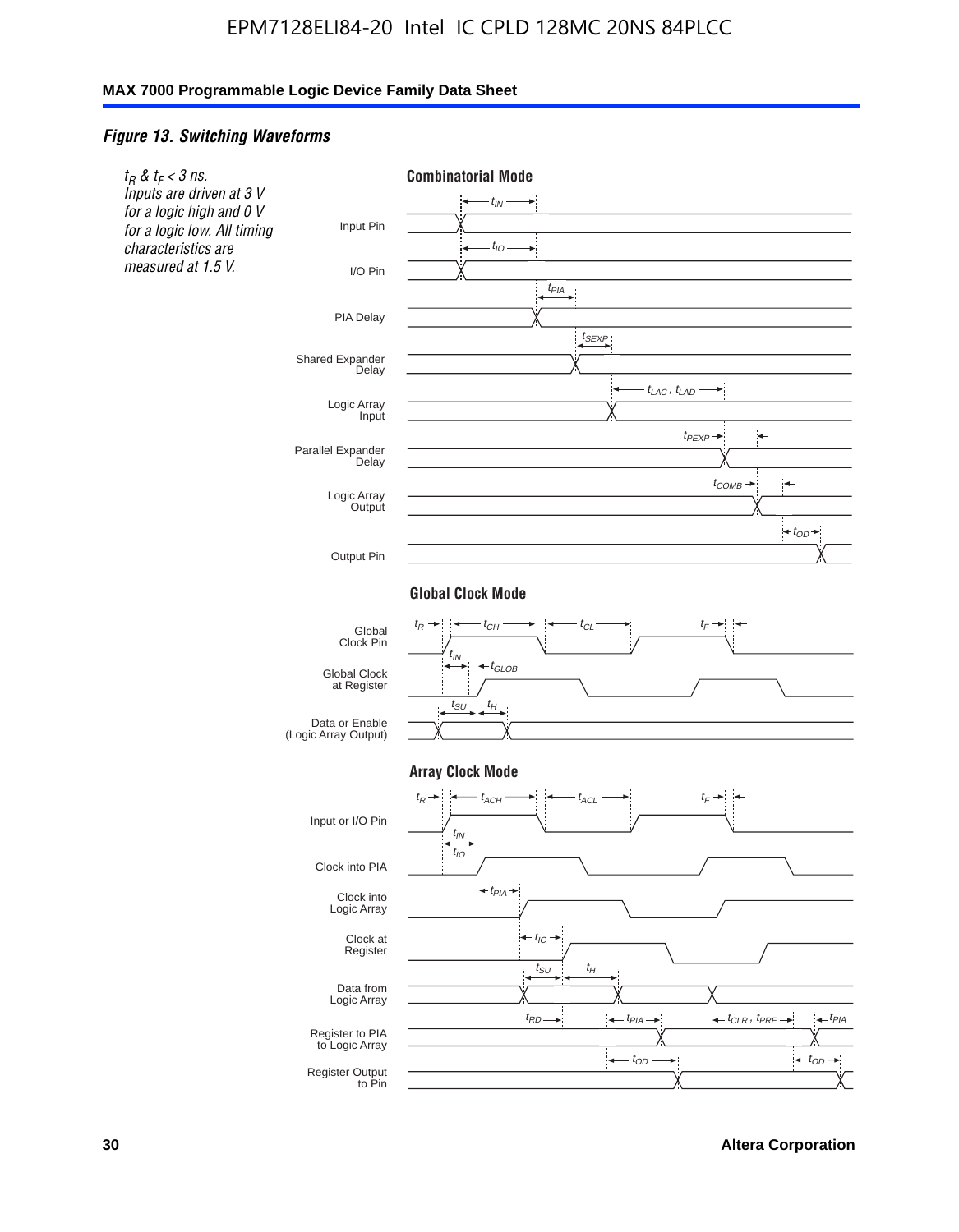### *Figure 13. Switching Waveforms*

*$t_R$ & $t_F$ < 3 ns. Inputs are driven at 3 V for a logic high and 0 V for a logic low. All timing characteristics are measured at 1.5 V.*

**Combinatorial Mode**

Input Pin — $t_{IN}$

I/O Pin — $t_{IO}$

PIA Delay — $t_{PIA}$

Shared Expander Delay — $t_{SEXP}$

Logic Array Input — $t_{LAC}$, $t_{LAD}$

Parallel Expander Delay — $t_{PEXP}$

Logic Array Output — $t_{COMB}$

Output Pin — $t_{OD}$

**Global Clock Mode**

Global Clock Pin — $t_R$, $t_{CH}$, $t_{CL}$, $t_F$

Global Clock at Register — $t_{IN}$, $t_{GLOB}$

Data or Enable (Logic Array Output) — $t_{SU}$, $t_H$

**Array Clock Mode**

Input or I/O Pin — $t_R$, $t_{ACH}$, $t_{ACL}$, $t_F$

Clock into PIA — $t_{IN}$, $t_{IO}$

Clock into Logic Array — $t_{PIA}$

Clock at Register — $t_{IC}$

Data from Logic Array — $t_{SU}$, $t_H$

Register to PIA to Logic Array — $t_{RD}$, $t_{PIA}$, $t_{CLR}$, $t_{PRE}$, $t_{PIA}$

Register Output to Pin — $t_{OD}$, $t_{OD}$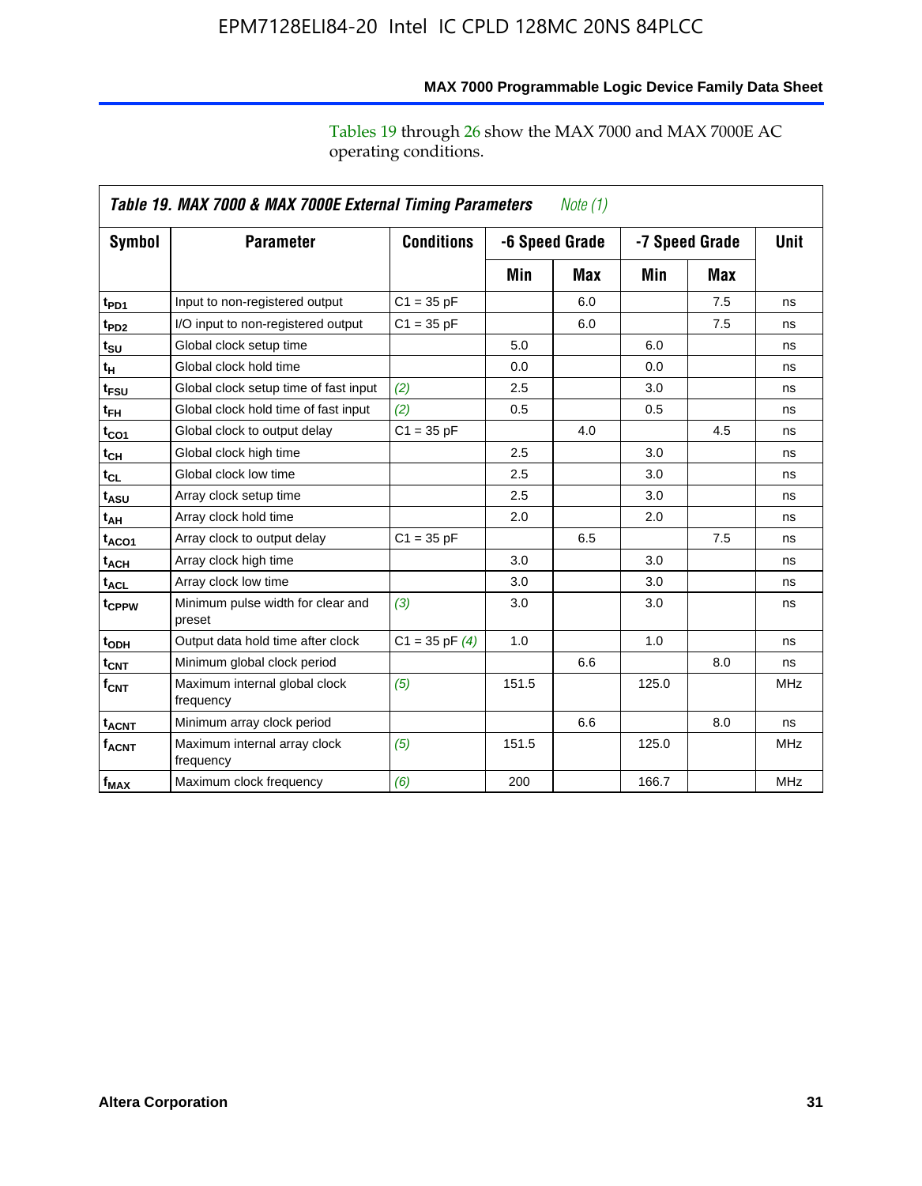Tables 19 through 26 show the MAX 7000 and MAX 7000E AC operating conditions.

**Table 19. MAX 7000 & MAX 7000E External Timing Parameters** *Note (1)*

| Symbol | Parameter | Conditions | -6 Speed Grade | | -7 Speed Grade | | Unit |
|---|---|---|---|---|---|---|---|
| | | | Min | Max | Min | Max | |
| $t_{PD1}$ | Input to non-registered output | C1 = 35 pF | | 6.0 | | 7.5 | ns |
| $t_{PD2}$ | I/O input to non-registered output | C1 = 35 pF | | 6.0 | | 7.5 | ns |
| $t_{SU}$ | Global clock setup time | | 5.0 | | 6.0 | | ns |
| $t_{H}$ | Global clock hold time | | 0.0 | | 0.0 | | ns |
| $t_{FSU}$ | Global clock setup time of fast input | *(2)* | 2.5 | | 3.0 | | ns |
| $t_{FH}$ | Global clock hold time of fast input | *(2)* | 0.5 | | 0.5 | | ns |
| $t_{CO1}$ | Global clock to output delay | C1 = 35 pF | | 4.0 | | 4.5 | ns |
| $t_{CH}$ | Global clock high time | | 2.5 | | 3.0 | | ns |
| $t_{CL}$ | Global clock low time | | 2.5 | | 3.0 | | ns |
| $t_{ASU}$ | Array clock setup time | | 2.5 | | 3.0 | | ns |
| $t_{AH}$ | Array clock hold time | | 2.0 | | 2.0 | | ns |
| $t_{ACO1}$ | Array clock to output delay | C1 = 35 pF | | 6.5 | | 7.5 | ns |
| $t_{ACH}$ | Array clock high time | | 3.0 | | 3.0 | | ns |
| $t_{ACL}$ | Array clock low time | | 3.0 | | 3.0 | | ns |
| $t_{CPPW}$ | Minimum pulse width for clear and preset | *(3)* | 3.0 | | 3.0 | | ns |
| $t_{ODH}$ | Output data hold time after clock | C1 = 35 pF *(4)* | 1.0 | | 1.0 | | ns |
| $t_{CNT}$ | Minimum global clock period | | | 6.6 | | 8.0 | ns |
| $f_{CNT}$ | Maximum internal global clock frequency | *(5)* | 151.5 | | 125.0 | | MHz |
| $t_{ACNT}$ | Minimum array clock period | | | 6.6 | | 8.0 | ns |
| $f_{ACNT}$ | Maximum internal array clock frequency | *(5)* | 151.5 | | 125.0 | | MHz |
| $f_{MAX}$ | Maximum clock frequency | *(6)* | 200 | | 166.7 | | MHz |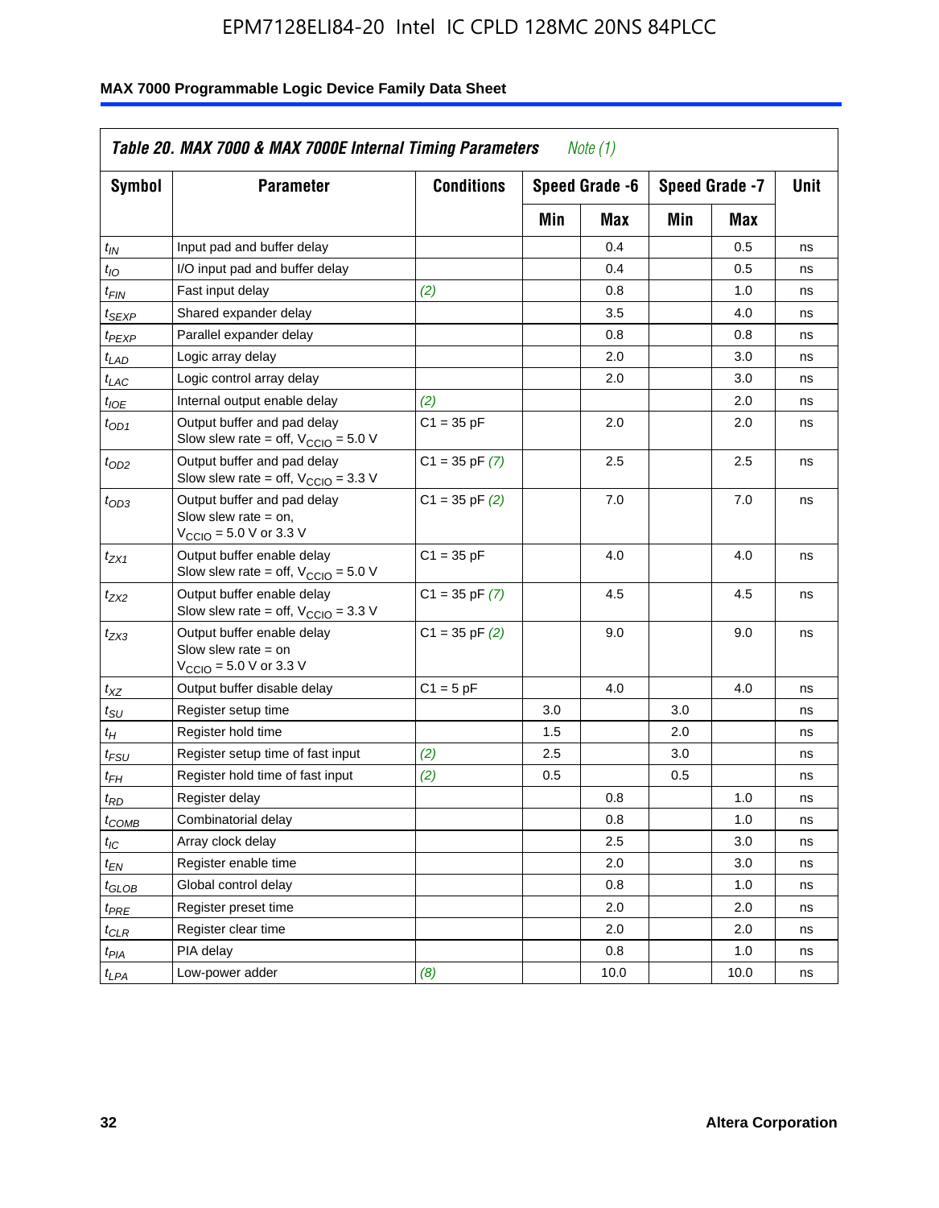**Table 20. MAX 7000 & MAX 7000E Internal Timing Parameters** *Note (1)*

| Symbol | Parameter | Conditions | Speed Grade -6 | | Speed Grade -7 | | Unit |
|---|---|---|---|---|---|---|---|
| | | | Min | Max | Min | Max | |
| $t_{IN}$ | Input pad and buffer delay | | | 0.4 | | 0.5 | ns |
| $t_{IO}$ | I/O input pad and buffer delay | | | 0.4 | | 0.5 | ns |
| $t_{FIN}$ | Fast input delay | *(2)* | | 0.8 | | 1.0 | ns |
| $t_{SEXP}$ | Shared expander delay | | | 3.5 | | 4.0 | ns |
| $t_{PEXP}$ | Parallel expander delay | | | 0.8 | | 0.8 | ns |
| $t_{LAD}$ | Logic array delay | | | 2.0 | | 3.0 | ns |
| $t_{LAC}$ | Logic control array delay | | | 2.0 | | 3.0 | ns |
| $t_{IOE}$ | Internal output enable delay | *(2)* | | | | 2.0 | ns |
| $t_{OD1}$ | Output buffer and pad delay Slow slew rate = off, $V_{CCIO}$ = 5.0 V | C1 = 35 pF | | 2.0 | | 2.0 | ns |
| $t_{OD2}$ | Output buffer and pad delay Slow slew rate = off, $V_{CCIO}$ = 3.3 V | C1 = 35 pF *(7)* | | 2.5 | | 2.5 | ns |
| $t_{OD3}$ | Output buffer and pad delay Slow slew rate = on, $V_{CCIO}$ = 5.0 V or 3.3 V | C1 = 35 pF *(2)* | | 7.0 | | 7.0 | ns |
| $t_{ZX1}$ | Output buffer enable delay Slow slew rate = off, $V_{CCIO}$ = 5.0 V | C1 = 35 pF | | 4.0 | | 4.0 | ns |
| $t_{ZX2}$ | Output buffer enable delay Slow slew rate = off, $V_{CCIO}$ = 3.3 V | C1 = 35 pF *(7)* | | 4.5 | | 4.5 | ns |
| $t_{ZX3}$ | Output buffer enable delay Slow slew rate = on $V_{CCIO}$ = 5.0 V or 3.3 V | C1 = 35 pF *(2)* | | 9.0 | | 9.0 | ns |
| $t_{XZ}$ | Output buffer disable delay | C1 = 5 pF | | 4.0 | | 4.0 | ns |
| $t_{SU}$ | Register setup time | | 3.0 | | 3.0 | | ns |
| $t_{H}$ | Register hold time | | 1.5 | | 2.0 | | ns |
| $t_{FSU}$ | Register setup time of fast input | *(2)* | 2.5 | | 3.0 | | ns |
| $t_{FH}$ | Register hold time of fast input | *(2)* | 0.5 | | 0.5 | | ns |
| $t_{RD}$ | Register delay | | | 0.8 | | 1.0 | ns |
| $t_{COMB}$ | Combinatorial delay | | | 0.8 | | 1.0 | ns |
| $t_{IC}$ | Array clock delay | | | 2.5 | | 3.0 | ns |
| $t_{EN}$ | Register enable time | | | 2.0 | | 3.0 | ns |
| $t_{GLOB}$ | Global control delay | | | 0.8 | | 1.0 | ns |
| $t_{PRE}$ | Register preset time | | | 2.0 | | 2.0 | ns |
| $t_{CLR}$ | Register clear time | | | 2.0 | | 2.0 | ns |
| $t_{PIA}$ | PIA delay | | | 0.8 | | 1.0 | ns |
| $t_{LPA}$ | Low-power adder | *(8)* | | 10.0 | | 10.0 | ns |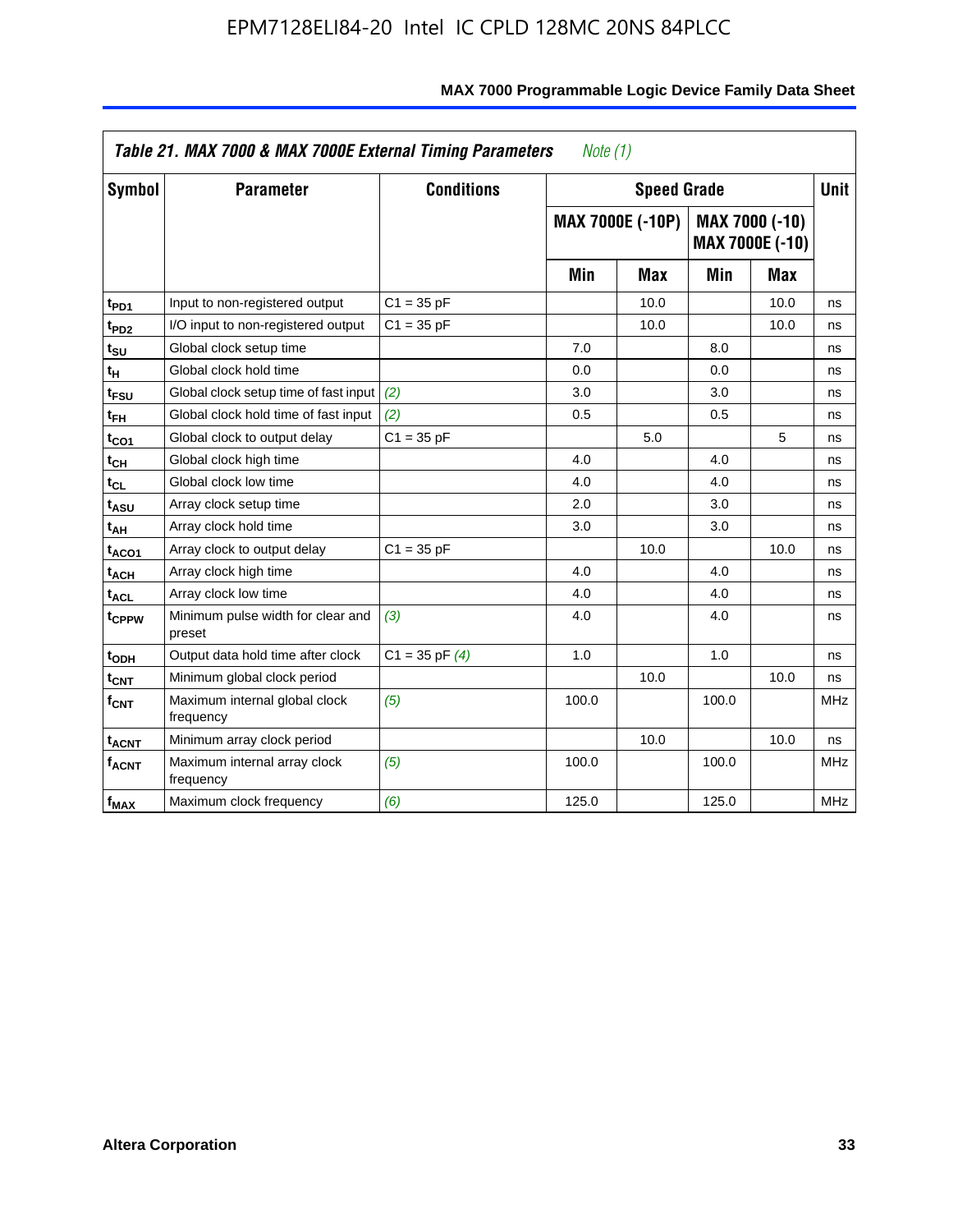**Table 21. MAX 7000 & MAX 7000E External Timing Parameters** *Note (1)*

| Symbol | Parameter | Conditions | Speed Grade | | | | Unit |
|---|---|---|---|---|---|---|---|
| | | | MAX 7000E (-10P) | | MAX 7000 (-10) MAX 7000E (-10) | | |
| | | | Min | Max | Min | Max | |
| $t_{PD1}$ | Input to non-registered output | C1 = 35 pF | | 10.0 | | 10.0 | ns |
| $t_{PD2}$ | I/O input to non-registered output | C1 = 35 pF | | 10.0 | | 10.0 | ns |
| $t_{SU}$ | Global clock setup time | | 7.0 | | 8.0 | | ns |
| $t_{H}$ | Global clock hold time | | 0.0 | | 0.0 | | ns |
| $t_{FSU}$ | Global clock setup time of fast input | *(2)* | 3.0 | | 3.0 | | ns |
| $t_{FH}$ | Global clock hold time of fast input | *(2)* | 0.5 | | 0.5 | | ns |
| $t_{CO1}$ | Global clock to output delay | C1 = 35 pF | | 5.0 | | 5 | ns |
| $t_{CH}$ | Global clock high time | | 4.0 | | 4.0 | | ns |
| $t_{CL}$ | Global clock low time | | 4.0 | | 4.0 | | ns |
| $t_{ASU}$ | Array clock setup time | | 2.0 | | 3.0 | | ns |
| $t_{AH}$ | Array clock hold time | | 3.0 | | 3.0 | | ns |
| $t_{ACO1}$ | Array clock to output delay | C1 = 35 pF | | 10.0 | | 10.0 | ns |
| $t_{ACH}$ | Array clock high time | | 4.0 | | 4.0 | | ns |
| $t_{ACL}$ | Array clock low time | | 4.0 | | 4.0 | | ns |
| $t_{CPPW}$ | Minimum pulse width for clear and preset | *(3)* | 4.0 | | 4.0 | | ns |
| $t_{ODH}$ | Output data hold time after clock | C1 = 35 pF *(4)* | 1.0 | | 1.0 | | ns |
| $t_{CNT}$ | Minimum global clock period | | | 10.0 | | 10.0 | ns |
| $f_{CNT}$ | Maximum internal global clock frequency | *(5)* | 100.0 | | 100.0 | | MHz |
| $t_{ACNT}$ | Minimum array clock period | | | 10.0 | | 10.0 | ns |
| $f_{ACNT}$ | Maximum internal array clock frequency | *(5)* | 100.0 | | 100.0 | | MHz |
| $f_{MAX}$ | Maximum clock frequency | *(6)* | 125.0 | | 125.0 | | MHz |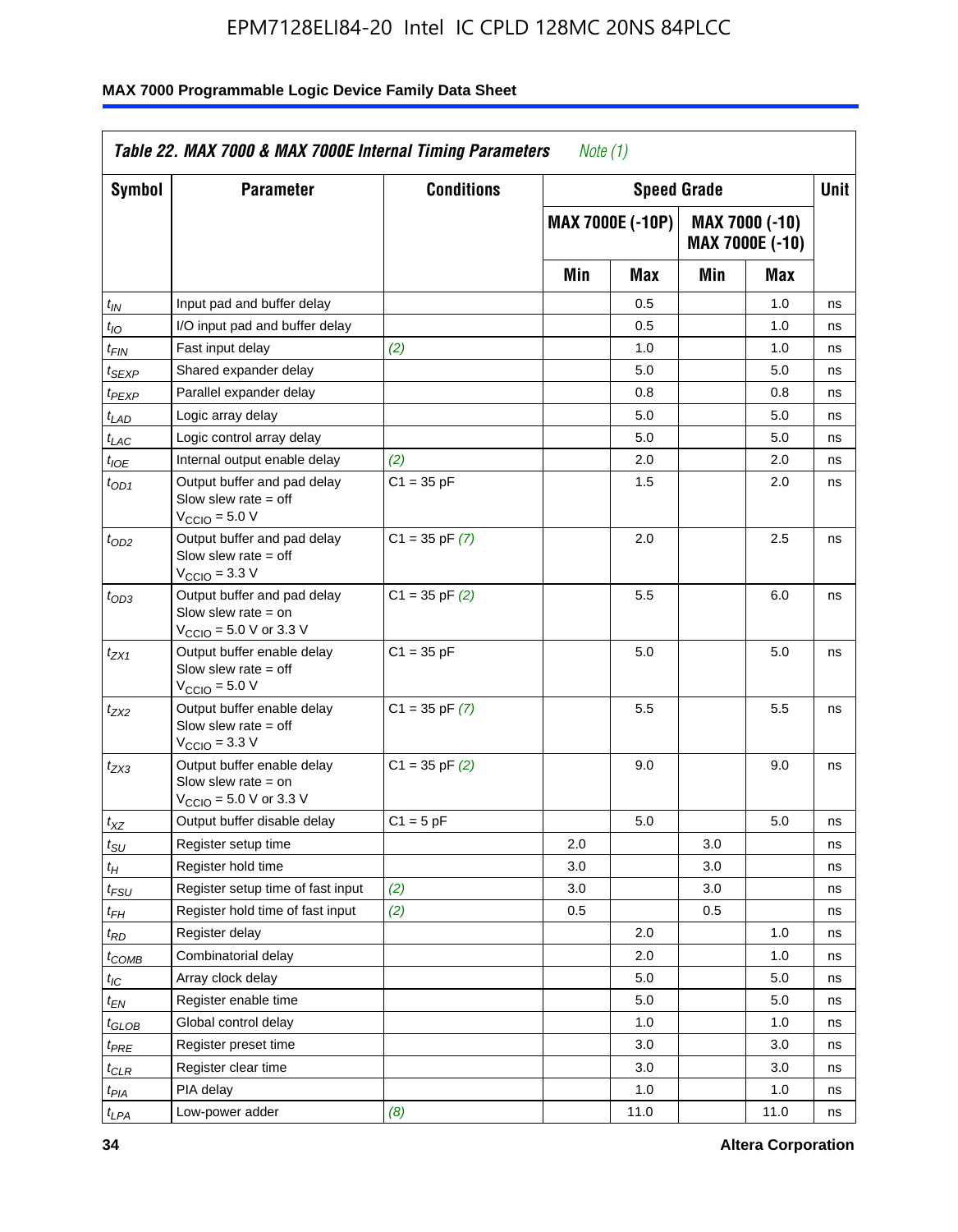| *Table 22. MAX 7000 & MAX 7000E Internal Timing Parameters* *Note (1)* | | | | | | | |
|---|---|---|---|---|---|---|---|
| **Symbol** | **Parameter** | **Conditions** | **Speed Grade** | | | | **Unit** |
| | | | **MAX 7000E (-10P)** | | **MAX 7000 (-10) MAX 7000E (-10)** | | |
| | | | **Min** | **Max** | **Min** | **Max** | |
| $t_{IN}$ | Input pad and buffer delay | | | 0.5 | | 1.0 | ns |
| $t_{IO}$ | I/O input pad and buffer delay | | | 0.5 | | 1.0 | ns |
| $t_{FIN}$ | Fast input delay | *(2)* | | 1.0 | | 1.0 | ns |
| $t_{SEXP}$ | Shared expander delay | | | 5.0 | | 5.0 | ns |
| $t_{PEXP}$ | Parallel expander delay | | | 0.8 | | 0.8 | ns |
| $t_{LAD}$ | Logic array delay | | | 5.0 | | 5.0 | ns |
| $t_{LAC}$ | Logic control array delay | | | 5.0 | | 5.0 | ns |
| $t_{IOE}$ | Internal output enable delay | *(2)* | | 2.0 | | 2.0 | ns |
| $t_{OD1}$ | Output buffer and pad delay Slow slew rate = off $V_{CCIO}$ = 5.0 V | C1 = 35 pF | | 1.5 | | 2.0 | ns |
| $t_{OD2}$ | Output buffer and pad delay Slow slew rate = off $V_{CCIO}$ = 3.3 V | C1 = 35 pF *(7)* | | 2.0 | | 2.5 | ns |
| $t_{OD3}$ | Output buffer and pad delay Slow slew rate = on $V_{CCIO}$ = 5.0 V or 3.3 V | C1 = 35 pF *(2)* | | 5.5 | | 6.0 | ns |
| $t_{ZX1}$ | Output buffer enable delay Slow slew rate = off $V_{CCIO}$ = 5.0 V | C1 = 35 pF | | 5.0 | | 5.0 | ns |
| $t_{ZX2}$ | Output buffer enable delay Slow slew rate = off $V_{CCIO}$ = 3.3 V | C1 = 35 pF *(7)* | | 5.5 | | 5.5 | ns |
| $t_{ZX3}$ | Output buffer enable delay Slow slew rate = on $V_{CCIO}$ = 5.0 V or 3.3 V | C1 = 35 pF *(2)* | | 9.0 | | 9.0 | ns |
| $t_{XZ}$ | Output buffer disable delay | C1 = 5 pF | | 5.0 | | 5.0 | ns |
| $t_{SU}$ | Register setup time | | 2.0 | | 3.0 | | ns |
| $t_{H}$ | Register hold time | | 3.0 | | 3.0 | | ns |
| $t_{FSU}$ | Register setup time of fast input | *(2)* | 3.0 | | 3.0 | | ns |
| $t_{FH}$ | Register hold time of fast input | *(2)* | 0.5 | | 0.5 | | ns |
| $t_{RD}$ | Register delay | | | 2.0 | | 1.0 | ns |
| $t_{COMB}$ | Combinatorial delay | | | 2.0 | | 1.0 | ns |
| $t_{IC}$ | Array clock delay | | | 5.0 | | 5.0 | ns |
| $t_{EN}$ | Register enable time | | | 5.0 | | 5.0 | ns |
| $t_{GLOB}$ | Global control delay | | | 1.0 | | 1.0 | ns |
| $t_{PRE}$ | Register preset time | | | 3.0 | | 3.0 | ns |
| $t_{CLR}$ | Register clear time | | | 3.0 | | 3.0 | ns |
| $t_{PIA}$ | PIA delay | | | 1.0 | | 1.0 | ns |
| $t_{LPA}$ | Low-power adder | *(8)* | | 11.0 | | 11.0 | ns |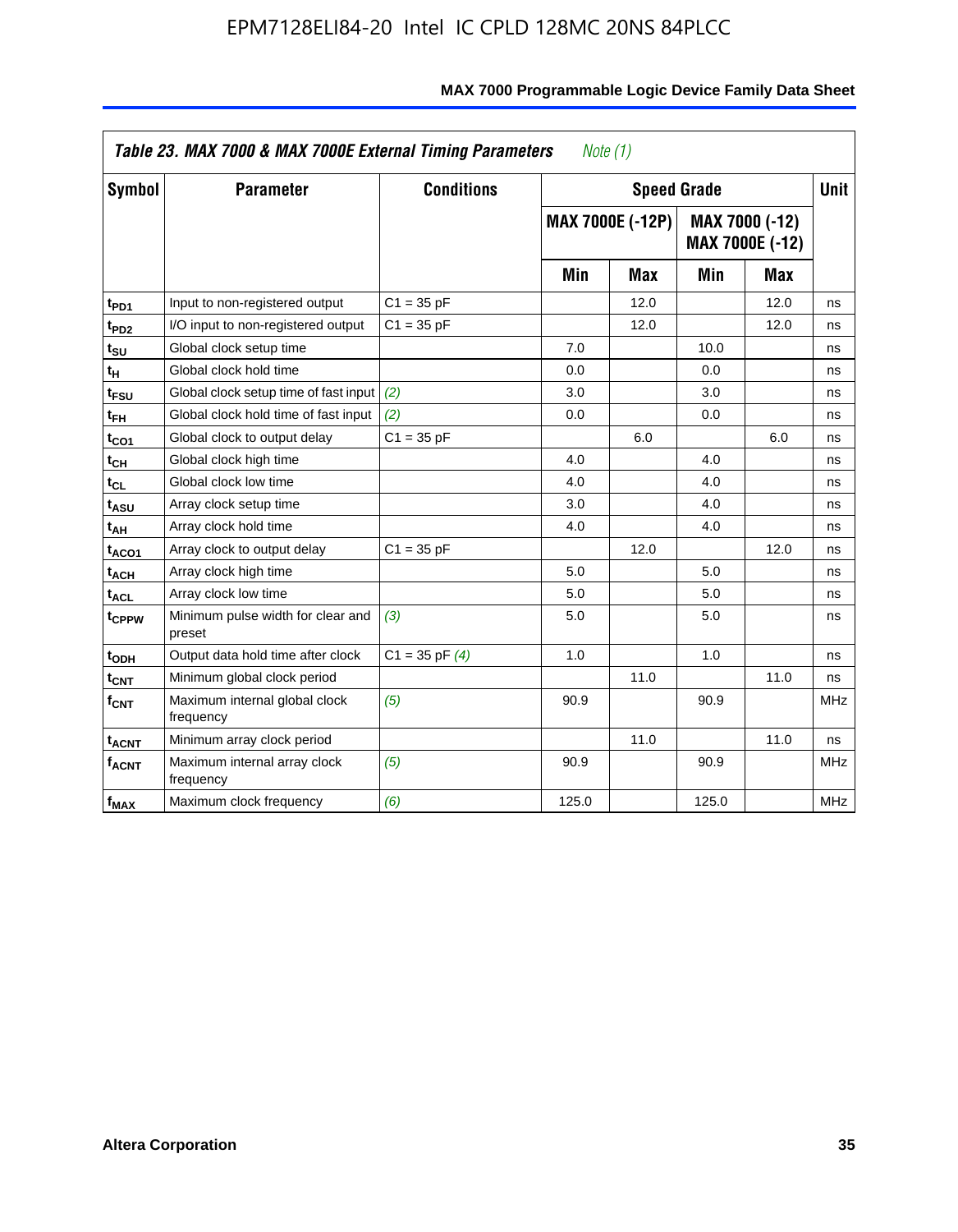| Table 23. MAX 7000 & MAX 7000E External Timing Parameters *Note (1)* | | | | | | | |
|---|---|---|---|---|---|---|---|
| Symbol | Parameter | Conditions | Speed Grade | | | | Unit |
| | | | MAX 7000E (-12P) | | MAX 7000 (-12) MAX 7000E (-12) | | |
| | | | Min | Max | Min | Max | |
| $t_{PD1}$ | Input to non-registered output | C1 = 35 pF | | 12.0 | | 12.0 | ns |
| $t_{PD2}$ | I/O input to non-registered output | C1 = 35 pF | | 12.0 | | 12.0 | ns |
| $t_{SU}$ | Global clock setup time | | 7.0 | | 10.0 | | ns |
| $t_{H}$ | Global clock hold time | | 0.0 | | 0.0 | | ns |
| $t_{FSU}$ | Global clock setup time of fast input | *(2)* | 3.0 | | 3.0 | | ns |
| $t_{FH}$ | Global clock hold time of fast input | *(2)* | 0.0 | | 0.0 | | ns |
| $t_{CO1}$ | Global clock to output delay | C1 = 35 pF | | 6.0 | | 6.0 | ns |
| $t_{CH}$ | Global clock high time | | 4.0 | | 4.0 | | ns |
| $t_{CL}$ | Global clock low time | | 4.0 | | 4.0 | | ns |
| $t_{ASU}$ | Array clock setup time | | 3.0 | | 4.0 | | ns |
| $t_{AH}$ | Array clock hold time | | 4.0 | | 4.0 | | ns |
| $t_{ACO1}$ | Array clock to output delay | C1 = 35 pF | | 12.0 | | 12.0 | ns |
| $t_{ACH}$ | Array clock high time | | 5.0 | | 5.0 | | ns |
| $t_{ACL}$ | Array clock low time | | 5.0 | | 5.0 | | ns |
| $t_{CPPW}$ | Minimum pulse width for clear and preset | *(3)* | 5.0 | | 5.0 | | ns |
| $t_{ODH}$ | Output data hold time after clock | C1 = 35 pF *(4)* | 1.0 | | 1.0 | | ns |
| $t_{CNT}$ | Minimum global clock period | | | 11.0 | | 11.0 | ns |
| $f_{CNT}$ | Maximum internal global clock frequency | *(5)* | 90.9 | | 90.9 | | MHz |
| $t_{ACNT}$ | Minimum array clock period | | | 11.0 | | 11.0 | ns |
| $f_{ACNT}$ | Maximum internal array clock frequency | *(5)* | 90.9 | | 90.9 | | MHz |
| $f_{MAX}$ | Maximum clock frequency | *(6)* | 125.0 | | 125.0 | | MHz |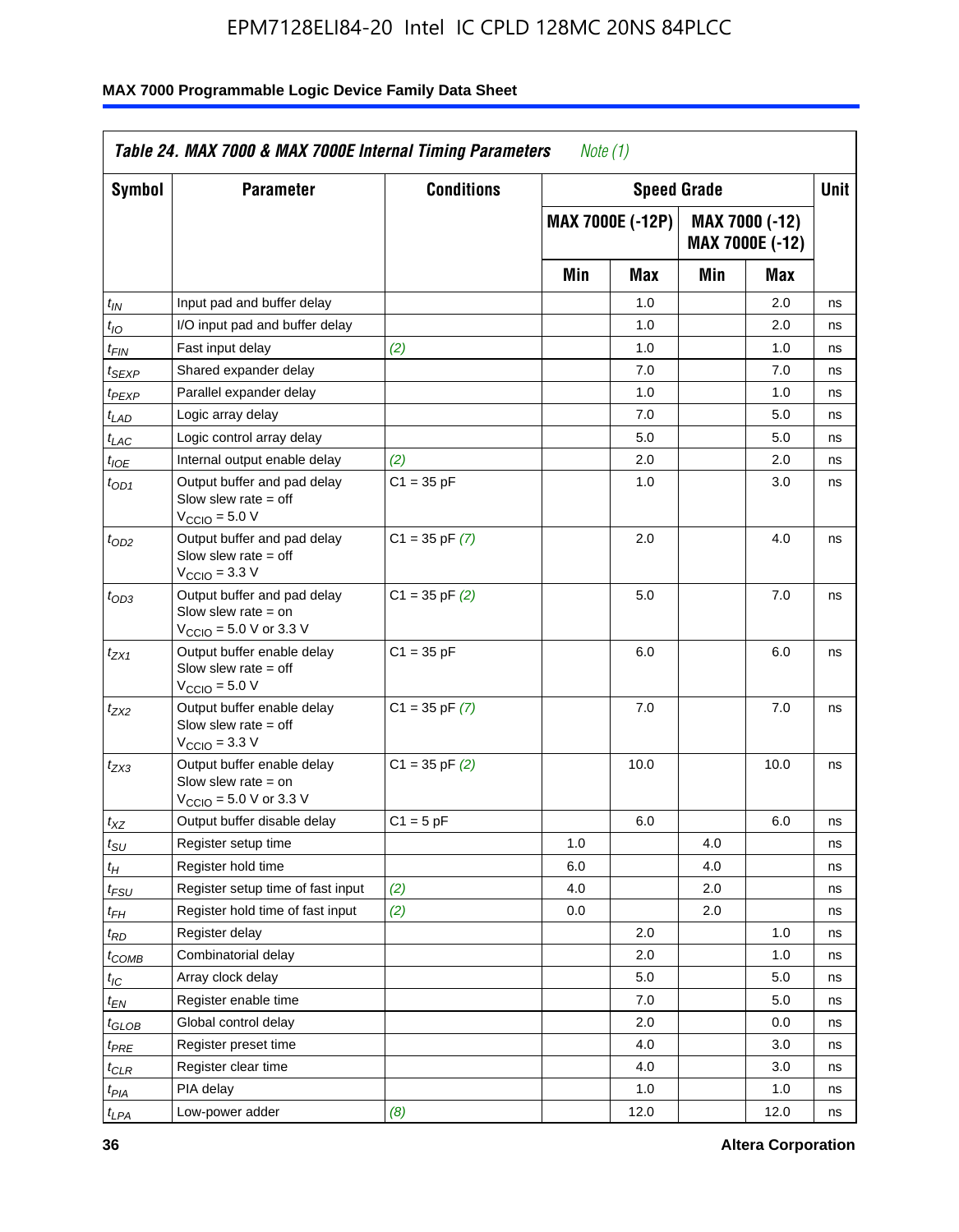**Table 24. MAX 7000 & MAX 7000E Internal Timing Parameters** *Note (1)*

| Symbol | Parameter | Conditions | Speed Grade | | | | Unit |
|---|---|---|---|---|---|---|---|
| | | | MAX 7000E (-12P) | | MAX 7000 (-12) MAX 7000E (-12) | | |
| | | | Min | Max | Min | Max | |
| $t_{IN}$ | Input pad and buffer delay | | | 1.0 | | 2.0 | ns |
| $t_{IO}$ | I/O input pad and buffer delay | | | 1.0 | | 2.0 | ns |
| $t_{FIN}$ | Fast input delay | *(2)* | | 1.0 | | 1.0 | ns |
| $t_{SEXP}$ | Shared expander delay | | | 7.0 | | 7.0 | ns |
| $t_{PEXP}$ | Parallel expander delay | | | 1.0 | | 1.0 | ns |
| $t_{LAD}$ | Logic array delay | | | 7.0 | | 5.0 | ns |
| $t_{LAC}$ | Logic control array delay | | | 5.0 | | 5.0 | ns |
| $t_{IOE}$ | Internal output enable delay | *(2)* | | 2.0 | | 2.0 | ns |
| $t_{OD1}$ | Output buffer and pad delay Slow slew rate = off $V_{CCIO}$ = 5.0 V | C1 = 35 pF | | 1.0 | | 3.0 | ns |
| $t_{OD2}$ | Output buffer and pad delay Slow slew rate = off $V_{CCIO}$ = 3.3 V | C1 = 35 pF *(7)* | | 2.0 | | 4.0 | ns |
| $t_{OD3}$ | Output buffer and pad delay Slow slew rate = on $V_{CCIO}$ = 5.0 V or 3.3 V | C1 = 35 pF *(2)* | | 5.0 | | 7.0 | ns |
| $t_{ZX1}$ | Output buffer enable delay Slow slew rate = off $V_{CCIO}$ = 5.0 V | C1 = 35 pF | | 6.0 | | 6.0 | ns |
| $t_{ZX2}$ | Output buffer enable delay Slow slew rate = off $V_{CCIO}$ = 3.3 V | C1 = 35 pF *(7)* | | 7.0 | | 7.0 | ns |
| $t_{ZX3}$ | Output buffer enable delay Slow slew rate = on $V_{CCIO}$ = 5.0 V or 3.3 V | C1 = 35 pF *(2)* | | 10.0 | | 10.0 | ns |
| $t_{XZ}$ | Output buffer disable delay | C1 = 5 pF | | 6.0 | | 6.0 | ns |
| $t_{SU}$ | Register setup time | | 1.0 | | 4.0 | | ns |
| $t_{H}$ | Register hold time | | 6.0 | | 4.0 | | ns |
| $t_{FSU}$ | Register setup time of fast input | *(2)* | 4.0 | | 2.0 | | ns |
| $t_{FH}$ | Register hold time of fast input | *(2)* | 0.0 | | 2.0 | | ns |
| $t_{RD}$ | Register delay | | | 2.0 | | 1.0 | ns |
| $t_{COMB}$ | Combinatorial delay | | | 2.0 | | 1.0 | ns |
| $t_{IC}$ | Array clock delay | | | 5.0 | | 5.0 | ns |
| $t_{EN}$ | Register enable time | | | 7.0 | | 5.0 | ns |
| $t_{GLOB}$ | Global control delay | | | 2.0 | | 0.0 | ns |
| $t_{PRE}$ | Register preset time | | | 4.0 | | 3.0 | ns |
| $t_{CLR}$ | Register clear time | | | 4.0 | | 3.0 | ns |
| $t_{PIA}$ | PIA delay | | | 1.0 | | 1.0 | ns |
| $t_{LPA}$ | Low-power adder | *(8)* | | 12.0 | | 12.0 | ns |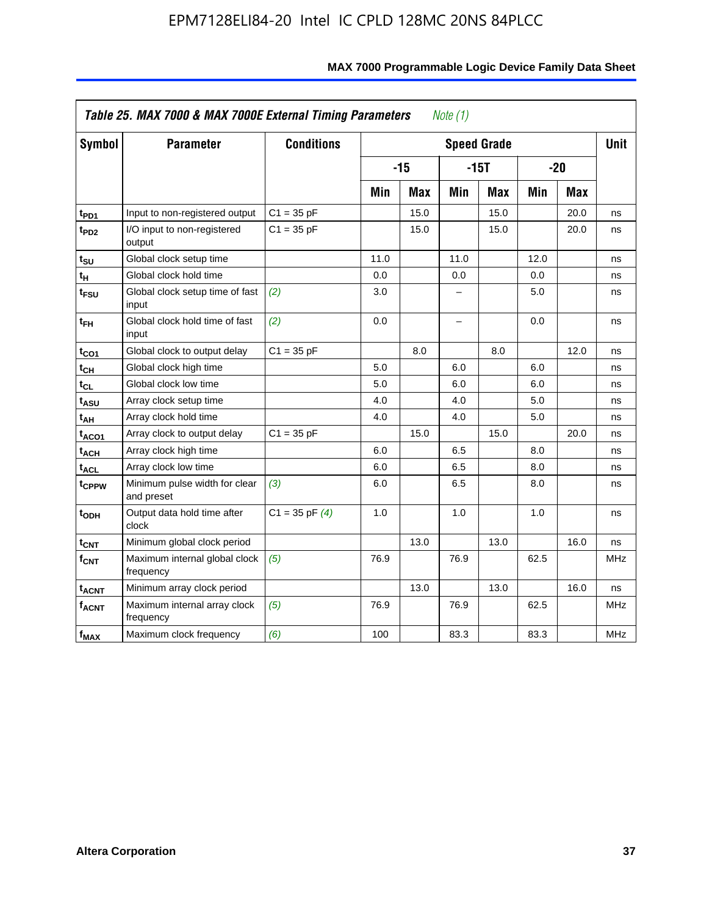**Table 25. MAX 7000 & MAX 7000E External Timing Parameters** *Note (1)*

| Symbol | Parameter | Conditions | Speed Grade | | | | | | Unit |
|---|---|---|---|---|---|---|---|---|---|
| | | | -15 | | -15T | | -20 | | |
| | | | Min | Max | Min | Max | Min | Max | |
| $t_{PD1}$ | Input to non-registered output | C1 = 35 pF | | 15.0 | | 15.0 | | 20.0 | ns |
| $t_{PD2}$ | I/O input to non-registered output | C1 = 35 pF | | 15.0 | | 15.0 | | 20.0 | ns |
| $t_{SU}$ | Global clock setup time | | 11.0 | | 11.0 | | 12.0 | | ns |
| $t_{H}$ | Global clock hold time | | 0.0 | | 0.0 | | 0.0 | | ns |
| $t_{FSU}$ | Global clock setup time of fast input | *(2)* | 3.0 | | – | | 5.0 | | ns |
| $t_{FH}$ | Global clock hold time of fast input | *(2)* | 0.0 | | – | | 0.0 | | ns |
| $t_{CO1}$ | Global clock to output delay | C1 = 35 pF | | 8.0 | | 8.0 | | 12.0 | ns |
| $t_{CH}$ | Global clock high time | | 5.0 | | 6.0 | | 6.0 | | ns |
| $t_{CL}$ | Global clock low time | | 5.0 | | 6.0 | | 6.0 | | ns |
| $t_{ASU}$ | Array clock setup time | | 4.0 | | 4.0 | | 5.0 | | ns |
| $t_{AH}$ | Array clock hold time | | 4.0 | | 4.0 | | 5.0 | | ns |
| $t_{ACO1}$ | Array clock to output delay | C1 = 35 pF | | 15.0 | | 15.0 | | 20.0 | ns |
| $t_{ACH}$ | Array clock high time | | 6.0 | | 6.5 | | 8.0 | | ns |
| $t_{ACL}$ | Array clock low time | | 6.0 | | 6.5 | | 8.0 | | ns |
| $t_{CPPW}$ | Minimum pulse width for clear and preset | *(3)* | 6.0 | | 6.5 | | 8.0 | | ns |
| $t_{ODH}$ | Output data hold time after clock | C1 = 35 pF *(4)* | 1.0 | | 1.0 | | 1.0 | | ns |
| $t_{CNT}$ | Minimum global clock period | | | 13.0 | | 13.0 | | 16.0 | ns |
| $f_{CNT}$ | Maximum internal global clock frequency | *(5)* | 76.9 | | 76.9 | | 62.5 | | MHz |
| $t_{ACNT}$ | Minimum array clock period | | | 13.0 | | 13.0 | | 16.0 | ns |
| $f_{ACNT}$ | Maximum internal array clock frequency | *(5)* | 76.9 | | 76.9 | | 62.5 | | MHz |
| $f_{MAX}$ | Maximum clock frequency | *(6)* | 100 | | 83.3 | | 83.3 | | MHz |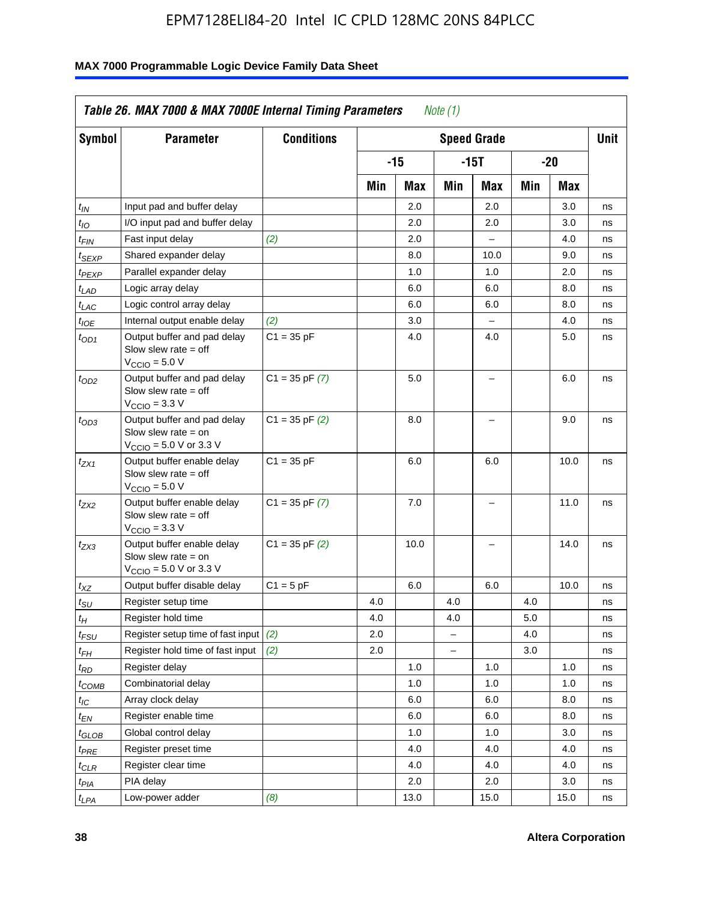**Table 26. MAX 7000 & MAX 7000E Internal Timing Parameters** *Note (1)*

| Symbol | Parameter | Conditions | Speed Grade | | | | | | Unit |
|---|---|---|---|---|---|---|---|---|---|
| | | | -15 | | -15T | | -20 | | |
| | | | Min | Max | Min | Max | Min | Max | |
| $t_{IN}$ | Input pad and buffer delay | | | 2.0 | | 2.0 | | 3.0 | ns |
| $t_{IO}$ | I/O input pad and buffer delay | | | 2.0 | | 2.0 | | 3.0 | ns |
| $t_{FIN}$ | Fast input delay | *(2)* | | 2.0 | | – | | 4.0 | ns |
| $t_{SEXP}$ | Shared expander delay | | | 8.0 | | 10.0 | | 9.0 | ns |
| $t_{PEXP}$ | Parallel expander delay | | | 1.0 | | 1.0 | | 2.0 | ns |
| $t_{LAD}$ | Logic array delay | | | 6.0 | | 6.0 | | 8.0 | ns |
| $t_{LAC}$ | Logic control array delay | | | 6.0 | | 6.0 | | 8.0 | ns |
| $t_{IOE}$ | Internal output enable delay | *(2)* | | 3.0 | | – | | 4.0 | ns |
| $t_{OD1}$ | Output buffer and pad delay Slow slew rate = off $V_{CCIO}$ = 5.0 V | C1 = 35 pF | | 4.0 | | 4.0 | | 5.0 | ns |
| $t_{OD2}$ | Output buffer and pad delay Slow slew rate = off $V_{CCIO}$ = 3.3 V | C1 = 35 pF *(7)* | | 5.0 | | – | | 6.0 | ns |
| $t_{OD3}$ | Output buffer and pad delay Slow slew rate = on $V_{CCIO}$ = 5.0 V or 3.3 V | C1 = 35 pF *(2)* | | 8.0 | | – | | 9.0 | ns |
| $t_{ZX1}$ | Output buffer enable delay Slow slew rate = off $V_{CCIO}$ = 5.0 V | C1 = 35 pF | | 6.0 | | 6.0 | | 10.0 | ns |
| $t_{ZX2}$ | Output buffer enable delay Slow slew rate = off $V_{CCIO}$ = 3.3 V | C1 = 35 pF *(7)* | | 7.0 | | – | | 11.0 | ns |
| $t_{ZX3}$ | Output buffer enable delay Slow slew rate = on $V_{CCIO}$ = 5.0 V or 3.3 V | C1 = 35 pF *(2)* | | 10.0 | | – | | 14.0 | ns |
| $t_{XZ}$ | Output buffer disable delay | C1 = 5 pF | | 6.0 | | 6.0 | | 10.0 | ns |
| $t_{SU}$ | Register setup time | | 4.0 | | 4.0 | | 4.0 | | ns |
| $t_{H}$ | Register hold time | | 4.0 | | 4.0 | | 5.0 | | ns |
| $t_{FSU}$ | Register setup time of fast input | *(2)* | 2.0 | | – | | 4.0 | | ns |
| $t_{FH}$ | Register hold time of fast input | *(2)* | 2.0 | | – | | 3.0 | | ns |
| $t_{RD}$ | Register delay | | | 1.0 | | 1.0 | | 1.0 | ns |
| $t_{COMB}$ | Combinatorial delay | | | 1.0 | | 1.0 | | 1.0 | ns |
| $t_{IC}$ | Array clock delay | | | 6.0 | | 6.0 | | 8.0 | ns |
| $t_{EN}$ | Register enable time | | | 6.0 | | 6.0 | | 8.0 | ns |
| $t_{GLOB}$ | Global control delay | | | 1.0 | | 1.0 | | 3.0 | ns |
| $t_{PRE}$ | Register preset time | | | 4.0 | | 4.0 | | 4.0 | ns |
| $t_{CLR}$ | Register clear time | | | 4.0 | | 4.0 | | 4.0 | ns |
| $t_{PIA}$ | PIA delay | | | 2.0 | | 2.0 | | 3.0 | ns |
| $t_{LPA}$ | Low-power adder | *(8)* | | 13.0 | | 15.0 | | 15.0 | ns |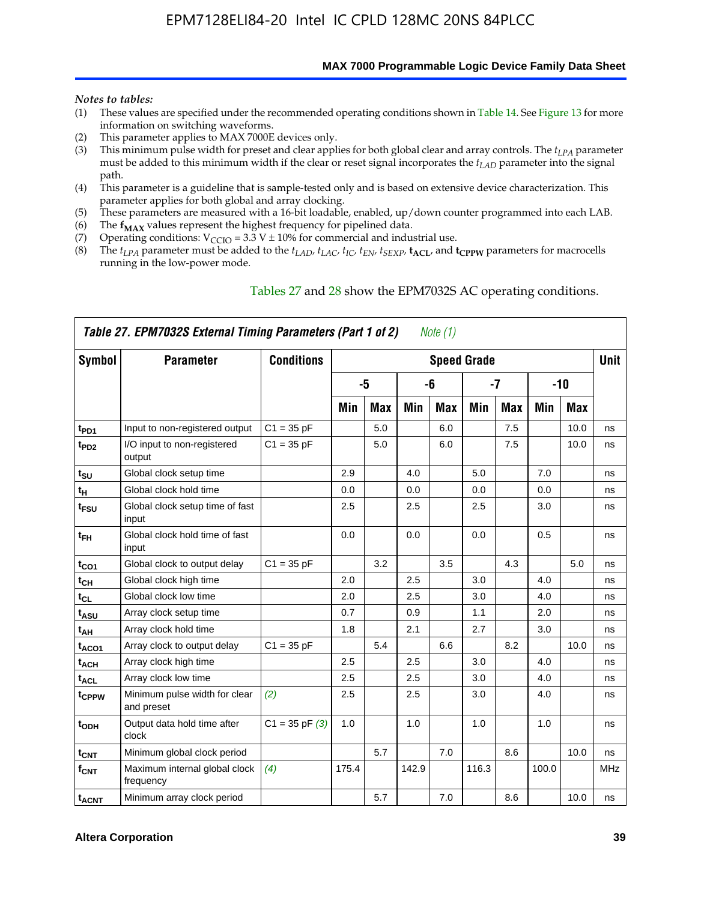*Notes to tables:*

1. These values are specified under the recommended operating conditions shown in Table 14. See Figure 13 for more information on switching waveforms.
2. This parameter applies to MAX 7000E devices only.
3. This minimum pulse width for preset and clear applies for both global clear and array controls. The $t_{LPA}$ parameter must be added to this minimum width if the clear or reset signal incorporates the $t_{LAD}$ parameter into the signal path.
4. This parameter is a guideline that is sample-tested only and is based on extensive device characterization. This parameter applies for both global and array clocking.
5. These parameters are measured with a 16-bit loadable, enabled, up/down counter programmed into each LAB.
6. The $\mathbf{f_{MAX}}$ values represent the highest frequency for pipelined data.
7. Operating conditions: $V_{CCIO}$ = 3.3 V ± 10% for commercial and industrial use.
8. The $t_{LPA}$ parameter must be added to the $t_{LAD}$, $t_{LAC}$, $t_{IC}$, $t_{EN}$, $t_{SEXP}$, $\mathbf{t_{ACL}}$, and $\mathbf{t_{CPPW}}$ parameters for macrocells running in the low-power mode.

Tables 27 and 28 show the EPM7032S AC operating conditions.

**Table 27. EPM7032S External Timing Parameters (Part 1 of 2)** *Note (1)*

| Symbol | Parameter | Conditions | Speed Grade | | | | | | | | Unit |
|---|---|---|---|---|---|---|---|---|---|---|---|
| | | | -5 | | -6 | | -7 | | -10 | | |
| | | | Min | Max | Min | Max | Min | Max | Min | Max | |
| $t_{PD1}$ | Input to non-registered output | C1 = 35 pF | | 5.0 | | 6.0 | | 7.5 | | 10.0 | ns |
| $t_{PD2}$ | I/O input to non-registered output | C1 = 35 pF | | 5.0 | | 6.0 | | 7.5 | | 10.0 | ns |
| $t_{SU}$ | Global clock setup time | | 2.9 | | 4.0 | | 5.0 | | 7.0 | | ns |
| $t_{H}$ | Global clock hold time | | 0.0 | | 0.0 | | 0.0 | | 0.0 | | ns |
| $t_{FSU}$ | Global clock setup time of fast input | | 2.5 | | 2.5 | | 2.5 | | 3.0 | | ns |
| $t_{FH}$ | Global clock hold time of fast input | | 0.0 | | 0.0 | | 0.0 | | 0.5 | | ns |
| $t_{CO1}$ | Global clock to output delay | C1 = 35 pF | | 3.2 | | 3.5 | | 4.3 | | 5.0 | ns |
| $t_{CH}$ | Global clock high time | | 2.0 | | 2.5 | | 3.0 | | 4.0 | | ns |
| $t_{CL}$ | Global clock low time | | 2.0 | | 2.5 | | 3.0 | | 4.0 | | ns |
| $t_{ASU}$ | Array clock setup time | | 0.7 | | 0.9 | | 1.1 | | 2.0 | | ns |
| $t_{AH}$ | Array clock hold time | | 1.8 | | 2.1 | | 2.7 | | 3.0 | | ns |
| $t_{ACO1}$ | Array clock to output delay | C1 = 35 pF | | 5.4 | | 6.6 | | 8.2 | | 10.0 | ns |
| $t_{ACH}$ | Array clock high time | | 2.5 | | 2.5 | | 3.0 | | 4.0 | | ns |
| $t_{ACL}$ | Array clock low time | | 2.5 | | 2.5 | | 3.0 | | 4.0 | | ns |
| $t_{CPPW}$ | Minimum pulse width for clear and preset | *(2)* | 2.5 | | 2.5 | | 3.0 | | 4.0 | | ns |
| $t_{ODH}$ | Output data hold time after clock | C1 = 35 pF *(3)* | 1.0 | | 1.0 | | 1.0 | | 1.0 | | ns |
| $t_{CNT}$ | Minimum global clock period | | | 5.7 | | 7.0 | | 8.6 | | 10.0 | ns |
| $f_{CNT}$ | Maximum internal global clock frequency | *(4)* | 175.4 | | 142.9 | | 116.3 | | 100.0 | | MHz |
| $t_{ACNT}$ | Minimum array clock period | | | 5.7 | | 7.0 | | 8.6 | | 10.0 | ns |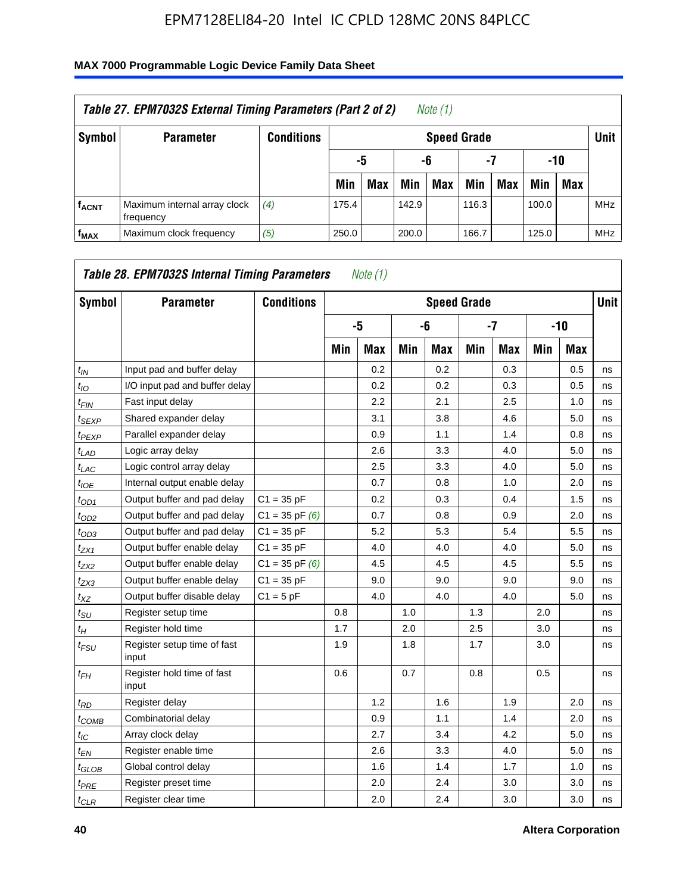### Table 27. EPM7032S External Timing Parameters (Part 2 of 2) *Note (1)*

| Symbol | Parameter | Conditions | Speed Grade | | | | | | | | Unit |
|---|---|---|---|---|---|---|---|---|---|---|---|
| | | | -5 | | -6 | | -7 | | -10 | | |
| | | | Min | Max | Min | Max | Min | Max | Min | Max | |
| $f_{ACNT}$ | Maximum internal array clock frequency | *(4)* | 175.4 | | 142.9 | | 116.3 | | 100.0 | | MHz |
| $f_{MAX}$ | Maximum clock frequency | *(5)* | 250.0 | | 200.0 | | 166.7 | | 125.0 | | MHz |

### Table 28. EPM7032S Internal Timing Parameters *Note (1)*

| Symbol | Parameter | Conditions | Speed Grade | | | | | | | | Unit |
|---|---|---|---|---|---|---|---|---|---|---|---|
| | | | -5 | | -6 | | -7 | | -10 | | |
| | | | Min | Max | Min | Max | Min | Max | Min | Max | |
| $t_{IN}$ | Input pad and buffer delay | | | 0.2 | | 0.2 | | 0.3 | | 0.5 | ns |
| $t_{IO}$ | I/O input pad and buffer delay | | | 0.2 | | 0.2 | | 0.3 | | 0.5 | ns |
| $t_{FIN}$ | Fast input delay | | | 2.2 | | 2.1 | | 2.5 | | 1.0 | ns |
| $t_{SEXP}$ | Shared expander delay | | | 3.1 | | 3.8 | | 4.6 | | 5.0 | ns |
| $t_{PEXP}$ | Parallel expander delay | | | 0.9 | | 1.1 | | 1.4 | | 0.8 | ns |
| $t_{LAD}$ | Logic array delay | | | 2.6 | | 3.3 | | 4.0 | | 5.0 | ns |
| $t_{LAC}$ | Logic control array delay | | | 2.5 | | 3.3 | | 4.0 | | 5.0 | ns |
| $t_{IOE}$ | Internal output enable delay | | | 0.7 | | 0.8 | | 1.0 | | 2.0 | ns |
| $t_{OD1}$ | Output buffer and pad delay | C1 = 35 pF | | 0.2 | | 0.3 | | 0.4 | | 1.5 | ns |
| $t_{OD2}$ | Output buffer and pad delay | C1 = 35 pF *(6)* | | 0.7 | | 0.8 | | 0.9 | | 2.0 | ns |
| $t_{OD3}$ | Output buffer and pad delay | C1 = 35 pF | | 5.2 | | 5.3 | | 5.4 | | 5.5 | ns |
| $t_{ZX1}$ | Output buffer enable delay | C1 = 35 pF | | 4.0 | | 4.0 | | 4.0 | | 5.0 | ns |
| $t_{ZX2}$ | Output buffer enable delay | C1 = 35 pF *(6)* | | 4.5 | | 4.5 | | 4.5 | | 5.5 | ns |
| $t_{ZX3}$ | Output buffer enable delay | C1 = 35 pF | | 9.0 | | 9.0 | | 9.0 | | 9.0 | ns |
| $t_{XZ}$ | Output buffer disable delay | C1 = 5 pF | | 4.0 | | 4.0 | | 4.0 | | 5.0 | ns |
| $t_{SU}$ | Register setup time | | 0.8 | | 1.0 | | 1.3 | | 2.0 | | ns |
| $t_{H}$ | Register hold time | | 1.7 | | 2.0 | | 2.5 | | 3.0 | | ns |
| $t_{FSU}$ | Register setup time of fast input | | 1.9 | | 1.8 | | 1.7 | | 3.0 | | ns |
| $t_{FH}$ | Register hold time of fast input | | 0.6 | | 0.7 | | 0.8 | | 0.5 | | ns |
| $t_{RD}$ | Register delay | | | 1.2 | | 1.6 | | 1.9 | | 2.0 | ns |
| $t_{COMB}$ | Combinatorial delay | | | 0.9 | | 1.1 | | 1.4 | | 2.0 | ns |
| $t_{IC}$ | Array clock delay | | | 2.7 | | 3.4 | | 4.2 | | 5.0 | ns |
| $t_{EN}$ | Register enable time | | | 2.6 | | 3.3 | | 4.0 | | 5.0 | ns |
| $t_{GLOB}$ | Global control delay | | | 1.6 | | 1.4 | | 1.7 | | 1.0 | ns |
| $t_{PRE}$ | Register preset time | | | 2.0 | | 2.4 | | 3.0 | | 3.0 | ns |
| $t_{CLR}$ | Register clear time | | | 2.0 | | 2.4 | | 3.0 | | 3.0 | ns |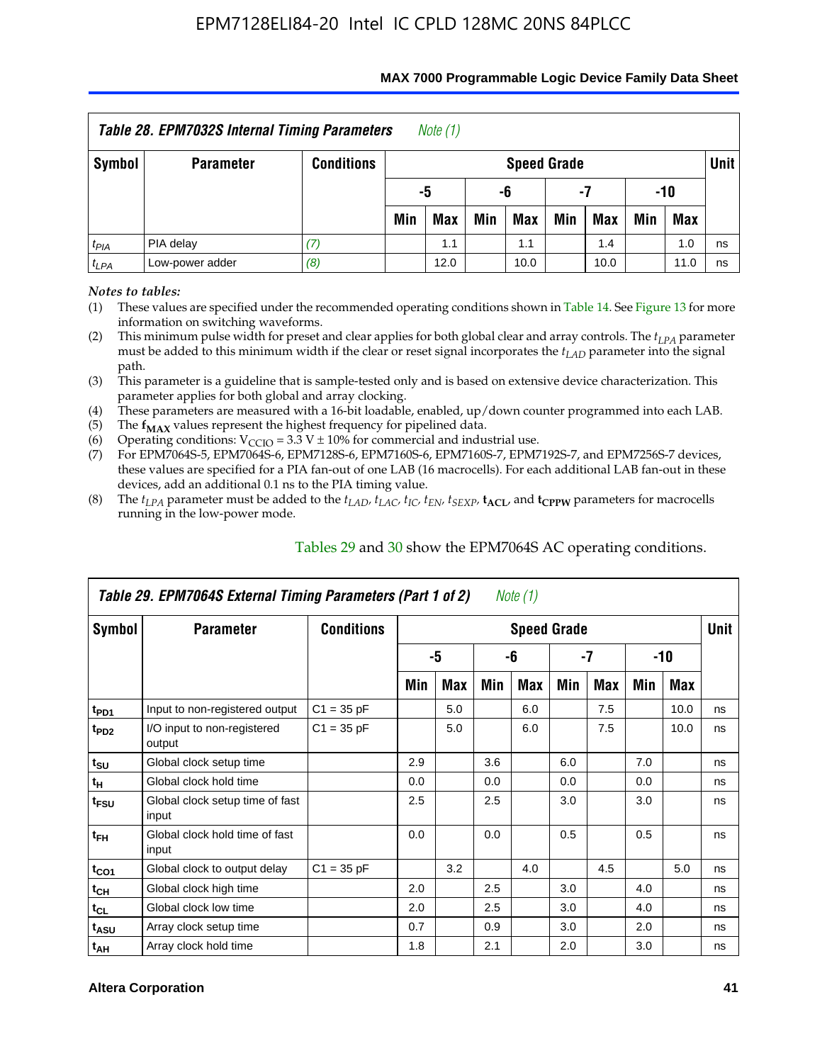| *Table 28. EPM7032S Internal Timing Parameters* *Note (1)* | | | | | | | | | | | |
|---|---|---|---|---|---|---|---|---|---|---|---|
| **Symbol** | **Parameter** | **Conditions** | **Speed Grade** | | | | | | | | **Unit** |
| | | | **-5** | | **-6** | | **-7** | | **-10** | | |
| | | | **Min** | **Max** | **Min** | **Max** | **Min** | **Max** | **Min** | **Max** | |
| $t_{PIA}$ | PIA delay | *(7)* | | 1.1 | | 1.1 | | 1.4 | | 1.0 | ns |
| $t_{LPA}$ | Low-power adder | *(8)* | | 12.0 | | 10.0 | | 10.0 | | 11.0 | ns |

*Notes to tables:*

(1) These values are specified under the recommended operating conditions shown in Table 14. See Figure 13 for more information on switching waveforms.

(2) This minimum pulse width for preset and clear applies for both global clear and array controls. The $t_{LPA}$ parameter must be added to this minimum width if the clear or reset signal incorporates the $t_{LAD}$ parameter into the signal path.

(3) This parameter is a guideline that is sample-tested only and is based on extensive device characterization. This parameter applies for both global and array clocking.

(4) These parameters are measured with a 16-bit loadable, enabled, up/down counter programmed into each LAB.

(5) The $\mathbf{f_{MAX}}$ values represent the highest frequency for pipelined data.

(6) Operating conditions: $V_{CCIO}$ = 3.3 V ± 10% for commercial and industrial use.

(7) For EPM7064S-5, EPM7064S-6, EPM7128S-6, EPM7160S-6, EPM7160S-7, EPM7192S-7, and EPM7256S-7 devices, these values are specified for a PIA fan-out of one LAB (16 macrocells). For each additional LAB fan-out in these devices, add an additional 0.1 ns to the PIA timing value.

(8) The $t_{LPA}$ parameter must be added to the $t_{LAD}$, $t_{LAC}$, $t_{IC}$, $t_{EN}$, $t_{SEXP}$, $\mathbf{t_{ACL}}$, and $\mathbf{t_{CPPW}}$ parameters for macrocells running in the low-power mode.

Tables 29 and 30 show the EPM7064S AC operating conditions.

| *Table 29. EPM7064S External Timing Parameters (Part 1 of 2)* *Note (1)* | | | | | | | | | | | |
|---|---|---|---|---|---|---|---|---|---|---|---|
| **Symbol** | **Parameter** | **Conditions** | **Speed Grade** | | | | | | | | **Unit** |
| | | | **-5** | | **-6** | | **-7** | | **-10** | | |
| | | | **Min** | **Max** | **Min** | **Max** | **Min** | **Max** | **Min** | **Max** | |
| $t_{PD1}$ | Input to non-registered output | C1 = 35 pF | | 5.0 | | 6.0 | | 7.5 | | 10.0 | ns |
| $t_{PD2}$ | I/O input to non-registered output | C1 = 35 pF | | 5.0 | | 6.0 | | 7.5 | | 10.0 | ns |
| $t_{SU}$ | Global clock setup time | | 2.9 | | 3.6 | | 6.0 | | 7.0 | | ns |
| $t_{H}$ | Global clock hold time | | 0.0 | | 0.0 | | 0.0 | | 0.0 | | ns |
| $t_{FSU}$ | Global clock setup time of fast input | | 2.5 | | 2.5 | | 3.0 | | 3.0 | | ns |
| $t_{FH}$ | Global clock hold time of fast input | | 0.0 | | 0.0 | | 0.5 | | 0.5 | | ns |
| $t_{CO1}$ | Global clock to output delay | C1 = 35 pF | | 3.2 | | 4.0 | | 4.5 | | 5.0 | ns |
| $t_{CH}$ | Global clock high time | | 2.0 | | 2.5 | | 3.0 | | 4.0 | | ns |
| $t_{CL}$ | Global clock low time | | 2.0 | | 2.5 | | 3.0 | | 4.0 | | ns |
| $t_{ASU}$ | Array clock setup time | | 0.7 | | 0.9 | | 3.0 | | 2.0 | | ns |
| $t_{AH}$ | Array clock hold time | | 1.8 | | 2.1 | | 2.0 | | 3.0 | | ns |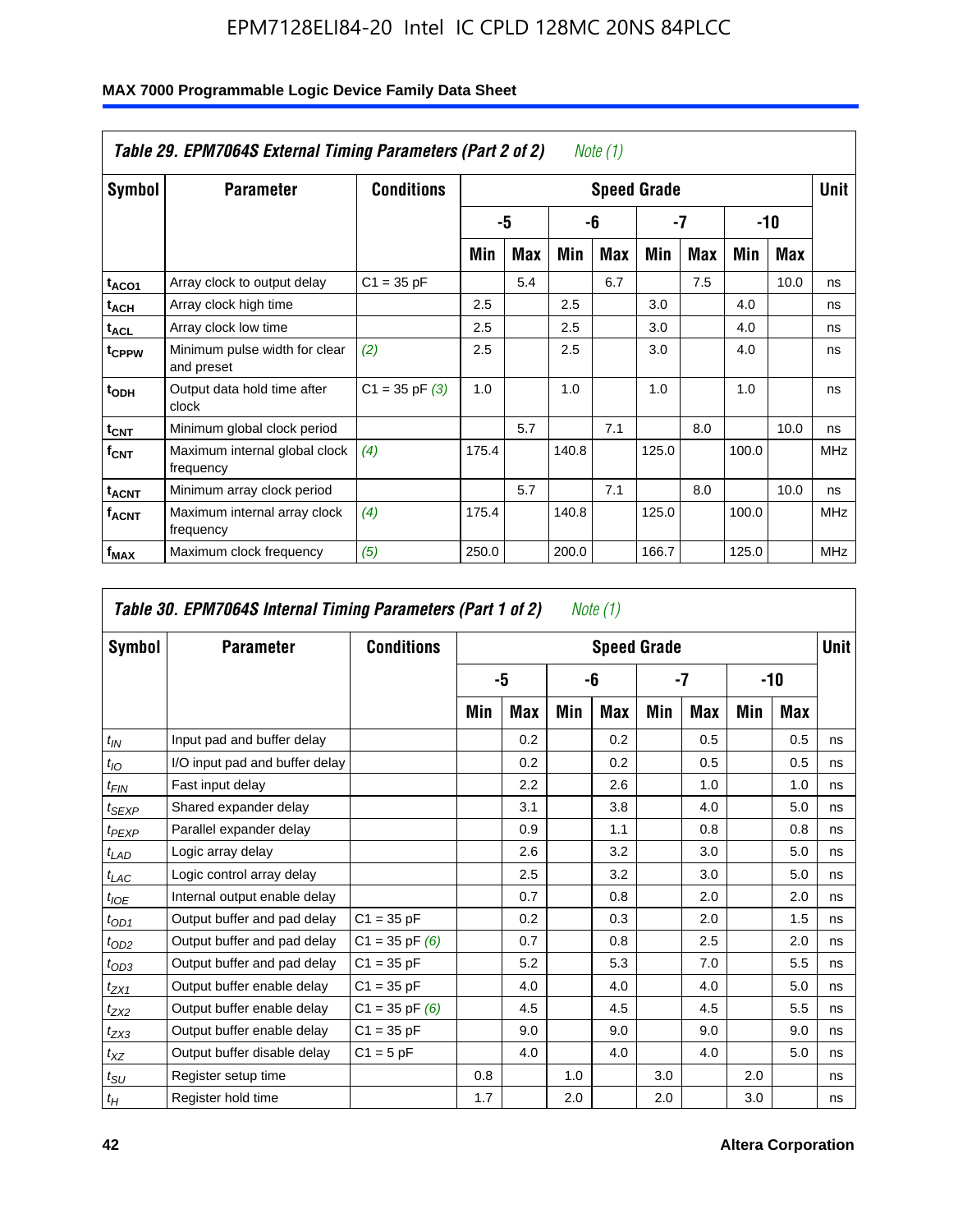**Table 29. EPM7064S External Timing Parameters (Part 2 of 2)** *Note (1)*

| Symbol | Parameter | Conditions | Speed Grade | | | | | | | | Unit |
|---|---|---|---|---|---|---|---|---|---|---|---|
| | | | -5 | | -6 | | -7 | | -10 | | |
| | | | Min | Max | Min | Max | Min | Max | Min | Max | |
| $t_{ACO1}$ | Array clock to output delay | C1 = 35 pF | | 5.4 | | 6.7 | | 7.5 | | 10.0 | ns |
| $t_{ACH}$ | Array clock high time | | 2.5 | | 2.5 | | 3.0 | | 4.0 | | ns |
| $t_{ACL}$ | Array clock low time | | 2.5 | | 2.5 | | 3.0 | | 4.0 | | ns |
| $t_{CPPW}$ | Minimum pulse width for clear and preset | *(2)* | 2.5 | | 2.5 | | 3.0 | | 4.0 | | ns |
| $t_{ODH}$ | Output data hold time after clock | C1 = 35 pF *(3)* | 1.0 | | 1.0 | | 1.0 | | 1.0 | | ns |
| $t_{CNT}$ | Minimum global clock period | | | 5.7 | | 7.1 | | 8.0 | | 10.0 | ns |
| $f_{CNT}$ | Maximum internal global clock frequency | *(4)* | 175.4 | | 140.8 | | 125.0 | | 100.0 | | MHz |
| $t_{ACNT}$ | Minimum array clock period | | | 5.7 | | 7.1 | | 8.0 | | 10.0 | ns |
| $f_{ACNT}$ | Maximum internal array clock frequency | *(4)* | 175.4 | | 140.8 | | 125.0 | | 100.0 | | MHz |
| $f_{MAX}$ | Maximum clock frequency | *(5)* | 250.0 | | 200.0 | | 166.7 | | 125.0 | | MHz |

**Table 30. EPM7064S Internal Timing Parameters (Part 1 of 2)** *Note (1)*

| Symbol | Parameter | Conditions | Speed Grade | | | | | | | | Unit |
|---|---|---|---|---|---|---|---|---|---|---|---|
| | | | -5 | | -6 | | -7 | | -10 | | |
| | | | Min | Max | Min | Max | Min | Max | Min | Max | |
| $t_{IN}$ | Input pad and buffer delay | | | 0.2 | | 0.2 | | 0.5 | | 0.5 | ns |
| $t_{IO}$ | I/O input pad and buffer delay | | | 0.2 | | 0.2 | | 0.5 | | 0.5 | ns |
| $t_{FIN}$ | Fast input delay | | | 2.2 | | 2.6 | | 1.0 | | 1.0 | ns |
| $t_{SEXP}$ | Shared expander delay | | | 3.1 | | 3.8 | | 4.0 | | 5.0 | ns |
| $t_{PEXP}$ | Parallel expander delay | | | 0.9 | | 1.1 | | 0.8 | | 0.8 | ns |
| $t_{LAD}$ | Logic array delay | | | 2.6 | | 3.2 | | 3.0 | | 5.0 | ns |
| $t_{LAC}$ | Logic control array delay | | | 2.5 | | 3.2 | | 3.0 | | 5.0 | ns |
| $t_{IOE}$ | Internal output enable delay | | | 0.7 | | 0.8 | | 2.0 | | 2.0 | ns |
| $t_{OD1}$ | Output buffer and pad delay | C1 = 35 pF | | 0.2 | | 0.3 | | 2.0 | | 1.5 | ns |
| $t_{OD2}$ | Output buffer and pad delay | C1 = 35 pF *(6)* | | 0.7 | | 0.8 | | 2.5 | | 2.0 | ns |
| $t_{OD3}$ | Output buffer and pad delay | C1 = 35 pF | | 5.2 | | 5.3 | | 7.0 | | 5.5 | ns |
| $t_{ZX1}$ | Output buffer enable delay | C1 = 35 pF | | 4.0 | | 4.0 | | 4.0 | | 5.0 | ns |
| $t_{ZX2}$ | Output buffer enable delay | C1 = 35 pF *(6)* | | 4.5 | | 4.5 | | 4.5 | | 5.5 | ns |
| $t_{ZX3}$ | Output buffer enable delay | C1 = 35 pF | | 9.0 | | 9.0 | | 9.0 | | 9.0 | ns |
| $t_{XZ}$ | Output buffer disable delay | C1 = 5 pF | | 4.0 | | 4.0 | | 4.0 | | 5.0 | ns |
| $t_{SU}$ | Register setup time | | 0.8 | | 1.0 | | 3.0 | | 2.0 | | ns |
| $t_H$ | Register hold time | | 1.7 | | 2.0 | | 2.0 | | 3.0 | | ns |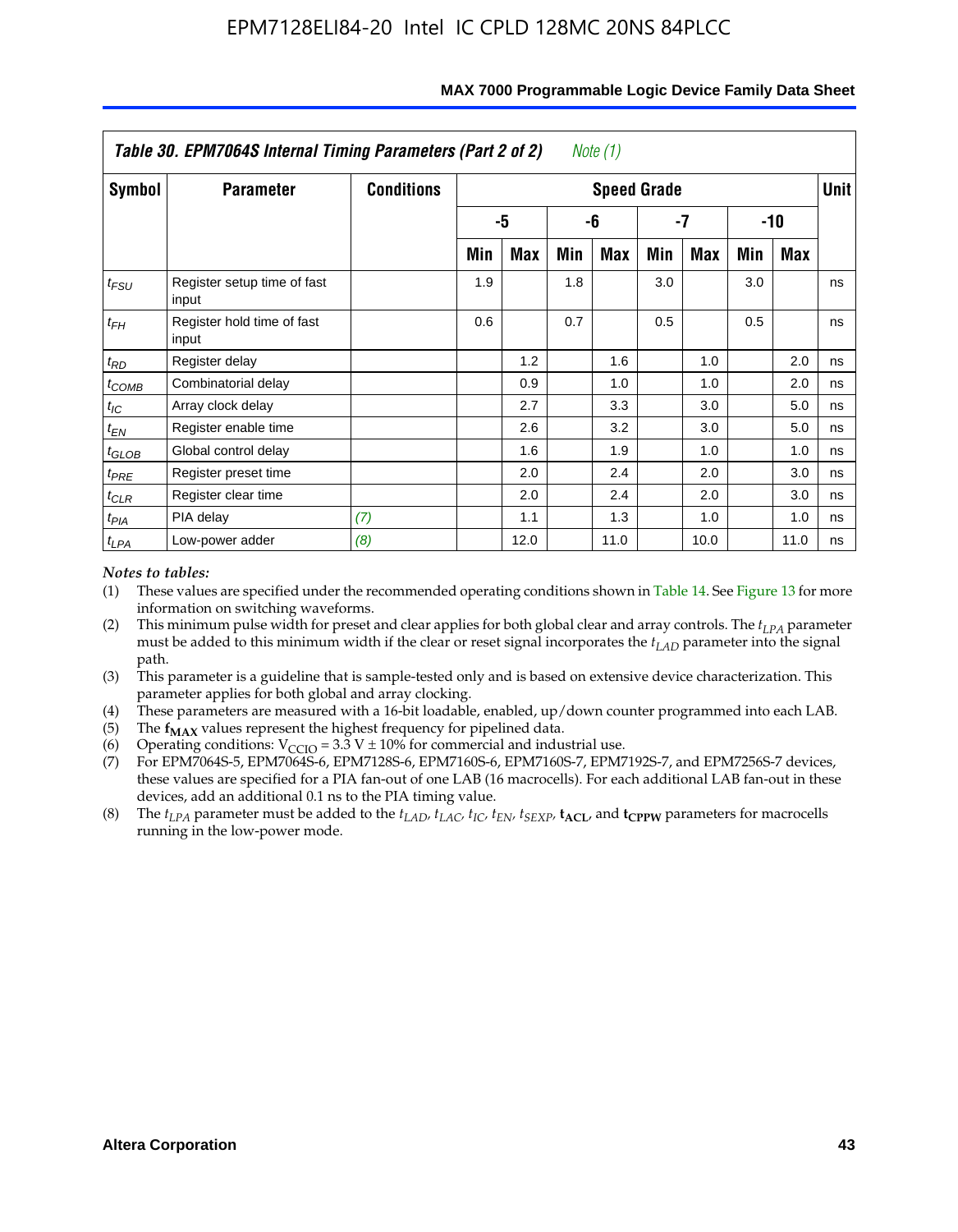| *Table 30. EPM7064S Internal Timing Parameters (Part 2 of 2)* *Note (1)* | | | | | | | | | | | |
|---|---|---|---|---|---|---|---|---|---|---|---|
| **Symbol** | **Parameter** | **Conditions** | **Speed Grade** | | | | | | | | **Unit** |
| | | | **-5** | | **-6** | | **-7** | | **-10** | | |
| | | | **Min** | **Max** | **Min** | **Max** | **Min** | **Max** | **Min** | **Max** | |
| $t_{FSU}$ | Register setup time of fast input | | 1.9 | | 1.8 | | 3.0 | | 3.0 | | ns |
| $t_{FH}$ | Register hold time of fast input | | 0.6 | | 0.7 | | 0.5 | | 0.5 | | ns |
| $t_{RD}$ | Register delay | | | 1.2 | | 1.6 | | 1.0 | | 2.0 | ns |
| $t_{COMB}$ | Combinatorial delay | | | 0.9 | | 1.0 | | 1.0 | | 2.0 | ns |
| $t_{IC}$ | Array clock delay | | | 2.7 | | 3.3 | | 3.0 | | 5.0 | ns |
| $t_{EN}$ | Register enable time | | | 2.6 | | 3.2 | | 3.0 | | 5.0 | ns |
| $t_{GLOB}$ | Global control delay | | | 1.6 | | 1.9 | | 1.0 | | 1.0 | ns |
| $t_{PRE}$ | Register preset time | | | 2.0 | | 2.4 | | 2.0 | | 3.0 | ns |
| $t_{CLR}$ | Register clear time | | | 2.0 | | 2.4 | | 2.0 | | 3.0 | ns |
| $t_{PIA}$ | PIA delay | *(7)* | | 1.1 | | 1.3 | | 1.0 | | 1.0 | ns |
| $t_{LPA}$ | Low-power adder | *(8)* | | 12.0 | | 11.0 | | 10.0 | | 11.0 | ns |

*Notes to tables:*

(1) These values are specified under the recommended operating conditions shown in Table 14. See Figure 13 for more information on switching waveforms.

(2) This minimum pulse width for preset and clear applies for both global clear and array controls. The $t_{LPA}$ parameter must be added to this minimum width if the clear or reset signal incorporates the $t_{LAD}$ parameter into the signal path.

(3) This parameter is a guideline that is sample-tested only and is based on extensive device characterization. This parameter applies for both global and array clocking.

(4) These parameters are measured with a 16-bit loadable, enabled, up/down counter programmed into each LAB.

(5) The $\mathbf{f_{MAX}}$ values represent the highest frequency for pipelined data.

(6) Operating conditions: $V_{CCIO} = 3.3\ V \pm 10\%$ for commercial and industrial use.

(7) For EPM7064S-5, EPM7064S-6, EPM7128S-6, EPM7160S-6, EPM7160S-7, EPM7192S-7, and EPM7256S-7 devices, these values are specified for a PIA fan-out of one LAB (16 macrocells). For each additional LAB fan-out in these devices, add an additional 0.1 ns to the PIA timing value.

(8) The $t_{LPA}$ parameter must be added to the $t_{LAD}$, $t_{LAC}$, $t_{IC}$, $t_{EN}$, $t_{SEXP}$, $\mathbf{t_{ACL}}$, and $\mathbf{t_{CPPW}}$ parameters for macrocells running in the low-power mode.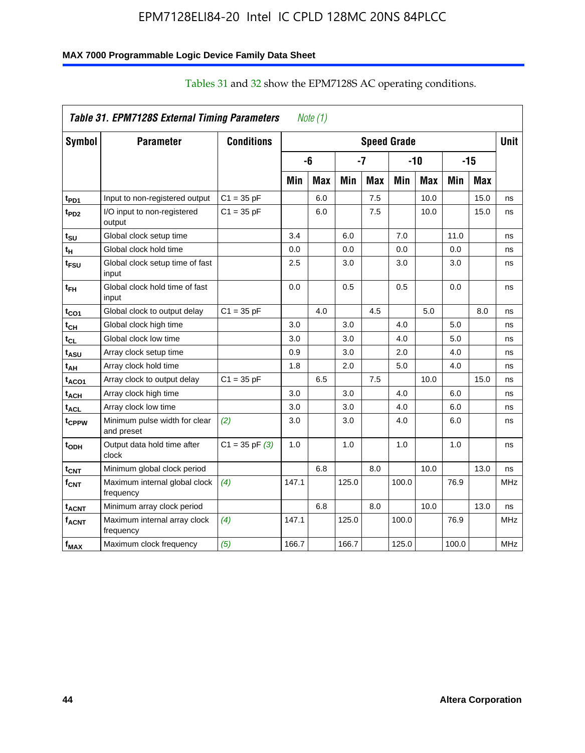Tables 31 and 32 show the EPM7128S AC operating conditions.

*Table 31. EPM7128S External Timing Parameters Note (1)*

| Symbol | Parameter | Conditions | Speed Grade | | | | | | | | Unit |
|---|---|---|---|---|---|---|---|---|---|---|---|
| | | | -6 | | -7 | | -10 | | -15 | | |
| | | | Min | Max | Min | Max | Min | Max | Min | Max | |
| $t_{PD1}$ | Input to non-registered output | C1 = 35 pF | | 6.0 | | 7.5 | | 10.0 | | 15.0 | ns |
| $t_{PD2}$ | I/O input to non-registered output | C1 = 35 pF | | 6.0 | | 7.5 | | 10.0 | | 15.0 | ns |
| $t_{SU}$ | Global clock setup time | | 3.4 | | 6.0 | | 7.0 | | 11.0 | | ns |
| $t_{H}$ | Global clock hold time | | 0.0 | | 0.0 | | 0.0 | | 0.0 | | ns |
| $t_{FSU}$ | Global clock setup time of fast input | | 2.5 | | 3.0 | | 3.0 | | 3.0 | | ns |
| $t_{FH}$ | Global clock hold time of fast input | | 0.0 | | 0.5 | | 0.5 | | 0.0 | | ns |
| $t_{CO1}$ | Global clock to output delay | C1 = 35 pF | | 4.0 | | 4.5 | | 5.0 | | 8.0 | ns |
| $t_{CH}$ | Global clock high time | | 3.0 | | 3.0 | | 4.0 | | 5.0 | | ns |
| $t_{CL}$ | Global clock low time | | 3.0 | | 3.0 | | 4.0 | | 5.0 | | ns |
| $t_{ASU}$ | Array clock setup time | | 0.9 | | 3.0 | | 2.0 | | 4.0 | | ns |
| $t_{AH}$ | Array clock hold time | | 1.8 | | 2.0 | | 5.0 | | 4.0 | | ns |
| $t_{ACO1}$ | Array clock to output delay | C1 = 35 pF | | 6.5 | | 7.5 | | 10.0 | | 15.0 | ns |
| $t_{ACH}$ | Array clock high time | | 3.0 | | 3.0 | | 4.0 | | 6.0 | | ns |
| $t_{ACL}$ | Array clock low time | | 3.0 | | 3.0 | | 4.0 | | 6.0 | | ns |
| $t_{CPPW}$ | Minimum pulse width for clear and preset | *(2)* | 3.0 | | 3.0 | | 4.0 | | 6.0 | | ns |
| $t_{ODH}$ | Output data hold time after clock | C1 = 35 pF *(3)* | 1.0 | | 1.0 | | 1.0 | | 1.0 | | ns |
| $t_{CNT}$ | Minimum global clock period | | | 6.8 | | 8.0 | | 10.0 | | 13.0 | ns |
| $f_{CNT}$ | Maximum internal global clock frequency | *(4)* | 147.1 | | 125.0 | | 100.0 | | 76.9 | | MHz |
| $t_{ACNT}$ | Minimum array clock period | | | 6.8 | | 8.0 | | 10.0 | | 13.0 | ns |
| $f_{ACNT}$ | Maximum internal array clock frequency | *(4)* | 147.1 | | 125.0 | | 100.0 | | 76.9 | | MHz |
| $f_{MAX}$ | Maximum clock frequency | *(5)* | 166.7 | | 166.7 | | 125.0 | | 100.0 | | MHz |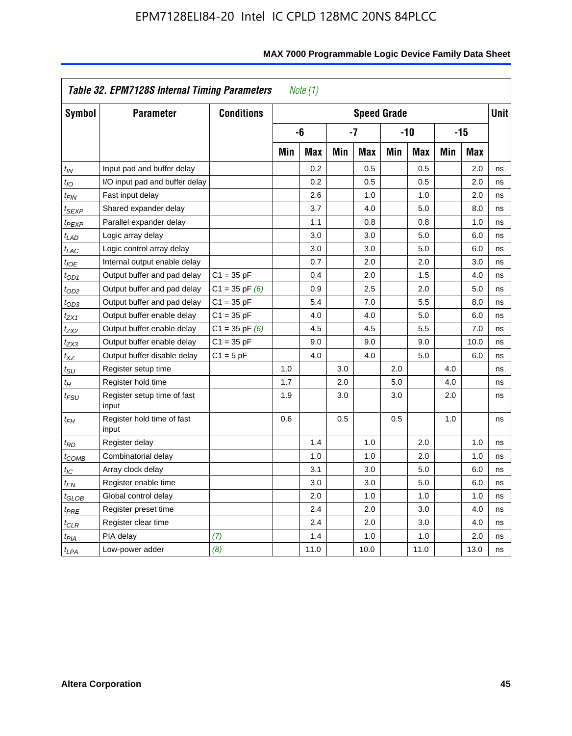| Table 32. EPM7128S Internal Timing Parameters *Note (1)* | | | | | | | | | | | |
|---|---|---|---|---|---|---|---|---|---|---|---|
| Symbol | Parameter | Conditions | Speed Grade | | | | | | | | Unit |
| | | | -6 | | -7 | | -10 | | -15 | | |
| | | | Min | Max | Min | Max | Min | Max | Min | Max | |
| $t_{IN}$ | Input pad and buffer delay | | | 0.2 | | 0.5 | | 0.5 | | 2.0 | ns |
| $t_{IO}$ | I/O input pad and buffer delay | | | 0.2 | | 0.5 | | 0.5 | | 2.0 | ns |
| $t_{FIN}$ | Fast input delay | | | 2.6 | | 1.0 | | 1.0 | | 2.0 | ns |
| $t_{SEXP}$ | Shared expander delay | | | 3.7 | | 4.0 | | 5.0 | | 8.0 | ns |
| $t_{PEXP}$ | Parallel expander delay | | | 1.1 | | 0.8 | | 0.8 | | 1.0 | ns |
| $t_{LAD}$ | Logic array delay | | | 3.0 | | 3.0 | | 5.0 | | 6.0 | ns |
| $t_{LAC}$ | Logic control array delay | | | 3.0 | | 3.0 | | 5.0 | | 6.0 | ns |
| $t_{IOE}$ | Internal output enable delay | | | 0.7 | | 2.0 | | 2.0 | | 3.0 | ns |
| $t_{OD1}$ | Output buffer and pad delay | C1 = 35 pF | | 0.4 | | 2.0 | | 1.5 | | 4.0 | ns |
| $t_{OD2}$ | Output buffer and pad delay | C1 = 35 pF *(6)* | | 0.9 | | 2.5 | | 2.0 | | 5.0 | ns |
| $t_{OD3}$ | Output buffer and pad delay | C1 = 35 pF | | 5.4 | | 7.0 | | 5.5 | | 8.0 | ns |
| $t_{ZX1}$ | Output buffer enable delay | C1 = 35 pF | | 4.0 | | 4.0 | | 5.0 | | 6.0 | ns |
| $t_{ZX2}$ | Output buffer enable delay | C1 = 35 pF *(6)* | | 4.5 | | 4.5 | | 5.5 | | 7.0 | ns |
| $t_{ZX3}$ | Output buffer enable delay | C1 = 35 pF | | 9.0 | | 9.0 | | 9.0 | | 10.0 | ns |
| $t_{XZ}$ | Output buffer disable delay | C1 = 5 pF | | 4.0 | | 4.0 | | 5.0 | | 6.0 | ns |
| $t_{SU}$ | Register setup time | | 1.0 | | 3.0 | | 2.0 | | 4.0 | | ns |
| $t_{H}$ | Register hold time | | 1.7 | | 2.0 | | 5.0 | | 4.0 | | ns |
| $t_{FSU}$ | Register setup time of fast input | | 1.9 | | 3.0 | | 3.0 | | 2.0 | | ns |
| $t_{FH}$ | Register hold time of fast input | | 0.6 | | 0.5 | | 0.5 | | 1.0 | | ns |
| $t_{RD}$ | Register delay | | | 1.4 | | 1.0 | | 2.0 | | 1.0 | ns |
| $t_{COMB}$ | Combinatorial delay | | | 1.0 | | 1.0 | | 2.0 | | 1.0 | ns |
| $t_{IC}$ | Array clock delay | | | 3.1 | | 3.0 | | 5.0 | | 6.0 | ns |
| $t_{EN}$ | Register enable time | | | 3.0 | | 3.0 | | 5.0 | | 6.0 | ns |
| $t_{GLOB}$ | Global control delay | | | 2.0 | | 1.0 | | 1.0 | | 1.0 | ns |
| $t_{PRE}$ | Register preset time | | | 2.4 | | 2.0 | | 3.0 | | 4.0 | ns |
| $t_{CLR}$ | Register clear time | | | 2.4 | | 2.0 | | 3.0 | | 4.0 | ns |
| $t_{PIA}$ | PIA delay | *(7)* | | 1.4 | | 1.0 | | 1.0 | | 2.0 | ns |
| $t_{LPA}$ | Low-power adder | *(8)* | | 11.0 | | 10.0 | | 11.0 | | 13.0 | ns |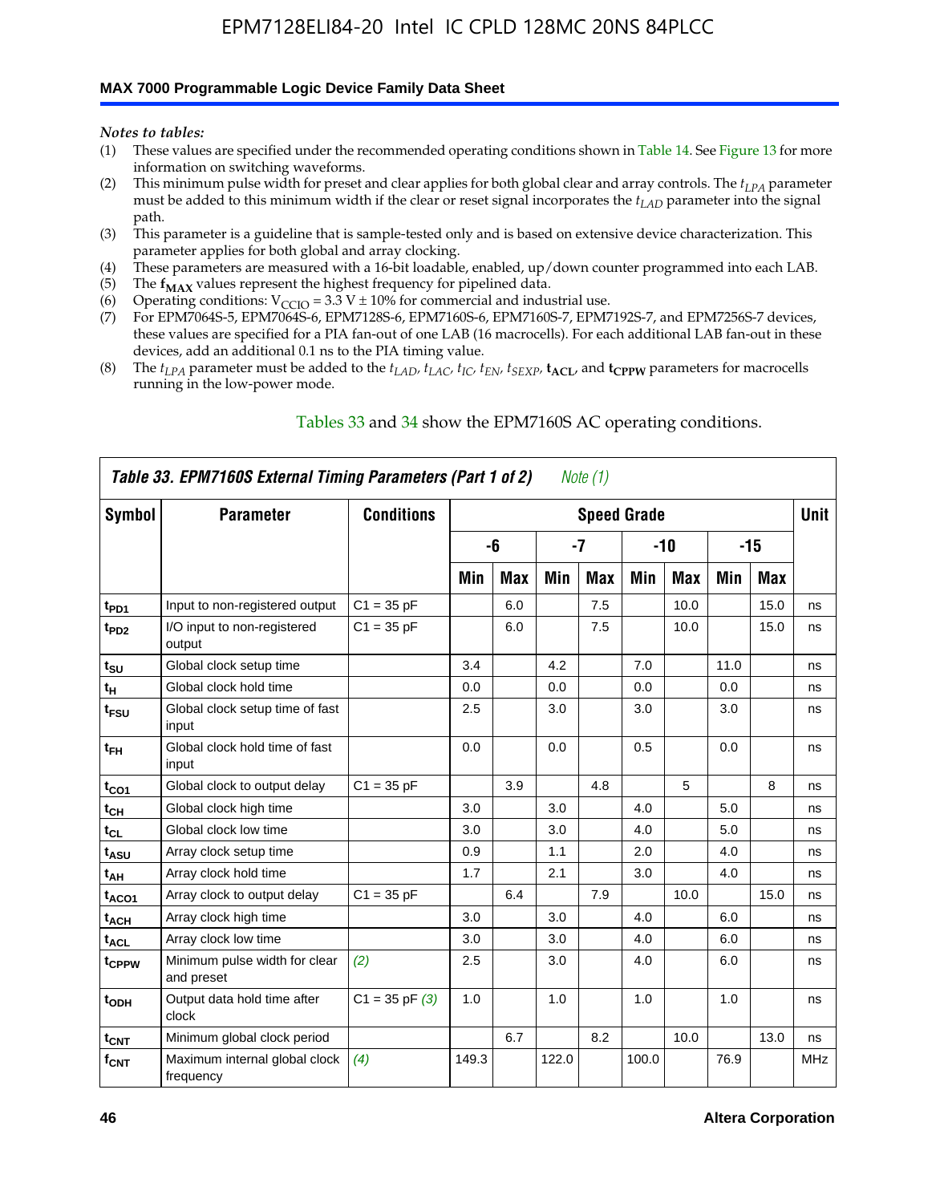*Notes to tables:*

(1) These values are specified under the recommended operating conditions shown in Table 14. See Figure 13 for more information on switching waveforms.
(2) This minimum pulse width for preset and clear applies for both global clear and array controls. The $t_{LPA}$ parameter must be added to this minimum width if the clear or reset signal incorporates the $t_{LAD}$ parameter into the signal path.
(3) This parameter is a guideline that is sample-tested only and is based on extensive device characterization. This parameter applies for both global and array clocking.
(4) These parameters are measured with a 16-bit loadable, enabled, up/down counter programmed into each LAB.
(5) The $\mathbf{f_{MAX}}$ values represent the highest frequency for pipelined data.
(6) Operating conditions: $V_{CCIO}$ = 3.3 V ± 10% for commercial and industrial use.
(7) For EPM7064S-5, EPM7064S-6, EPM7128S-6, EPM7160S-6, EPM7160S-7, EPM7192S-7, and EPM7256S-7 devices, these values are specified for a PIA fan-out of one LAB (16 macrocells). For each additional LAB fan-out in these devices, add an additional 0.1 ns to the PIA timing value.
(8) The $t_{LPA}$ parameter must be added to the $t_{LAD}$, $t_{LAC}$, $t_{IC}$, $t_{EN}$, $t_{SEXP}$, $\mathbf{t_{ACL}}$, and $\mathbf{t_{CPPW}}$ parameters for macrocells running in the low-power mode.

Tables 33 and 34 show the EPM7160S AC operating conditions.

**Table 33. EPM7160S External Timing Parameters (Part 1 of 2)** *Note (1)*

| Symbol | Parameter | Conditions | Speed Grade | | | | | | | | Unit |
|---|---|---|---|---|---|---|---|---|---|---|---|
| | | | -6 | | -7 | | -10 | | -15 | | |
| | | | Min | Max | Min | Max | Min | Max | Min | Max | |
| $t_{PD1}$ | Input to non-registered output | C1 = 35 pF | | 6.0 | | 7.5 | | 10.0 | | 15.0 | ns |
| $t_{PD2}$ | I/O input to non-registered output | C1 = 35 pF | | 6.0 | | 7.5 | | 10.0 | | 15.0 | ns |
| $t_{SU}$ | Global clock setup time | | 3.4 | | 4.2 | | 7.0 | | 11.0 | | ns |
| $t_{H}$ | Global clock hold time | | 0.0 | | 0.0 | | 0.0 | | 0.0 | | ns |
| $t_{FSU}$ | Global clock setup time of fast input | | 2.5 | | 3.0 | | 3.0 | | 3.0 | | ns |
| $t_{FH}$ | Global clock hold time of fast input | | 0.0 | | 0.0 | | 0.5 | | 0.0 | | ns |
| $t_{CO1}$ | Global clock to output delay | C1 = 35 pF | | 3.9 | | 4.8 | | 5 | | 8 | ns |
| $t_{CH}$ | Global clock high time | | 3.0 | | 3.0 | | 4.0 | | 5.0 | | ns |
| $t_{CL}$ | Global clock low time | | 3.0 | | 3.0 | | 4.0 | | 5.0 | | ns |
| $t_{ASU}$ | Array clock setup time | | 0.9 | | 1.1 | | 2.0 | | 4.0 | | ns |
| $t_{AH}$ | Array clock hold time | | 1.7 | | 2.1 | | 3.0 | | 4.0 | | ns |
| $t_{ACO1}$ | Array clock to output delay | C1 = 35 pF | | 6.4 | | 7.9 | | 10.0 | | 15.0 | ns |
| $t_{ACH}$ | Array clock high time | | 3.0 | | 3.0 | | 4.0 | | 6.0 | | ns |
| $t_{ACL}$ | Array clock low time | | 3.0 | | 3.0 | | 4.0 | | 6.0 | | ns |
| $t_{CPPW}$ | Minimum pulse width for clear and preset | *(2)* | 2.5 | | 3.0 | | 4.0 | | 6.0 | | ns |
| $t_{ODH}$ | Output data hold time after clock | C1 = 35 pF *(3)* | 1.0 | | 1.0 | | 1.0 | | 1.0 | | ns |
| $t_{CNT}$ | Minimum global clock period | | | 6.7 | | 8.2 | | 10.0 | | 13.0 | ns |
| $f_{CNT}$ | Maximum internal global clock frequency | *(4)* | 149.3 | | 122.0 | | 100.0 | | 76.9 | | MHz |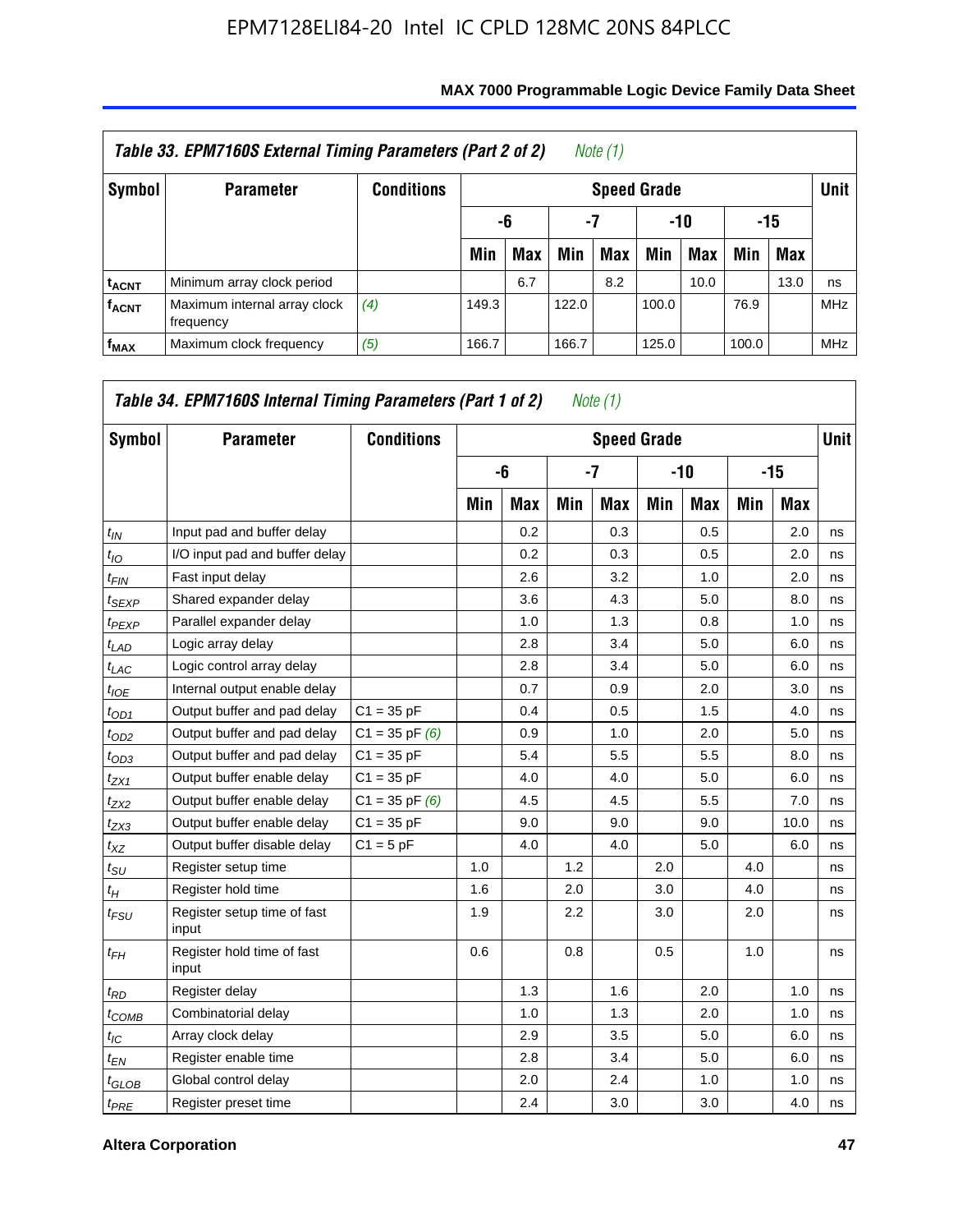**Table 33. EPM7160S External Timing Parameters (Part 2 of 2)** *Note (1)*

| Symbol | Parameter | Conditions | Speed Grade | | | | | | | | Unit |
|---|---|---|---|---|---|---|---|---|---|---|---|
| | | | -6 | | -7 | | -10 | | -15 | | |
| | | | Min | Max | Min | Max | Min | Max | Min | Max | |
| $t_{ACNT}$ | Minimum array clock period | | | 6.7 | | 8.2 | | 10.0 | | 13.0 | ns |
| $f_{ACNT}$ | Maximum internal array clock frequency | *(4)* | 149.3 | | 122.0 | | 100.0 | | 76.9 | | MHz |
| $f_{MAX}$ | Maximum clock frequency | *(5)* | 166.7 | | 166.7 | | 125.0 | | 100.0 | | MHz |

**Table 34. EPM7160S Internal Timing Parameters (Part 1 of 2)** *Note (1)*

| Symbol | Parameter | Conditions | Speed Grade | | | | | | | | Unit |
|---|---|---|---|---|---|---|---|---|---|---|---|
| | | | -6 | | -7 | | -10 | | -15 | | |
| | | | Min | Max | Min | Max | Min | Max | Min | Max | |
| $t_{IN}$ | Input pad and buffer delay | | | 0.2 | | 0.3 | | 0.5 | | 2.0 | ns |
| $t_{IO}$ | I/O input pad and buffer delay | | | 0.2 | | 0.3 | | 0.5 | | 2.0 | ns |
| $t_{FIN}$ | Fast input delay | | | 2.6 | | 3.2 | | 1.0 | | 2.0 | ns |
| $t_{SEXP}$ | Shared expander delay | | | 3.6 | | 4.3 | | 5.0 | | 8.0 | ns |
| $t_{PEXP}$ | Parallel expander delay | | | 1.0 | | 1.3 | | 0.8 | | 1.0 | ns |
| $t_{LAD}$ | Logic array delay | | | 2.8 | | 3.4 | | 5.0 | | 6.0 | ns |
| $t_{LAC}$ | Logic control array delay | | | 2.8 | | 3.4 | | 5.0 | | 6.0 | ns |
| $t_{IOE}$ | Internal output enable delay | | | 0.7 | | 0.9 | | 2.0 | | 3.0 | ns |
| $t_{OD1}$ | Output buffer and pad delay | C1 = 35 pF | | 0.4 | | 0.5 | | 1.5 | | 4.0 | ns |
| $t_{OD2}$ | Output buffer and pad delay | C1 = 35 pF *(6)* | | 0.9 | | 1.0 | | 2.0 | | 5.0 | ns |
| $t_{OD3}$ | Output buffer and pad delay | C1 = 35 pF | | 5.4 | | 5.5 | | 5.5 | | 8.0 | ns |
| $t_{ZX1}$ | Output buffer enable delay | C1 = 35 pF | | 4.0 | | 4.0 | | 5.0 | | 6.0 | ns |
| $t_{ZX2}$ | Output buffer enable delay | C1 = 35 pF *(6)* | | 4.5 | | 4.5 | | 5.5 | | 7.0 | ns |
| $t_{ZX3}$ | Output buffer enable delay | C1 = 35 pF | | 9.0 | | 9.0 | | 9.0 | | 10.0 | ns |
| $t_{XZ}$ | Output buffer disable delay | C1 = 5 pF | | 4.0 | | 4.0 | | 5.0 | | 6.0 | ns |
| $t_{SU}$ | Register setup time | | 1.0 | | 1.2 | | 2.0 | | 4.0 | | ns |
| $t_{H}$ | Register hold time | | 1.6 | | 2.0 | | 3.0 | | 4.0 | | ns |
| $t_{FSU}$ | Register setup time of fast input | | 1.9 | | 2.2 | | 3.0 | | 2.0 | | ns |
| $t_{FH}$ | Register hold time of fast input | | 0.6 | | 0.8 | | 0.5 | | 1.0 | | ns |
| $t_{RD}$ | Register delay | | | 1.3 | | 1.6 | | 2.0 | | 1.0 | ns |
| $t_{COMB}$ | Combinatorial delay | | | 1.0 | | 1.3 | | 2.0 | | 1.0 | ns |
| $t_{IC}$ | Array clock delay | | | 2.9 | | 3.5 | | 5.0 | | 6.0 | ns |
| $t_{EN}$ | Register enable time | | | 2.8 | | 3.4 | | 5.0 | | 6.0 | ns |
| $t_{GLOB}$ | Global control delay | | | 2.0 | | 2.4 | | 1.0 | | 1.0 | ns |
| $t_{PRE}$ | Register preset time | | | 2.4 | | 3.0 | | 3.0 | | 4.0 | ns |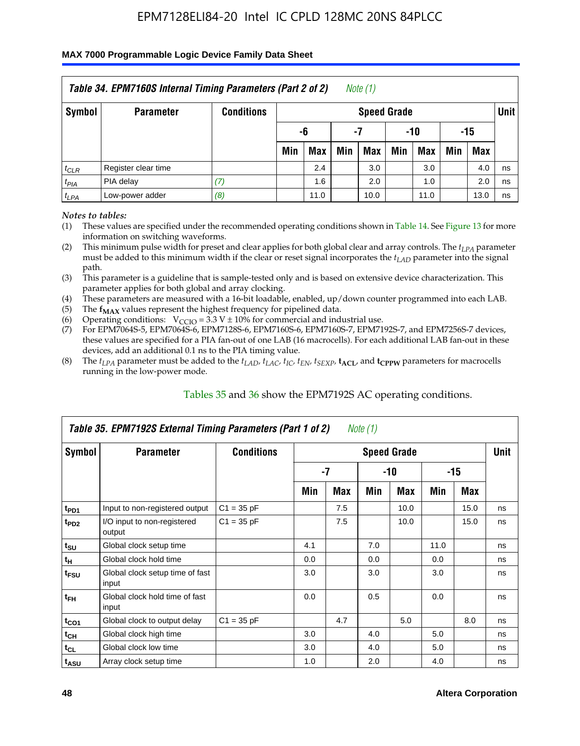**Table 34. EPM7160S Internal Timing Parameters (Part 2 of 2)** *Note (1)*

| Symbol | Parameter | Conditions | Speed Grade | | | | | | | | Unit |
|---|---|---|---|---|---|---|---|---|---|---|---|
| | | | -6 | | -7 | | -10 | | -15 | | |
| | | | Min | Max | Min | Max | Min | Max | Min | Max | |
| $t_{CLR}$ | Register clear time | | | 2.4 | | 3.0 | | 3.0 | | 4.0 | ns |
| $t_{PIA}$ | PIA delay | *(7)* | | 1.6 | | 2.0 | | 1.0 | | 2.0 | ns |
| $t_{LPA}$ | Low-power adder | *(8)* | | 11.0 | | 10.0 | | 11.0 | | 13.0 | ns |

*Notes to tables:*

(1) These values are specified under the recommended operating conditions shown in Table 14. See Figure 13 for more information on switching waveforms.

(2) This minimum pulse width for preset and clear applies for both global clear and array controls. The $t_{LPA}$ parameter must be added to this minimum width if the clear or reset signal incorporates the $t_{LAD}$ parameter into the signal path.

(3) This parameter is a guideline that is sample-tested only and is based on extensive device characterization. This parameter applies for both global and array clocking.

(4) These parameters are measured with a 16-bit loadable, enabled, up/down counter programmed into each LAB.

(5) The $\mathbf{f_{MAX}}$ values represent the highest frequency for pipelined data.

(6) Operating conditions: $V_{CCIO} = 3.3\ V \pm 10\%$ for commercial and industrial use.

(7) For EPM7064S-5, EPM7064S-6, EPM7128S-6, EPM7160S-6, EPM7160S-7, EPM7192S-7, and EPM7256S-7 devices, these values are specified for a PIA fan-out of one LAB (16 macrocells). For each additional LAB fan-out in these devices, add an additional 0.1 ns to the PIA timing value.

(8) The $t_{LPA}$ parameter must be added to the $t_{LAD}$, $t_{LAC}$, $t_{IC}$, $t_{EN}$, $t_{SEXP}$, $\mathbf{t_{ACL}}$, and $\mathbf{t_{CPPW}}$ parameters for macrocells running in the low-power mode.

Tables 35 and 36 show the EPM7192S AC operating conditions.

**Table 35. EPM7192S External Timing Parameters (Part 1 of 2)** *Note (1)*

| Symbol | Parameter | Conditions | Speed Grade | | | | | | Unit |
|---|---|---|---|---|---|---|---|---|---|
| | | | -7 | | -10 | | -15 | | |
| | | | Min | Max | Min | Max | Min | Max | |
| $t_{PD1}$ | Input to non-registered output | C1 = 35 pF | | 7.5 | | 10.0 | | 15.0 | ns |
| $t_{PD2}$ | I/O input to non-registered output | C1 = 35 pF | | 7.5 | | 10.0 | | 15.0 | ns |
| $t_{SU}$ | Global clock setup time | | 4.1 | | 7.0 | | 11.0 | | ns |
| $t_{H}$ | Global clock hold time | | 0.0 | | 0.0 | | 0.0 | | ns |
| $t_{FSU}$ | Global clock setup time of fast input | | 3.0 | | 3.0 | | 3.0 | | ns |
| $t_{FH}$ | Global clock hold time of fast input | | 0.0 | | 0.5 | | 0.0 | | ns |
| $t_{CO1}$ | Global clock to output delay | C1 = 35 pF | | 4.7 | | 5.0 | | 8.0 | ns |
| $t_{CH}$ | Global clock high time | | 3.0 | | 4.0 | | 5.0 | | ns |
| $t_{CL}$ | Global clock low time | | 3.0 | | 4.0 | | 5.0 | | ns |
| $t_{ASU}$ | Array clock setup time | | 1.0 | | 2.0 | | 4.0 | | ns |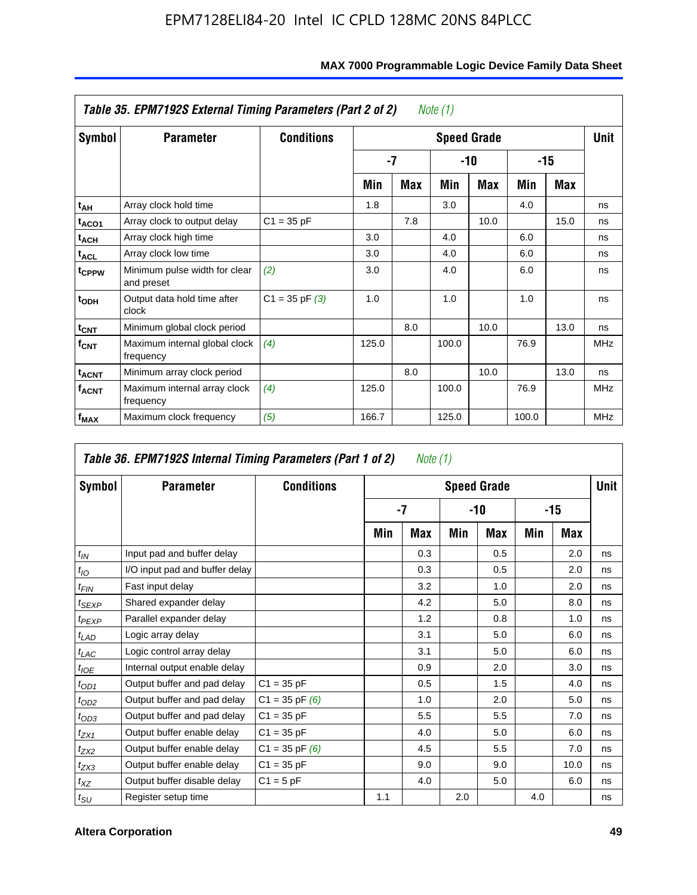**Table 35. EPM7192S External Timing Parameters (Part 2 of 2)** *Note (1)*

| Symbol | Parameter | Conditions | Speed Grade | | | | | | Unit |
|---|---|---|---|---|---|---|---|---|---|
| | | | -7 | | -10 | | -15 | | |
| | | | Min | Max | Min | Max | Min | Max | |
| $t_{AH}$ | Array clock hold time | | 1.8 | | 3.0 | | 4.0 | | ns |
| $t_{ACO1}$ | Array clock to output delay | C1 = 35 pF | | 7.8 | | 10.0 | | 15.0 | ns |
| $t_{ACH}$ | Array clock high time | | 3.0 | | 4.0 | | 6.0 | | ns |
| $t_{ACL}$ | Array clock low time | | 3.0 | | 4.0 | | 6.0 | | ns |
| $t_{CPPW}$ | Minimum pulse width for clear and preset | *(2)* | 3.0 | | 4.0 | | 6.0 | | ns |
| $t_{ODH}$ | Output data hold time after clock | C1 = 35 pF *(3)* | 1.0 | | 1.0 | | 1.0 | | ns |
| $t_{CNT}$ | Minimum global clock period | | | 8.0 | | 10.0 | | 13.0 | ns |
| $f_{CNT}$ | Maximum internal global clock frequency | *(4)* | 125.0 | | 100.0 | | 76.9 | | MHz |
| $t_{ACNT}$ | Minimum array clock period | | | 8.0 | | 10.0 | | 13.0 | ns |
| $f_{ACNT}$ | Maximum internal array clock frequency | *(4)* | 125.0 | | 100.0 | | 76.9 | | MHz |
| $f_{MAX}$ | Maximum clock frequency | *(5)* | 166.7 | | 125.0 | | 100.0 | | MHz |

**Table 36. EPM7192S Internal Timing Parameters (Part 1 of 2)** *Note (1)*

| Symbol | Parameter | Conditions | Speed Grade | | | | | | Unit |
|---|---|---|---|---|---|---|---|---|---|
| | | | -7 | | -10 | | -15 | | |
| | | | Min | Max | Min | Max | Min | Max | |
| $t_{IN}$ | Input pad and buffer delay | | | 0.3 | | 0.5 | | 2.0 | ns |
| $t_{IO}$ | I/O input pad and buffer delay | | | 0.3 | | 0.5 | | 2.0 | ns |
| $t_{FIN}$ | Fast input delay | | | 3.2 | | 1.0 | | 2.0 | ns |
| $t_{SEXP}$ | Shared expander delay | | | 4.2 | | 5.0 | | 8.0 | ns |
| $t_{PEXP}$ | Parallel expander delay | | | 1.2 | | 0.8 | | 1.0 | ns |
| $t_{LAD}$ | Logic array delay | | | 3.1 | | 5.0 | | 6.0 | ns |
| $t_{LAC}$ | Logic control array delay | | | 3.1 | | 5.0 | | 6.0 | ns |
| $t_{IOE}$ | Internal output enable delay | | | 0.9 | | 2.0 | | 3.0 | ns |
| $t_{OD1}$ | Output buffer and pad delay | C1 = 35 pF | | 0.5 | | 1.5 | | 4.0 | ns |
| $t_{OD2}$ | Output buffer and pad delay | C1 = 35 pF *(6)* | | 1.0 | | 2.0 | | 5.0 | ns |
| $t_{OD3}$ | Output buffer and pad delay | C1 = 35 pF | | 5.5 | | 5.5 | | 7.0 | ns |
| $t_{ZX1}$ | Output buffer enable delay | C1 = 35 pF | | 4.0 | | 5.0 | | 6.0 | ns |
| $t_{ZX2}$ | Output buffer enable delay | C1 = 35 pF *(6)* | | 4.5 | | 5.5 | | 7.0 | ns |
| $t_{ZX3}$ | Output buffer enable delay | C1 = 35 pF | | 9.0 | | 9.0 | | 10.0 | ns |
| $t_{XZ}$ | Output buffer disable delay | C1 = 5 pF | | 4.0 | | 5.0 | | 6.0 | ns |
| $t_{SU}$ | Register setup time | | 1.1 | | 2.0 | | 4.0 | | ns |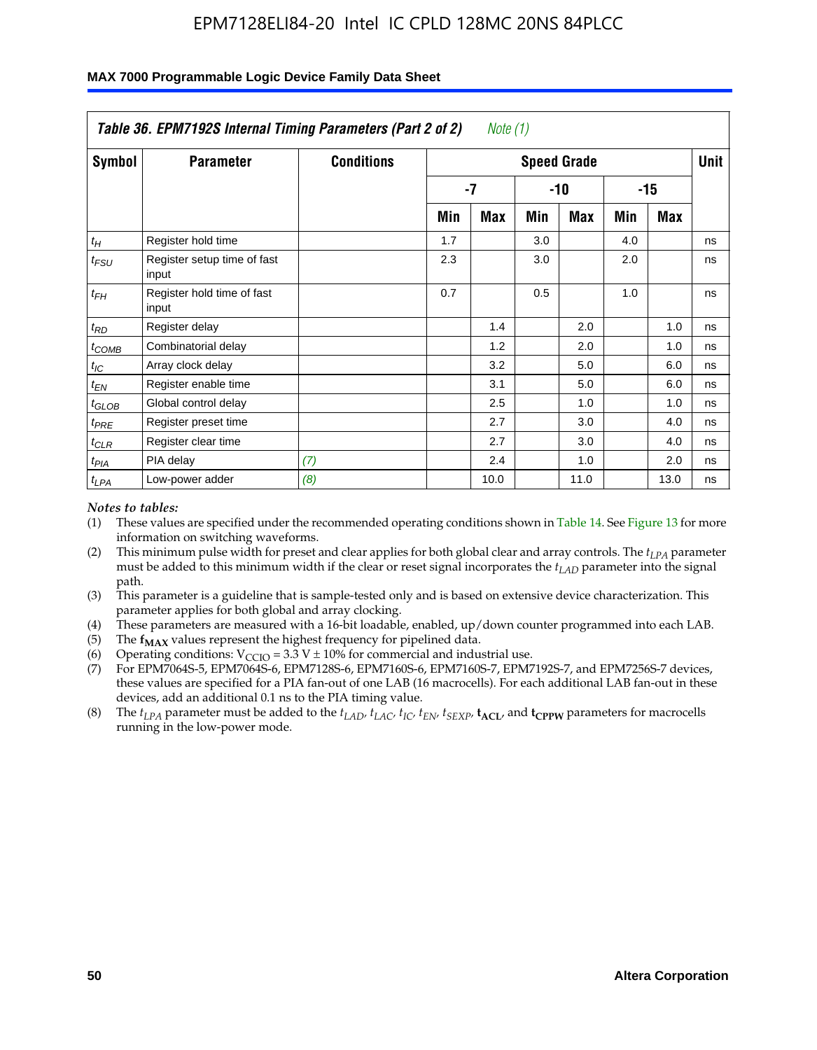| Table 36. EPM7192S Internal Timing Parameters (Part 2 of 2) *Note (1)* | | | | | | | | | |
|---|---|---|---|---|---|---|---|---|---|
| Symbol | Parameter | Conditions | Speed Grade | | | | | | Unit |
| | | | -7 | | -10 | | -15 | | |
| | | | Min | Max | Min | Max | Min | Max | |
| $t_H$ | Register hold time | | 1.7 | | 3.0 | | 4.0 | | ns |
| $t_{FSU}$ | Register setup time of fast input | | 2.3 | | 3.0 | | 2.0 | | ns |
| $t_{FH}$ | Register hold time of fast input | | 0.7 | | 0.5 | | 1.0 | | ns |
| $t_{RD}$ | Register delay | | | 1.4 | | 2.0 | | 1.0 | ns |
| $t_{COMB}$ | Combinatorial delay | | | 1.2 | | 2.0 | | 1.0 | ns |
| $t_{IC}$ | Array clock delay | | | 3.2 | | 5.0 | | 6.0 | ns |
| $t_{EN}$ | Register enable time | | | 3.1 | | 5.0 | | 6.0 | ns |
| $t_{GLOB}$ | Global control delay | | | 2.5 | | 1.0 | | 1.0 | ns |
| $t_{PRE}$ | Register preset time | | | 2.7 | | 3.0 | | 4.0 | ns |
| $t_{CLR}$ | Register clear time | | | 2.7 | | 3.0 | | 4.0 | ns |
| $t_{PIA}$ | PIA delay | *(7)* | | 2.4 | | 1.0 | | 2.0 | ns |
| $t_{LPA}$ | Low-power adder | *(8)* | | 10.0 | | 11.0 | | 13.0 | ns |

*Notes to tables:*

(1) These values are specified under the recommended operating conditions shown in Table 14. See Figure 13 for more information on switching waveforms.

(2) This minimum pulse width for preset and clear applies for both global clear and array controls. The $t_{LPA}$ parameter must be added to this minimum width if the clear or reset signal incorporates the $t_{LAD}$ parameter into the signal path.

(3) This parameter is a guideline that is sample-tested only and is based on extensive device characterization. This parameter applies for both global and array clocking.

(4) These parameters are measured with a 16-bit loadable, enabled, up/down counter programmed into each LAB.

(5) The $\mathbf{f_{MAX}}$ values represent the highest frequency for pipelined data.

(6) Operating conditions: $V_{CCIO} = 3.3$ V ± 10% for commercial and industrial use.

(7) For EPM7064S-5, EPM7064S-6, EPM7128S-6, EPM7160S-6, EPM7160S-7, EPM7192S-7, and EPM7256S-7 devices, these values are specified for a PIA fan-out of one LAB (16 macrocells). For each additional LAB fan-out in these devices, add an additional 0.1 ns to the PIA timing value.

(8) The $t_{LPA}$ parameter must be added to the $t_{LAD}$, $t_{LAC}$, $t_{IC}$, $t_{EN}$, $t_{SEXP}$, $\mathbf{t_{ACL}}$, and $\mathbf{t_{CPPW}}$ parameters for macrocells running in the low-power mode.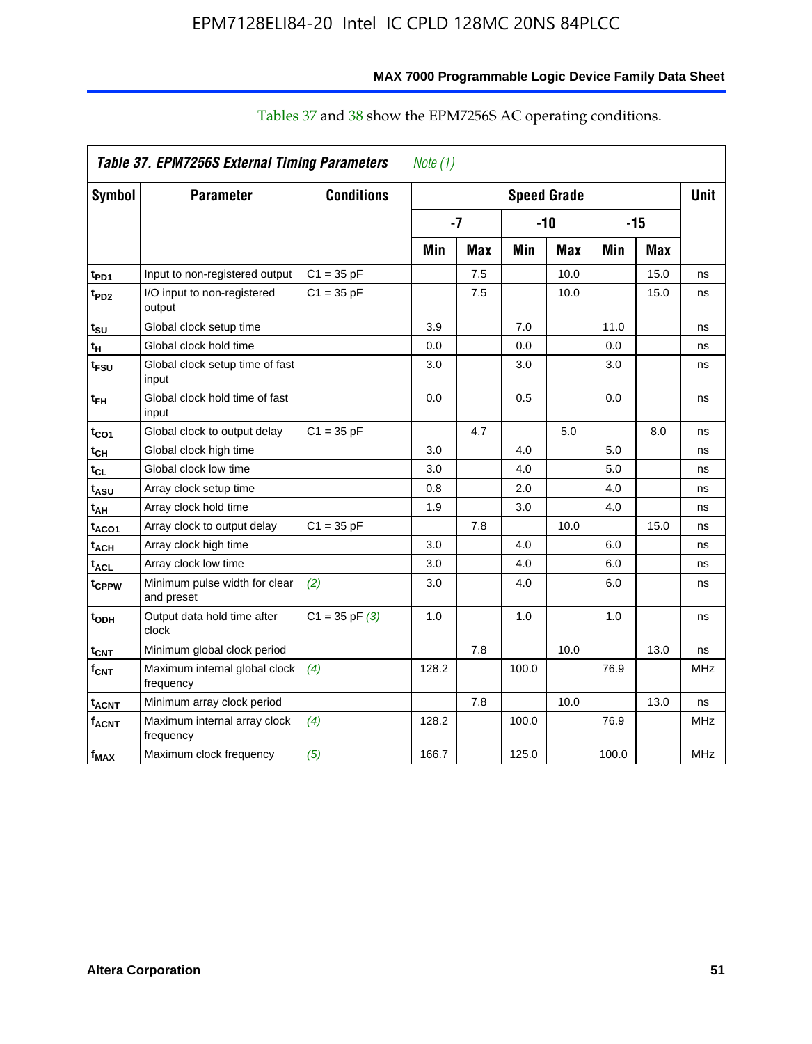Tables 37 and 38 show the EPM7256S AC operating conditions.

*Table 37. EPM7256S External Timing Parameters* *Note (1)*

| Symbol | Parameter | Conditions | Speed Grade | | | | | | Unit |
|---|---|---|---|---|---|---|---|---|---|
| | | | -7 | | -10 | | -15 | | |
| | | | Min | Max | Min | Max | Min | Max | |
| $t_{PD1}$ | Input to non-registered output | C1 = 35 pF | | 7.5 | | 10.0 | | 15.0 | ns |
| $t_{PD2}$ | I/O input to non-registered output | C1 = 35 pF | | 7.5 | | 10.0 | | 15.0 | ns |
| $t_{SU}$ | Global clock setup time | | 3.9 | | 7.0 | | 11.0 | | ns |
| $t_{H}$ | Global clock hold time | | 0.0 | | 0.0 | | 0.0 | | ns |
| $t_{FSU}$ | Global clock setup time of fast input | | 3.0 | | 3.0 | | 3.0 | | ns |
| $t_{FH}$ | Global clock hold time of fast input | | 0.0 | | 0.5 | | 0.0 | | ns |
| $t_{CO1}$ | Global clock to output delay | C1 = 35 pF | | 4.7 | | 5.0 | | 8.0 | ns |
| $t_{CH}$ | Global clock high time | | 3.0 | | 4.0 | | 5.0 | | ns |
| $t_{CL}$ | Global clock low time | | 3.0 | | 4.0 | | 5.0 | | ns |
| $t_{ASU}$ | Array clock setup time | | 0.8 | | 2.0 | | 4.0 | | ns |
| $t_{AH}$ | Array clock hold time | | 1.9 | | 3.0 | | 4.0 | | ns |
| $t_{ACO1}$ | Array clock to output delay | C1 = 35 pF | | 7.8 | | 10.0 | | 15.0 | ns |
| $t_{ACH}$ | Array clock high time | | 3.0 | | 4.0 | | 6.0 | | ns |
| $t_{ACL}$ | Array clock low time | | 3.0 | | 4.0 | | 6.0 | | ns |
| $t_{CPPW}$ | Minimum pulse width for clear and preset | *(2)* | 3.0 | | 4.0 | | 6.0 | | ns |
| $t_{ODH}$ | Output data hold time after clock | C1 = 35 pF *(3)* | 1.0 | | 1.0 | | 1.0 | | ns |
| $t_{CNT}$ | Minimum global clock period | | | 7.8 | | 10.0 | | 13.0 | ns |
| $f_{CNT}$ | Maximum internal global clock frequency | *(4)* | 128.2 | | 100.0 | | 76.9 | | MHz |
| $t_{ACNT}$ | Minimum array clock period | | | 7.8 | | 10.0 | | 13.0 | ns |
| $f_{ACNT}$ | Maximum internal array clock frequency | *(4)* | 128.2 | | 100.0 | | 76.9 | | MHz |
| $f_{MAX}$ | Maximum clock frequency | *(5)* | 166.7 | | 125.0 | | 100.0 | | MHz |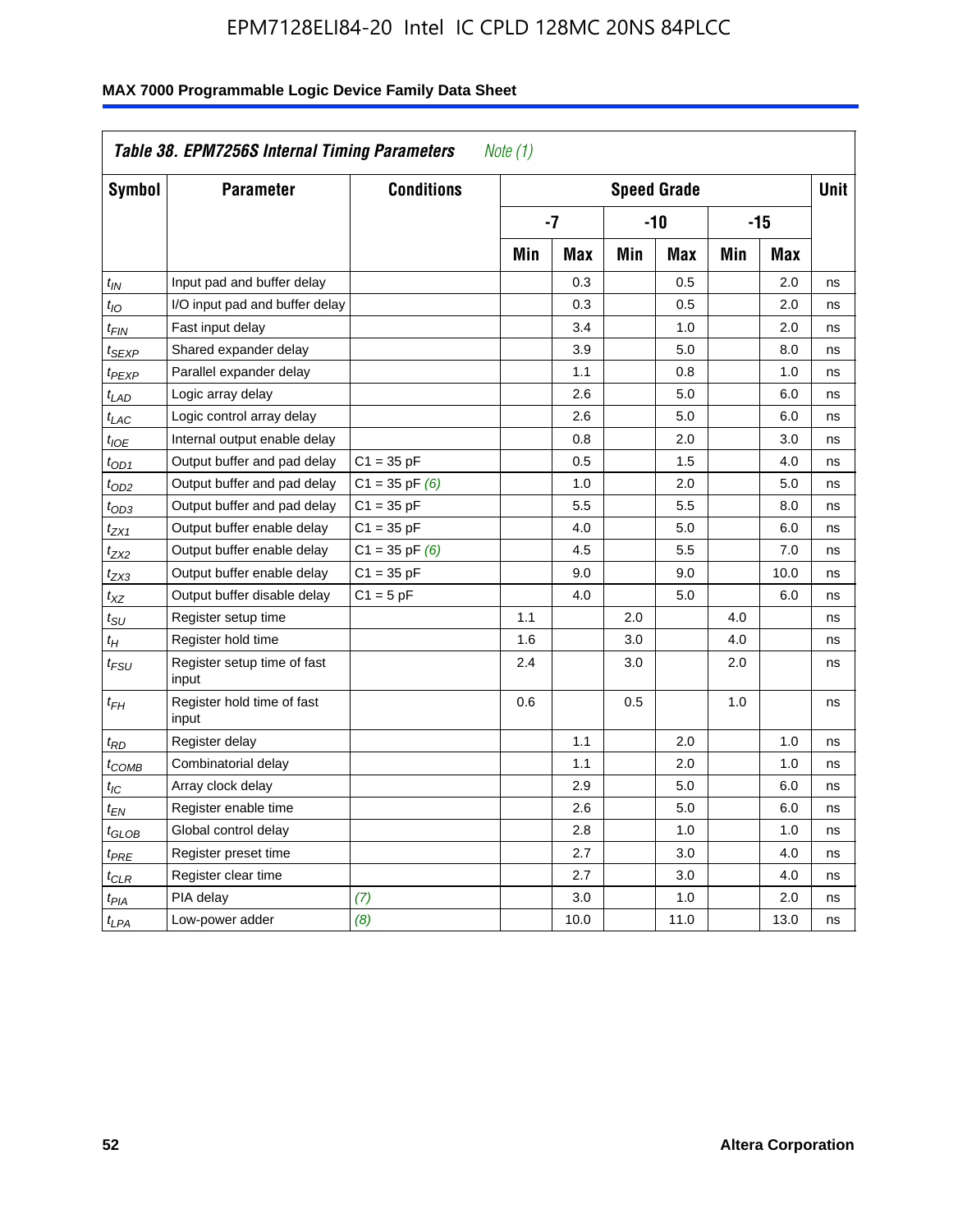| Table 38. EPM7256S Internal Timing Parameters *Note (1)* | | | | | | | | | |
|---|---|---|---|---|---|---|---|---|---|
| Symbol | Parameter | Conditions | Speed Grade | | | | | | Unit |
| | | | -7 | | -10 | | -15 | | |
| | | | Min | Max | Min | Max | Min | Max | |
| $t_{IN}$ | Input pad and buffer delay | | | 0.3 | | 0.5 | | 2.0 | ns |
| $t_{IO}$ | I/O input pad and buffer delay | | | 0.3 | | 0.5 | | 2.0 | ns |
| $t_{FIN}$ | Fast input delay | | | 3.4 | | 1.0 | | 2.0 | ns |
| $t_{SEXP}$ | Shared expander delay | | | 3.9 | | 5.0 | | 8.0 | ns |
| $t_{PEXP}$ | Parallel expander delay | | | 1.1 | | 0.8 | | 1.0 | ns |
| $t_{LAD}$ | Logic array delay | | | 2.6 | | 5.0 | | 6.0 | ns |
| $t_{LAC}$ | Logic control array delay | | | 2.6 | | 5.0 | | 6.0 | ns |
| $t_{IOE}$ | Internal output enable delay | | | 0.8 | | 2.0 | | 3.0 | ns |
| $t_{OD1}$ | Output buffer and pad delay | C1 = 35 pF | | 0.5 | | 1.5 | | 4.0 | ns |
| $t_{OD2}$ | Output buffer and pad delay | C1 = 35 pF *(6)* | | 1.0 | | 2.0 | | 5.0 | ns |
| $t_{OD3}$ | Output buffer and pad delay | C1 = 35 pF | | 5.5 | | 5.5 | | 8.0 | ns |
| $t_{ZX1}$ | Output buffer enable delay | C1 = 35 pF | | 4.0 | | 5.0 | | 6.0 | ns |
| $t_{ZX2}$ | Output buffer enable delay | C1 = 35 pF *(6)* | | 4.5 | | 5.5 | | 7.0 | ns |
| $t_{ZX3}$ | Output buffer enable delay | C1 = 35 pF | | 9.0 | | 9.0 | | 10.0 | ns |
| $t_{XZ}$ | Output buffer disable delay | C1 = 5 pF | | 4.0 | | 5.0 | | 6.0 | ns |
| $t_{SU}$ | Register setup time | | 1.1 | | 2.0 | | 4.0 | | ns |
| $t_{H}$ | Register hold time | | 1.6 | | 3.0 | | 4.0 | | ns |
| $t_{FSU}$ | Register setup time of fast input | | 2.4 | | 3.0 | | 2.0 | | ns |
| $t_{FH}$ | Register hold time of fast input | | 0.6 | | 0.5 | | 1.0 | | ns |
| $t_{RD}$ | Register delay | | | 1.1 | | 2.0 | | 1.0 | ns |
| $t_{COMB}$ | Combinatorial delay | | | 1.1 | | 2.0 | | 1.0 | ns |
| $t_{IC}$ | Array clock delay | | | 2.9 | | 5.0 | | 6.0 | ns |
| $t_{EN}$ | Register enable time | | | 2.6 | | 5.0 | | 6.0 | ns |
| $t_{GLOB}$ | Global control delay | | | 2.8 | | 1.0 | | 1.0 | ns |
| $t_{PRE}$ | Register preset time | | | 2.7 | | 3.0 | | 4.0 | ns |
| $t_{CLR}$ | Register clear time | | | 2.7 | | 3.0 | | 4.0 | ns |
| $t_{PIA}$ | PIA delay | *(7)* | | 3.0 | | 1.0 | | 2.0 | ns |
| $t_{LPA}$ | Low-power adder | *(8)* | | 10.0 | | 11.0 | | 13.0 | ns |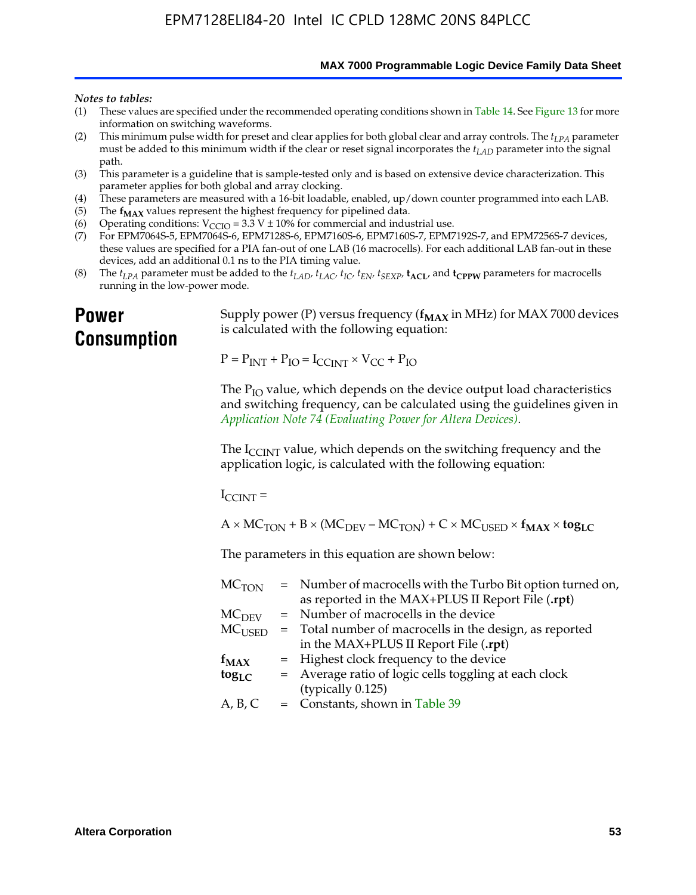*Notes to tables:*

(1) These values are specified under the recommended operating conditions shown in Table 14. See Figure 13 for more information on switching waveforms.
(2) This minimum pulse width for preset and clear applies for both global clear and array controls. The $t_{LPA}$ parameter must be added to this minimum width if the clear or reset signal incorporates the $t_{LAD}$ parameter into the signal path.
(3) This parameter is a guideline that is sample-tested only and is based on extensive device characterization. This parameter applies for both global and array clocking.
(4) These parameters are measured with a 16-bit loadable, enabled, up/down counter programmed into each LAB.
(5) The $\mathbf{f_{MAX}}$ values represent the highest frequency for pipelined data.
(6) Operating conditions: $V_{CCIO}$ = 3.3 V ± 10% for commercial and industrial use.
(7) For EPM7064S-5, EPM7064S-6, EPM7128S-6, EPM7160S-6, EPM7160S-7, EPM7192S-7, and EPM7256S-7 devices, these values are specified for a PIA fan-out of one LAB (16 macrocells). For each additional LAB fan-out in these devices, add an additional 0.1 ns to the PIA timing value.
(8) The $t_{LPA}$ parameter must be added to the $t_{LAD}$, $t_{LAC}$, $t_{IC}$, $t_{EN}$, $t_{SEXP}$, $\mathbf{t_{ACL}}$, and $\mathbf{t_{CPPW}}$ parameters for macrocells running in the low-power mode.

# Power Consumption

Supply power (P) versus frequency ($\mathbf{f_{MAX}}$ in MHz) for MAX 7000 devices is calculated with the following equation:

$$P = P_{INT} + P_{IO} = I_{CCINT} \times V_{CC} + P_{IO}$$

The $P_{IO}$ value, which depends on the device output load characteristics and switching frequency, can be calculated using the guidelines given in *Application Note 74 (Evaluating Power for Altera Devices)*.

The $I_{CCINT}$ value, which depends on the switching frequency and the application logic, is calculated with the following equation:

$$I_{CCINT} =$$

$$A \times MC_{TON} + B \times (MC_{DEV} - MC_{TON}) + C \times MC_{USED} \times \mathbf{f_{MAX}} \times \mathbf{tog_{LC}}$$

The parameters in this equation are shown below:

| | | |
|---|---|---|
| $MC_{TON}$ | = | Number of macrocells with the Turbo Bit option turned on, as reported in the MAX+PLUS II Report File (**.rpt**) |
| $MC_{DEV}$ | = | Number of macrocells in the device |
| $MC_{USED}$ | = | Total number of macrocells in the design, as reported in the MAX+PLUS II Report File (**.rpt**) |
| $\mathbf{f_{MAX}}$ | = | Highest clock frequency to the device |
| $\mathbf{tog_{LC}}$ | = | Average ratio of logic cells toggling at each clock (typically 0.125) |
| A, B, C | = | Constants, shown in Table 39 |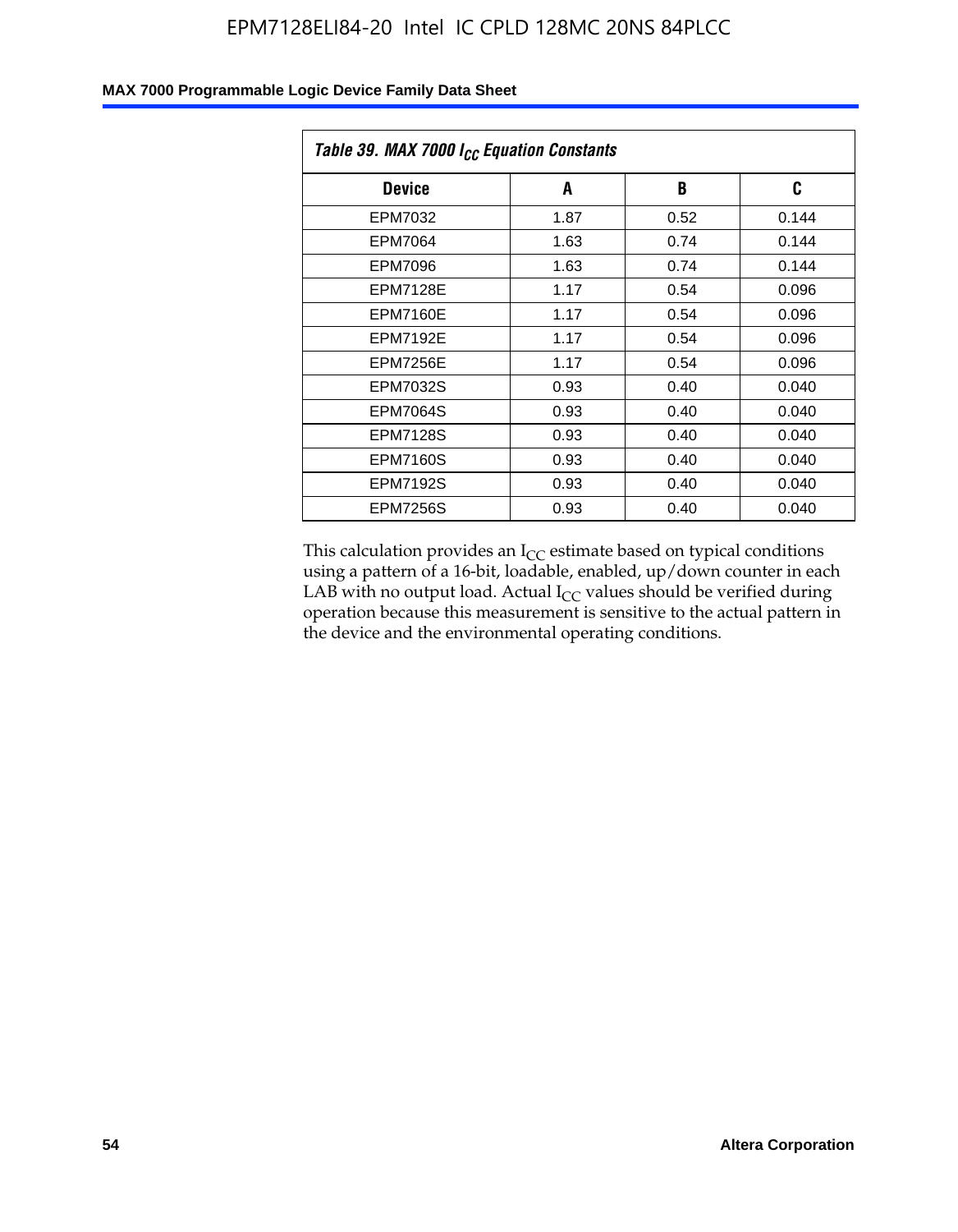| Table 39. MAX 7000 $I_{CC}$ Equation Constants | | | |
|---|---|---|---|
| **Device** | **A** | **B** | **C** |
| EPM7032 | 1.87 | 0.52 | 0.144 |
| EPM7064 | 1.63 | 0.74 | 0.144 |
| EPM7096 | 1.63 | 0.74 | 0.144 |
| EPM7128E | 1.17 | 0.54 | 0.096 |
| EPM7160E | 1.17 | 0.54 | 0.096 |
| EPM7192E | 1.17 | 0.54 | 0.096 |
| EPM7256E | 1.17 | 0.54 | 0.096 |
| EPM7032S | 0.93 | 0.40 | 0.040 |
| EPM7064S | 0.93 | 0.40 | 0.040 |
| EPM7128S | 0.93 | 0.40 | 0.040 |
| EPM7160S | 0.93 | 0.40 | 0.040 |
| EPM7192S | 0.93 | 0.40 | 0.040 |
| EPM7256S | 0.93 | 0.40 | 0.040 |

This calculation provides an $I_{CC}$ estimate based on typical conditions using a pattern of a 16-bit, loadable, enabled, up/down counter in each LAB with no output load. Actual $I_{CC}$ values should be verified during operation because this measurement is sensitive to the actual pattern in the device and the environmental operating conditions.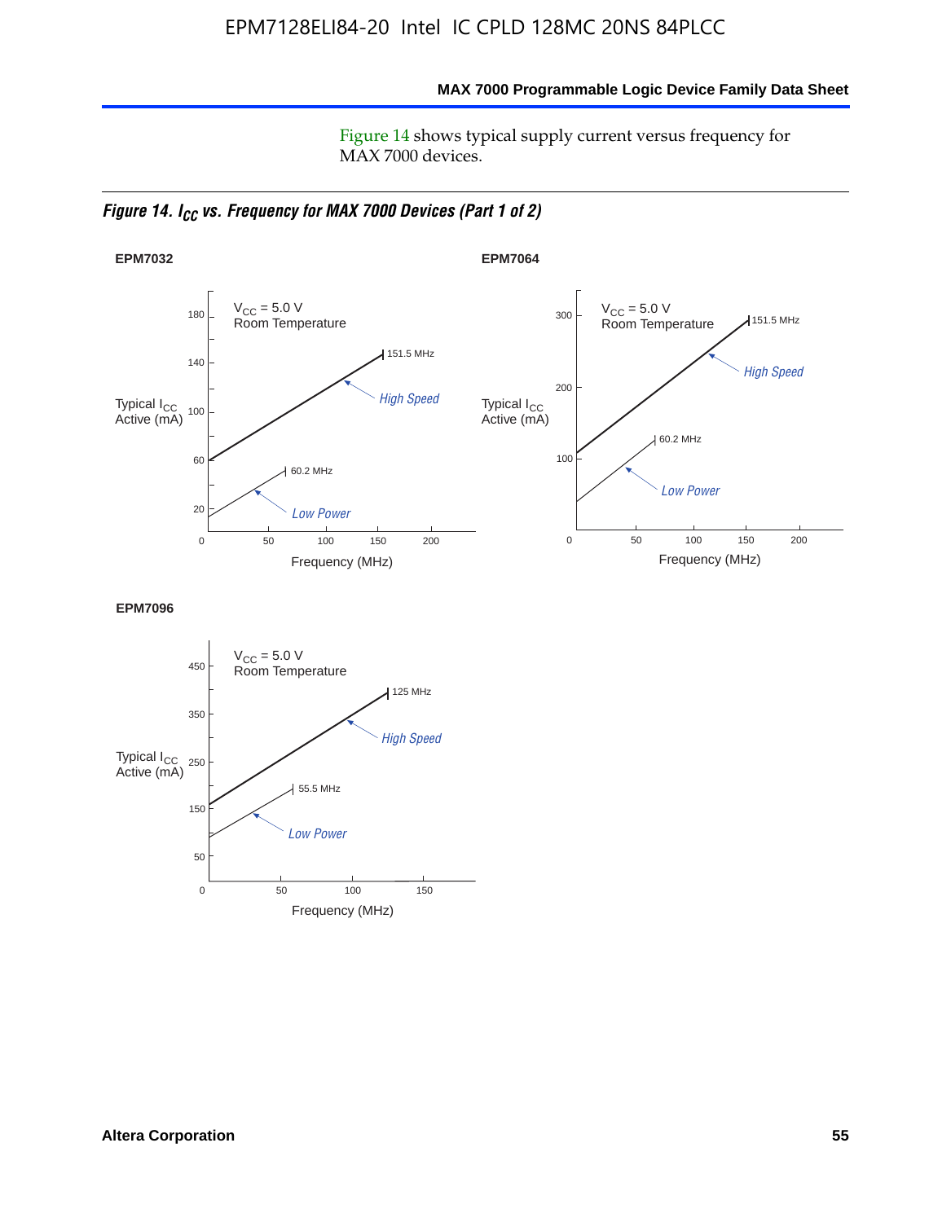Figure 14 shows typical supply current versus frequency for MAX 7000 devices.

*Figure 14. $I_{CC}$ vs. Frequency for MAX 7000 Devices (Part 1 of 2)*

**EPM7032**

$V_{CC}$ = 5.0 V
Room Temperature

Typical $I_{CC}$ Active (mA)

Frequency (MHz)

High Speed: 151.5 MHz
Low Power: 60.2 MHz

**EPM7064**

$V_{CC}$ = 5.0 V
Room Temperature

Typical $I_{CC}$ Active (mA)

Frequency (MHz)

High Speed: 151.5 MHz
Low Power: 60.2 MHz

**EPM7096**

$V_{CC}$ = 5.0 V
Room Temperature

Typical $I_{CC}$ Active (mA)

Frequency (MHz)

High Speed: 125 MHz
Low Power: 55.5 MHz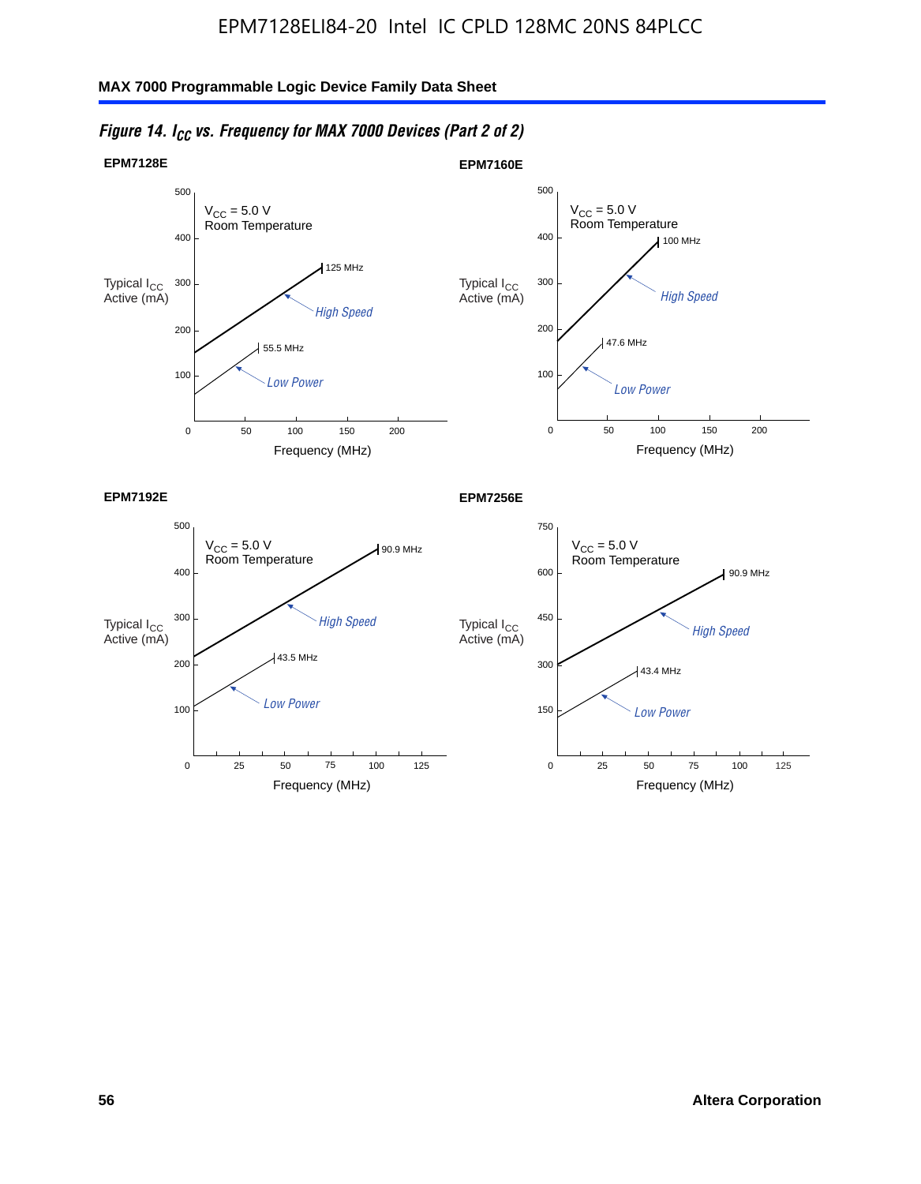*Figure 14. $I_{CC}$ vs. Frequency for MAX 7000 Devices (Part 2 of 2)*

**EPM7128E**

$V_{CC}$ = 5.0 V
Room Temperature

Typical $I_{CC}$ Active (mA)

High Speed: 125 MHz
Low Power: 55.5 MHz

Frequency (MHz)

**EPM7160E**

$V_{CC}$ = 5.0 V
Room Temperature

Typical $I_{CC}$ Active (mA)

High Speed: 100 MHz
Low Power: 47.6 MHz

Frequency (MHz)

**EPM7192E**

$V_{CC}$ = 5.0 V
Room Temperature

Typical $I_{CC}$ Active (mA)

High Speed: 90.9 MHz
Low Power: 43.5 MHz

Frequency (MHz)

**EPM7256E**

$V_{CC}$ = 5.0 V
Room Temperature

Typical $I_{CC}$ Active (mA)

High Speed: 90.9 MHz
Low Power: 43.4 MHz

Frequency (MHz)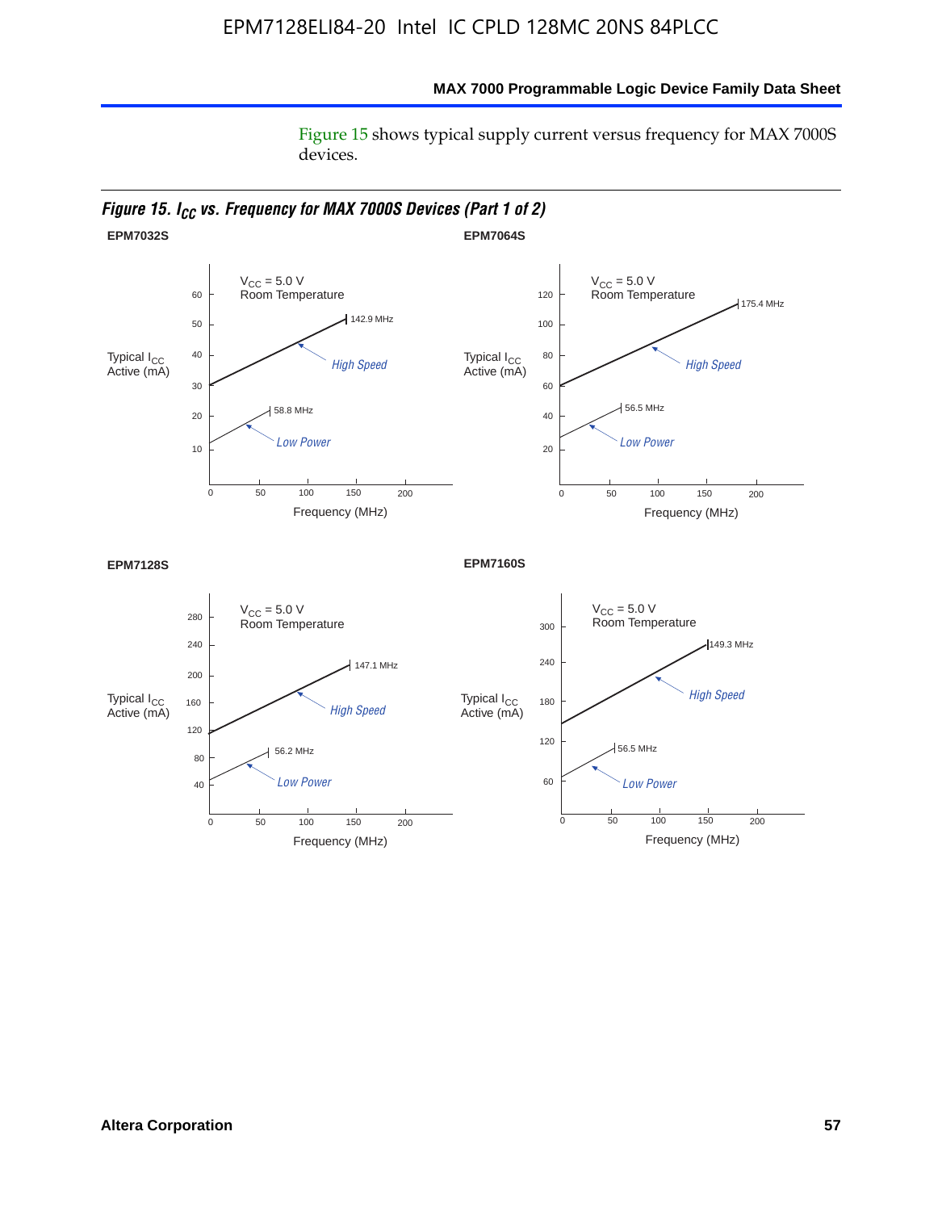Figure 15 shows typical supply current versus frequency for MAX 7000S devices.

*Figure 15. $I_{CC}$ vs. Frequency for MAX 7000S Devices (Part 1 of 2)*

**EPM7032S**

$V_{CC}$ = 5.0 V
Room Temperature

Typical $I_{CC}$ Active (mA)

60
50
40
30
20
10

142.9 MHz

High Speed

58.8 MHz

Low Power

0 50 100 150 200

Frequency (MHz)

**EPM7064S**

$V_{CC}$ = 5.0 V
Room Temperature

Typical $I_{CC}$ Active (mA)

120
100
80
60
40
20

175.4 MHz

High Speed

56.5 MHz

Low Power

0 50 100 150 200

Frequency (MHz)

**EPM7128S**

$V_{CC}$ = 5.0 V
Room Temperature

Typical $I_{CC}$ Active (mA)

280
240
200
160
120
80
40

147.1 MHz

High Speed

56.2 MHz

Low Power

0 50 100 150 200

Frequency (MHz)

**EPM7160S**

$V_{CC}$ = 5.0 V
Room Temperature

Typical $I_{CC}$ Active (mA)

300
240
180
120
60

149.3 MHz

High Speed

56.5 MHz

Low Power

0 50 100 150 200

Frequency (MHz)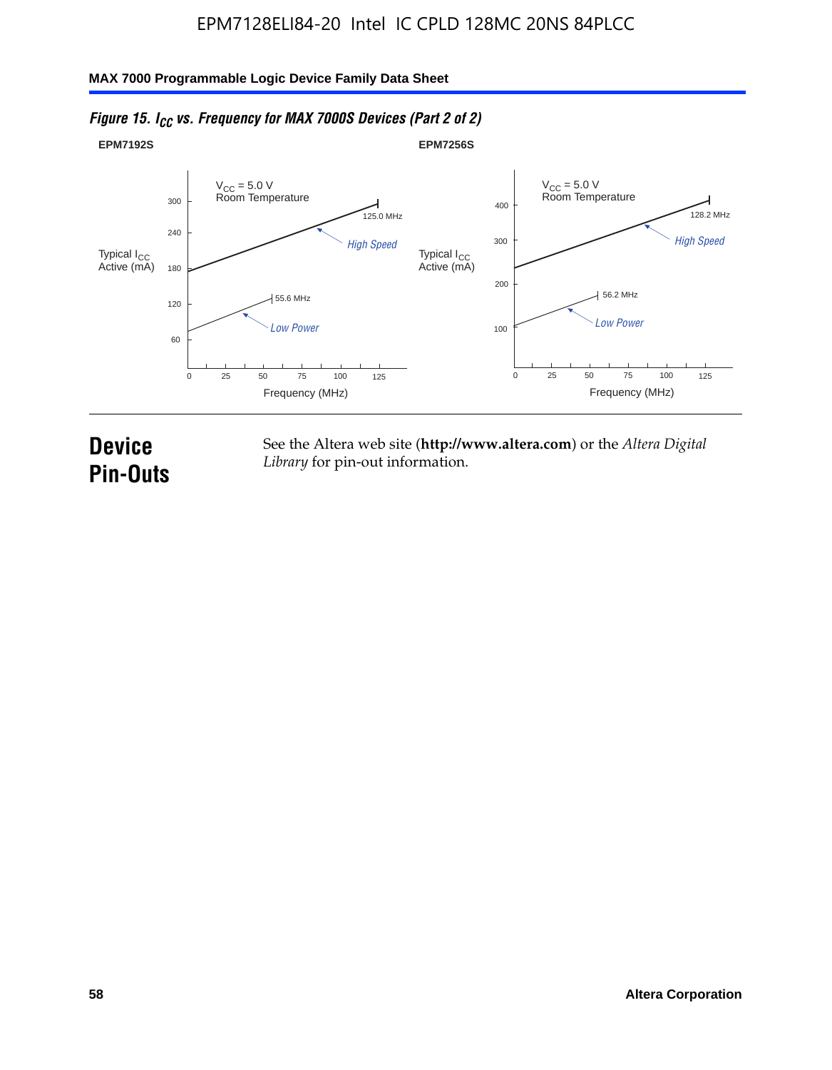*Figure 15. $I_{CC}$ vs. Frequency for MAX 7000S Devices (Part 2 of 2)*

**EPM7192S**

$V_{CC}$ = 5.0 V
Room Temperature

Typical $I_{CC}$ Active (mA)

300, 240, 180, 120, 60

125.0 MHz
*High Speed*

55.6 MHz
*Low Power*

0, 25, 50, 75, 100, 125

Frequency (MHz)

**EPM7256S**

$V_{CC}$ = 5.0 V
Room Temperature

Typical $I_{CC}$ Active (mA)

400, 300, 200, 100

128.2 MHz
*High Speed*

56.2 MHz
*Low Power*

0, 25, 50, 75, 100, 125

Frequency (MHz)

# Device Pin-Outs

See the Altera web site (**http://www.altera.com**) or the *Altera Digital Library* for pin-out information.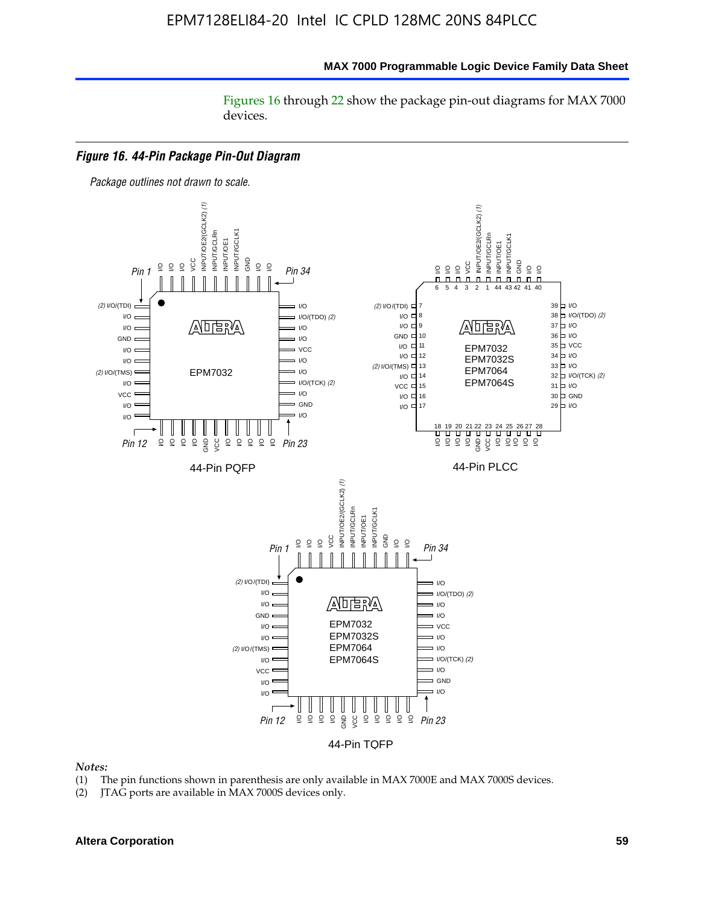Figures 16 through 22 show the package pin-out diagrams for MAX 7000 devices.

*Figure 16. 44-Pin Package Pin-Out Diagram*

*Package outlines not drawn to scale.*

44-Pin PQFP

44-Pin PLCC

44-Pin TQFP

*Notes:*

(1) The pin functions shown in parenthesis are only available in MAX 7000E and MAX 7000S devices.
(2) JTAG ports are available in MAX 7000S devices only.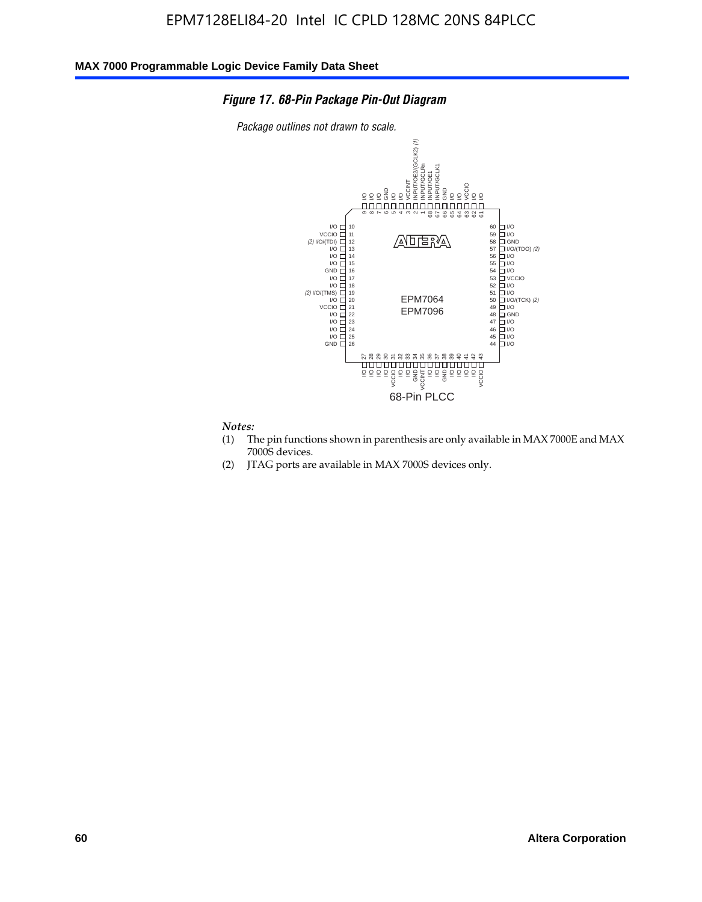*Figure 17. 68-Pin Package Pin-Out Diagram*

*Package outlines not drawn to scale.*

| Pin | Function | Pin | Function |
|---|---|---|---|
| 1 | INPUT/GCLRn | 35 | VCCINT |
| 2 | INPUT/OE2/(GCLK2) (1) | 36 | I/O |
| 3 | VCCINT | 37 | I/O |
| 4 | I/O | 38 | GND |
| 5 | I/O | 39 | I/O |
| 6 | GND | 40 | I/O |
| 7 | I/O | 41 | I/O |
| 8 | I/O | 42 | I/O |
| 9 | I/O | 43 | VCCIO |
| 10 | I/O | 44 | I/O |
| 11 | VCCIO | 45 | I/O |
| 12 | (2) I/O/(TDI) | 46 | I/O |
| 13 | I/O | 47 | I/O |
| 14 | I/O | 48 | GND |
| 15 | I/O | 49 | I/O |
| 16 | GND | 50 | I/O/(TCK) (2) |
| 17 | I/O | 51 | I/O |
| 18 | I/O | 52 | I/O |
| 19 | (2) I/O/(TMS) | 53 | VCCIO |
| 20 | I/O | 54 | I/O |
| 21 | VCCIO | 55 | I/O |
| 22 | I/O | 56 | I/O |
| 23 | I/O | 57 | I/O/(TDO) (2) |
| 24 | I/O | 58 | GND |
| 25 | I/O | 59 | I/O |
| 26 | GND | 60 | I/O |
| 27 | I/O | 61 | I/O |
| 28 | I/O | 62 | I/O |
| 29 | I/O | 63 | VCCIO |
| 30 | I/O | 64 | I/O |
| 31 | VCCIO | 65 | I/O |
| 32 | I/O | 66 | GND |
| 33 | I/O | 67 | INPUT/GCLK1 |
| 34 | GND | 68 | INPUT/OE1 |

EPM7064
EPM7096

68-Pin PLCC

*Notes:*

(1) The pin functions shown in parenthesis are only available in MAX 7000E and MAX 7000S devices.

(2) JTAG ports are available in MAX 7000S devices only.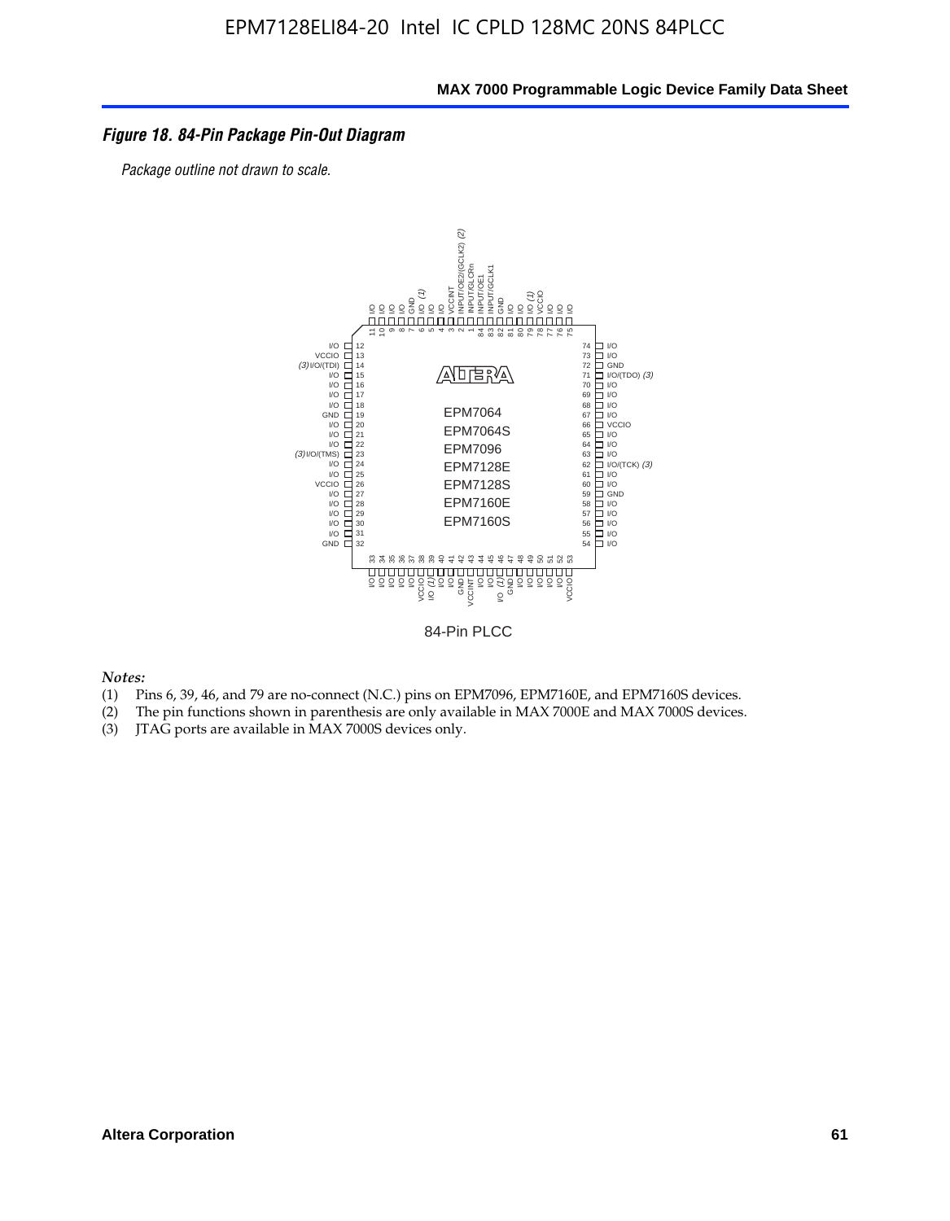*Figure 18. 84-Pin Package Pin-Out Diagram*

*Package outline not drawn to scale.*

84-Pin PLCC

*Notes:*

1. Pins 6, 39, 46, and 79 are no-connect (N.C.) pins on EPM7096, EPM7160E, and EPM7160S devices.
2. The pin functions shown in parenthesis are only available in MAX 7000E and MAX 7000S devices.
3. JTAG ports are available in MAX 7000S devices only.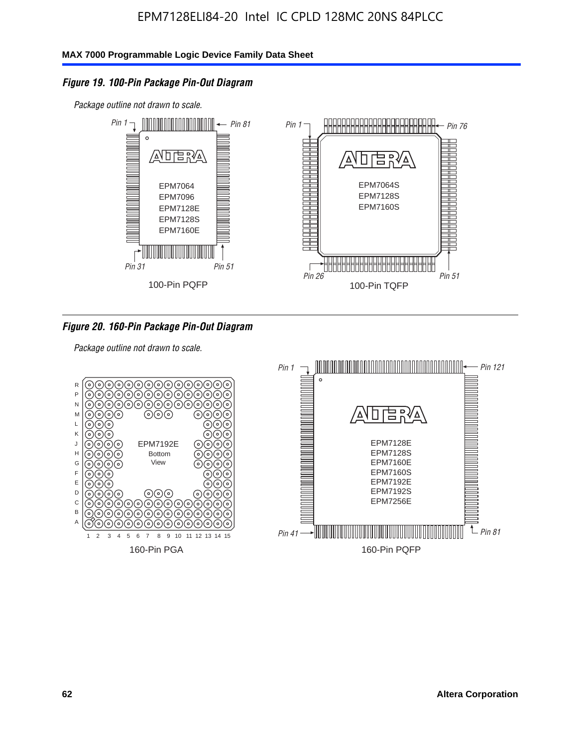*Figure 19. 100-Pin Package Pin-Out Diagram*

*Package outline not drawn to scale.*

*Figure 20. 160-Pin Package Pin-Out Diagram*

*Package outline not drawn to scale.*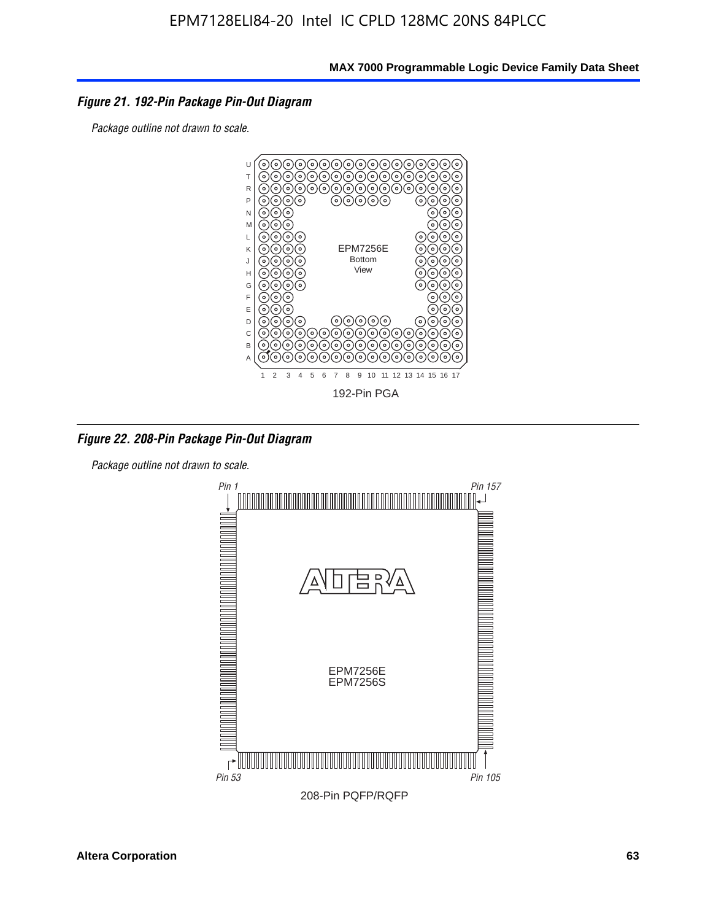### *Figure 21. 192-Pin Package Pin-Out Diagram*

*Package outline not drawn to scale.*

EPM7256E
Bottom
View

192-Pin PGA

### *Figure 22. 208-Pin Package Pin-Out Diagram*

*Package outline not drawn to scale.*

*Pin 1*　*Pin 157*

EPM7256E
EPM7256S

*Pin 53*　*Pin 105*

208-Pin PQFP/RQFP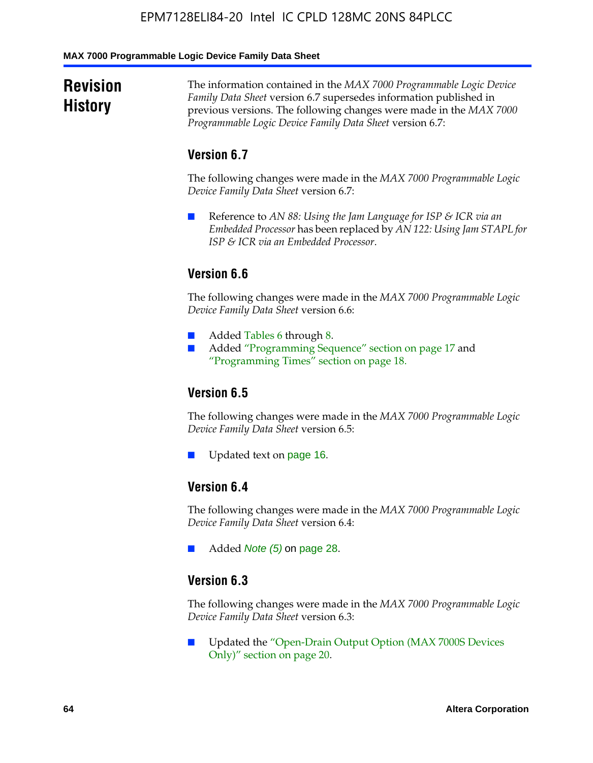## Revision History

The information contained in the *MAX 7000 Programmable Logic Device Family Data Sheet* version 6.7 supersedes information published in previous versions. The following changes were made in the *MAX 7000 Programmable Logic Device Family Data Sheet* version 6.7:

### Version 6.7

The following changes were made in the *MAX 7000 Programmable Logic Device Family Data Sheet* version 6.7:

- Reference to *AN 88: Using the Jam Language for ISP & ICR via an Embedded Processor* has been replaced by *AN 122: Using Jam STAPL for ISP & ICR via an Embedded Processor*.

### Version 6.6

The following changes were made in the *MAX 7000 Programmable Logic Device Family Data Sheet* version 6.6:

- Added Tables 6 through 8.
- Added "Programming Sequence" section on page 17 and "Programming Times" section on page 18.

### Version 6.5

The following changes were made in the *MAX 7000 Programmable Logic Device Family Data Sheet* version 6.5:

- Updated text on page 16.

### Version 6.4

The following changes were made in the *MAX 7000 Programmable Logic Device Family Data Sheet* version 6.4:

- Added *Note (5)* on page 28.

### Version 6.3

The following changes were made in the *MAX 7000 Programmable Logic Device Family Data Sheet* version 6.3:

- Updated the "Open-Drain Output Option (MAX 7000S Devices Only)" section on page 20.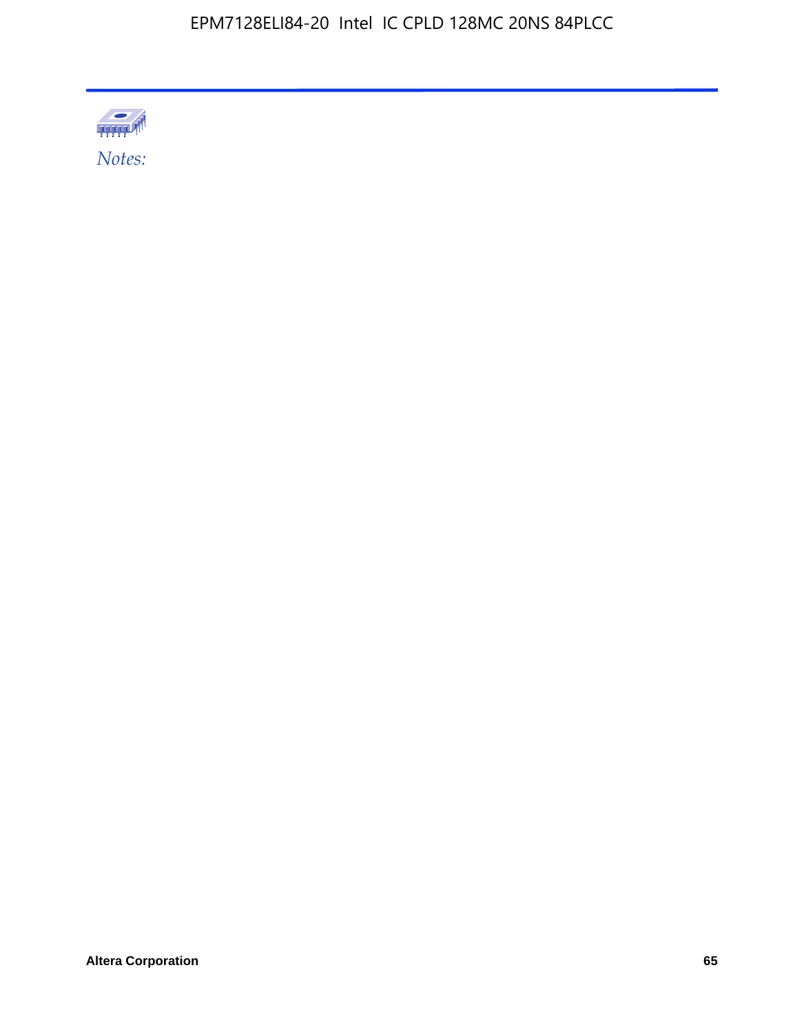*Notes:*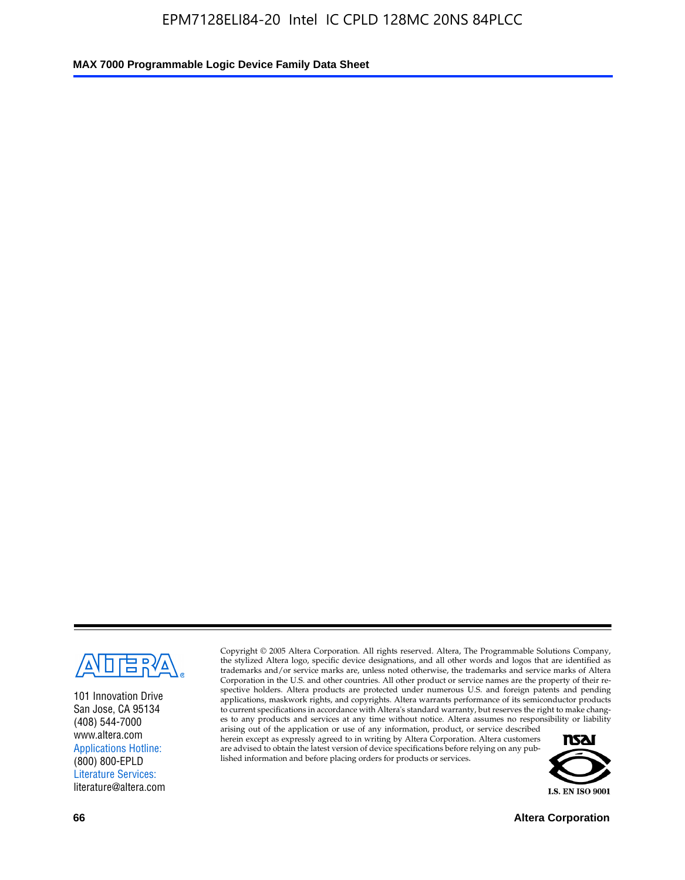101 Innovation Drive
San Jose, CA 95134
(408) 544-7000
www.altera.com
Applications Hotline:
(800) 800-EPLD
Literature Services:
literature@altera.com

Copyright © 2005 Altera Corporation. All rights reserved. Altera, The Programmable Solutions Company, the stylized Altera logo, specific device designations, and all other words and logos that are identified as trademarks and/or service marks are, unless noted otherwise, the trademarks and service marks of Altera Corporation in the U.S. and other countries. All other product or service names are the property of their respective holders. Altera products are protected under numerous U.S. and foreign patents and pending applications, maskwork rights, and copyrights. Altera warrants performance of its semiconductor products to current specifications in accordance with Altera's standard warranty, but reserves the right to make changes to any products and services at any time without notice. Altera assumes no responsibility or liability arising out of the application or use of any information, product, or service described herein except as expressly agreed to in writing by Altera Corporation. Altera customers are advised to obtain the latest version of device specifications before relying on any published information and before placing orders for products or services.

I.S. EN ISO 9001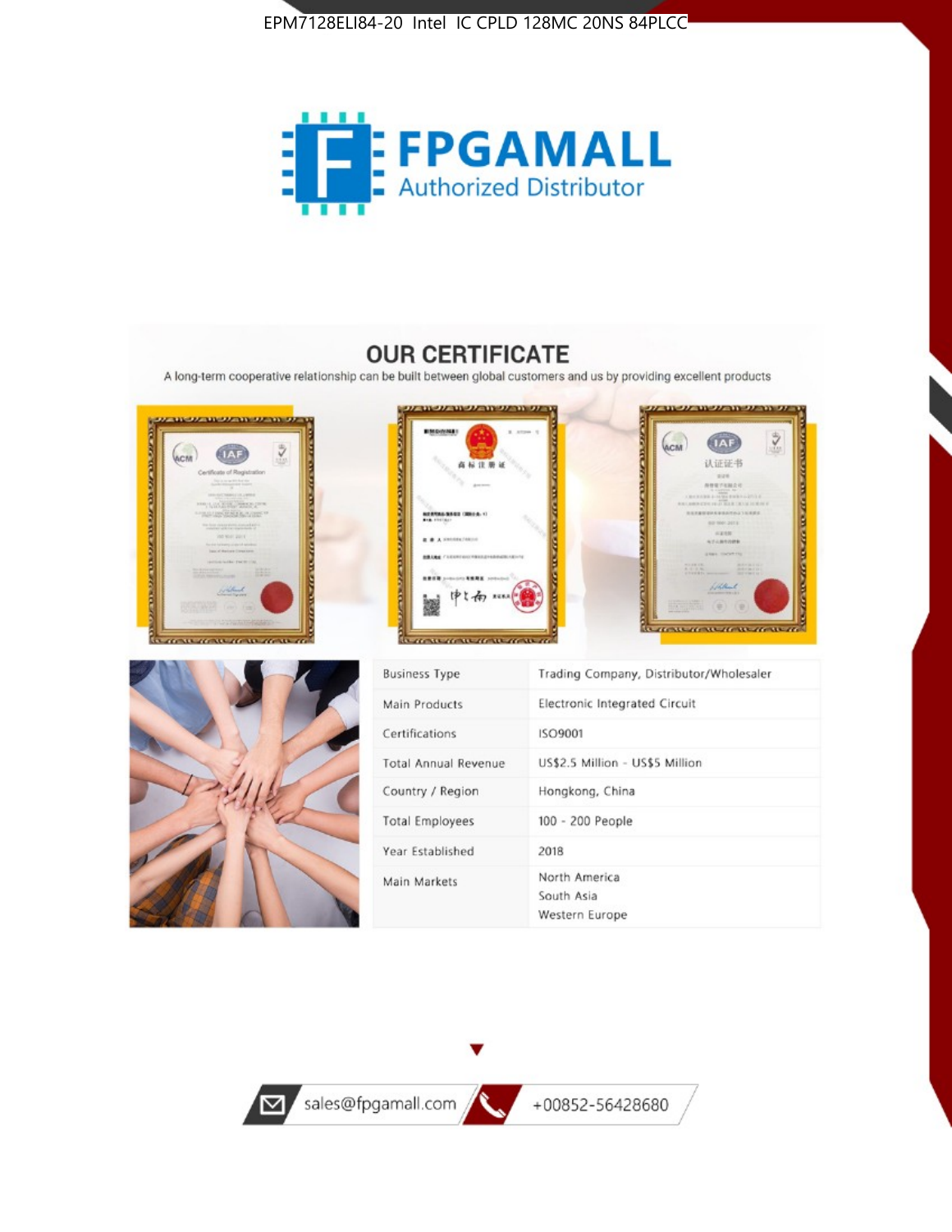FPGAMALL
Authorized Distributor

## OUR CERTIFICATE

A long-term cooperative relationship can be built between global customers and us by providing excellent products

| | |
|---|---|
| Business Type | Trading Company, Distributor/Wholesaler |
| Main Products | Electronic Integrated Circuit |
| Certifications | ISO9001 |
| Total Annual Revenue | US$2.5 Million - US$5 Million |
| Country / Region | Hongkong, China |
| Total Employees | 100 - 200 People |
| Year Established | 2018 |
| Main Markets | North America<br>South Asia<br>Western Europe |

sales@fpgamall.com

+00852-56428680